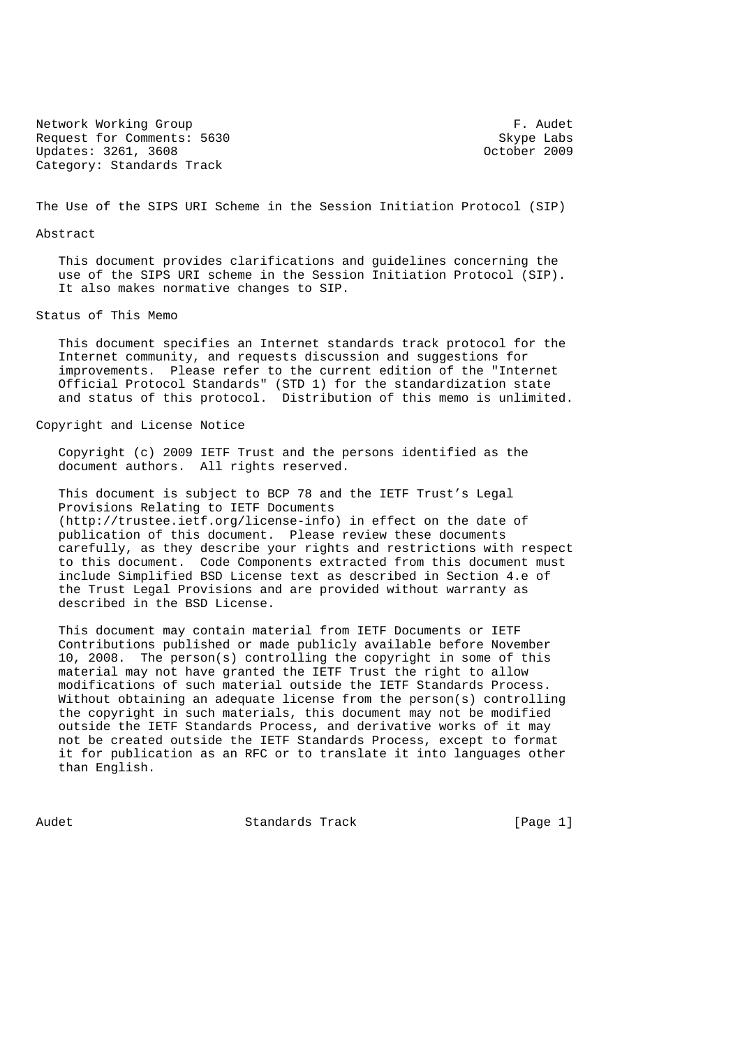Network Working Group F. Audet
Request for Comments: 5630 Skype Labs
Updates: 3261, 3608 October 2009
Category: Standards Track

# The Use of the SIPS URI Scheme in the Session Initiation Protocol (SIP)

## Abstract

This document provides clarifications and guidelines concerning the use of the SIPS URI scheme in the Session Initiation Protocol (SIP). It also makes normative changes to SIP.

## Status of This Memo

This document specifies an Internet standards track protocol for the Internet community, and requests discussion and suggestions for improvements. Please refer to the current edition of the "Internet Official Protocol Standards" (STD 1) for the standardization state and status of this protocol. Distribution of this memo is unlimited.

## Copyright and License Notice

Copyright (c) 2009 IETF Trust and the persons identified as the document authors. All rights reserved.

This document is subject to BCP 78 and the IETF Trust's Legal Provisions Relating to IETF Documents (http://trustee.ietf.org/license-info) in effect on the date of publication of this document. Please review these documents carefully, as they describe your rights and restrictions with respect to this document. Code Components extracted from this document must include Simplified BSD License text as described in Section 4.e of the Trust Legal Provisions and are provided without warranty as described in the BSD License.

This document may contain material from IETF Documents or IETF Contributions published or made publicly available before November 10, 2008. The person(s) controlling the copyright in some of this material may not have granted the IETF Trust the right to allow modifications of such material outside the IETF Standards Process. Without obtaining an adequate license from the person(s) controlling the copyright in such materials, this document may not be modified outside the IETF Standards Process, and derivative works of it may not be created outside the IETF Standards Process, except to format it for publication as an RFC or to translate it into languages other than English.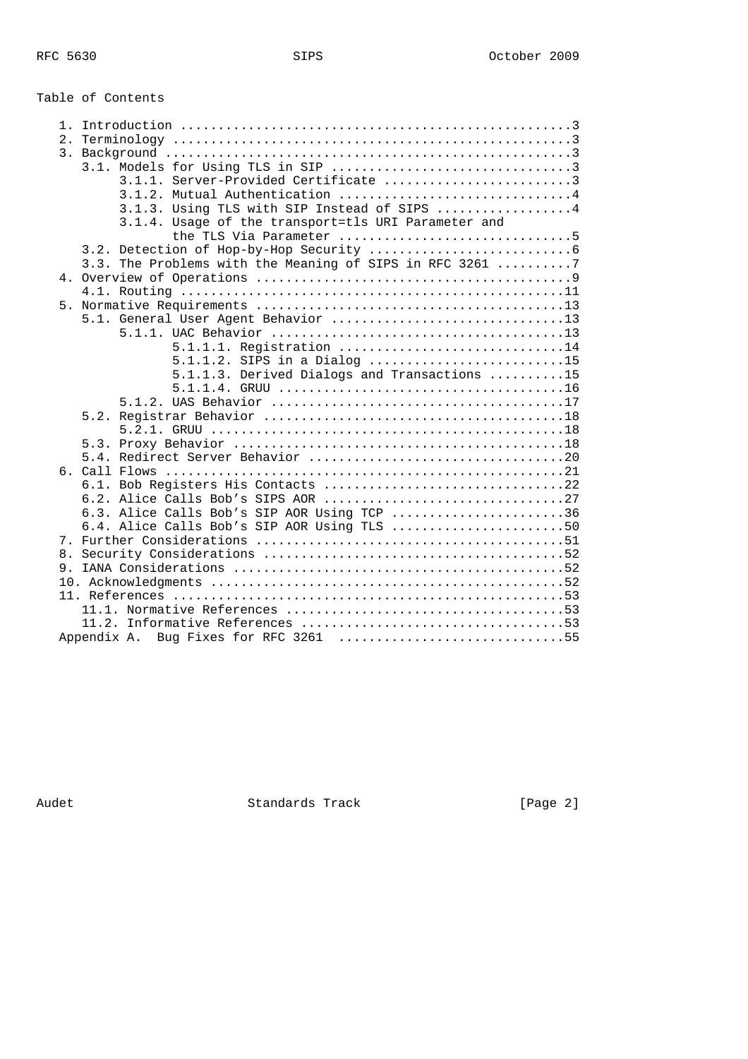## Table of Contents

- 1. Introduction ....................................................3
- 2. Terminology .....................................................3
- 3. Background ......................................................3
  - 3.1. Models for Using TLS in SIP ................................3
    - 3.1.1. Server-Provided Certificate .........................3
    - 3.1.2. Mutual Authentication ...............................4
    - 3.1.3. Using TLS with SIP Instead of SIPS ..................4
    - 3.1.4. Usage of the transport=tls URI Parameter and the TLS Via Parameter ...............................5
  - 3.2. Detection of Hop-by-Hop Security ...........................6
  - 3.3. The Problems with the Meaning of SIPS in RFC 3261 ..........7
- 4. Overview of Operations ..........................................9
  - 4.1. Routing ...................................................11
- 5. Normative Requirements .........................................13
  - 5.1. General User Agent Behavior ...............................13
    - 5.1.1. UAC Behavior .......................................13
      - 5.1.1.1. Registration .............................14
      - 5.1.1.2. SIPS in a Dialog ..........................15
      - 5.1.1.3. Derived Dialogs and Transactions ..........15
      - 5.1.1.4. GRUU ......................................16
    - 5.1.2. UAS Behavior .......................................17
  - 5.2. Registrar Behavior ........................................18
    - 5.2.1. GRUU ...............................................18
  - 5.3. Proxy Behavior ............................................18
  - 5.4. Redirect Server Behavior ..................................20
- 6. Call Flows .....................................................21
  - 6.1. Bob Registers His Contacts ................................22
  - 6.2. Alice Calls Bob's SIPS AOR ................................27
  - 6.3. Alice Calls Bob's SIP AOR Using TCP .......................36
  - 6.4. Alice Calls Bob's SIP AOR Using TLS .......................50
- 7. Further Considerations .........................................51
- 8. Security Considerations ........................................52
- 9. IANA Considerations ............................................52
- 10. Acknowledgments ...............................................52
- 11. References ....................................................53
  - 11.1. Normative References .....................................53
  - 11.2. Informative References ...................................53
- Appendix A. Bug Fixes for RFC 3261 ..............................55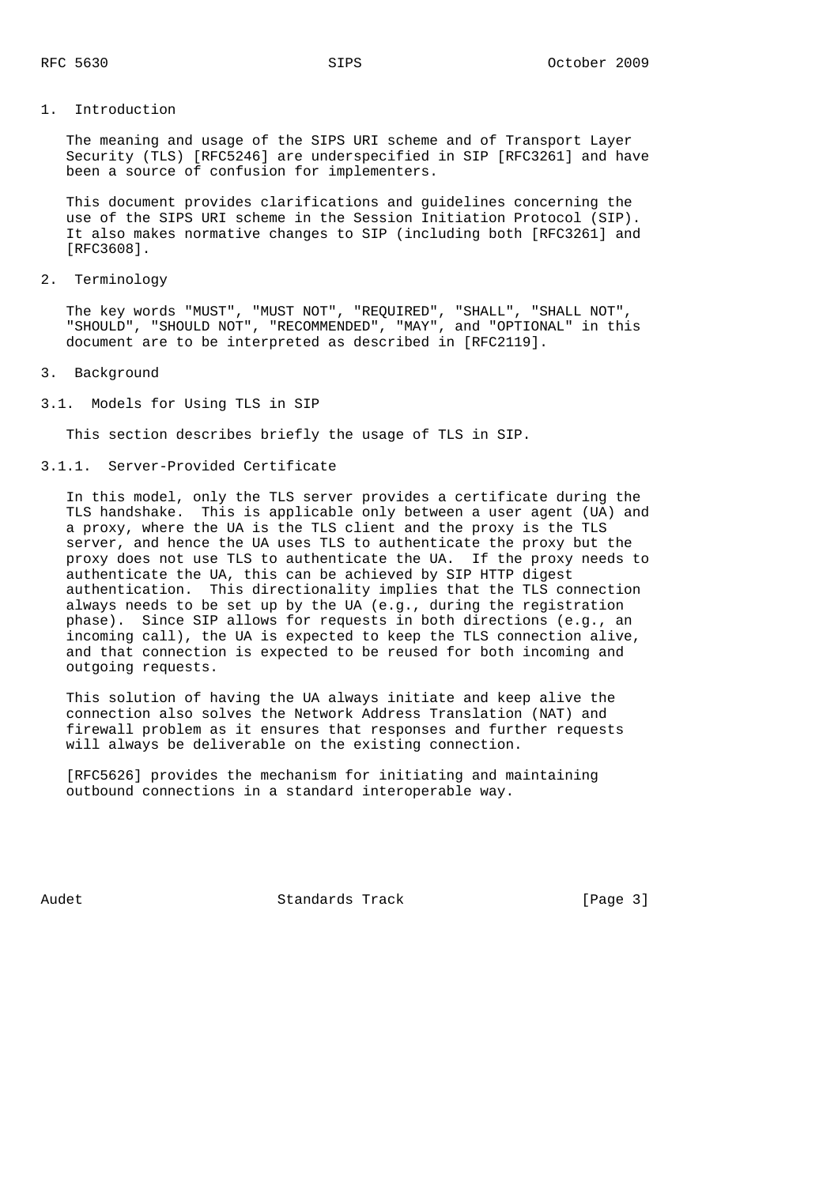# 1. Introduction

The meaning and usage of the SIPS URI scheme and of Transport Layer Security (TLS) [RFC5246] are underspecified in SIP [RFC3261] and have been a source of confusion for implementers.

This document provides clarifications and guidelines concerning the use of the SIPS URI scheme in the Session Initiation Protocol (SIP). It also makes normative changes to SIP (including both [RFC3261] and [RFC3608].

# 2. Terminology

The key words "MUST", "MUST NOT", "REQUIRED", "SHALL", "SHALL NOT", "SHOULD", "SHOULD NOT", "RECOMMENDED", "MAY", and "OPTIONAL" in this document are to be interpreted as described in [RFC2119].

# 3. Background

## 3.1. Models for Using TLS in SIP

This section describes briefly the usage of TLS in SIP.

### 3.1.1. Server-Provided Certificate

In this model, only the TLS server provides a certificate during the TLS handshake. This is applicable only between a user agent (UA) and a proxy, where the UA is the TLS client and the proxy is the TLS server, and hence the UA uses TLS to authenticate the proxy but the proxy does not use TLS to authenticate the UA. If the proxy needs to authenticate the UA, this can be achieved by SIP HTTP digest authentication. This directionality implies that the TLS connection always needs to be set up by the UA (e.g., during the registration phase). Since SIP allows for requests in both directions (e.g., an incoming call), the UA is expected to keep the TLS connection alive, and that connection is expected to be reused for both incoming and outgoing requests.

This solution of having the UA always initiate and keep alive the connection also solves the Network Address Translation (NAT) and firewall problem as it ensures that responses and further requests will always be deliverable on the existing connection.

[RFC5626] provides the mechanism for initiating and maintaining outbound connections in a standard interoperable way.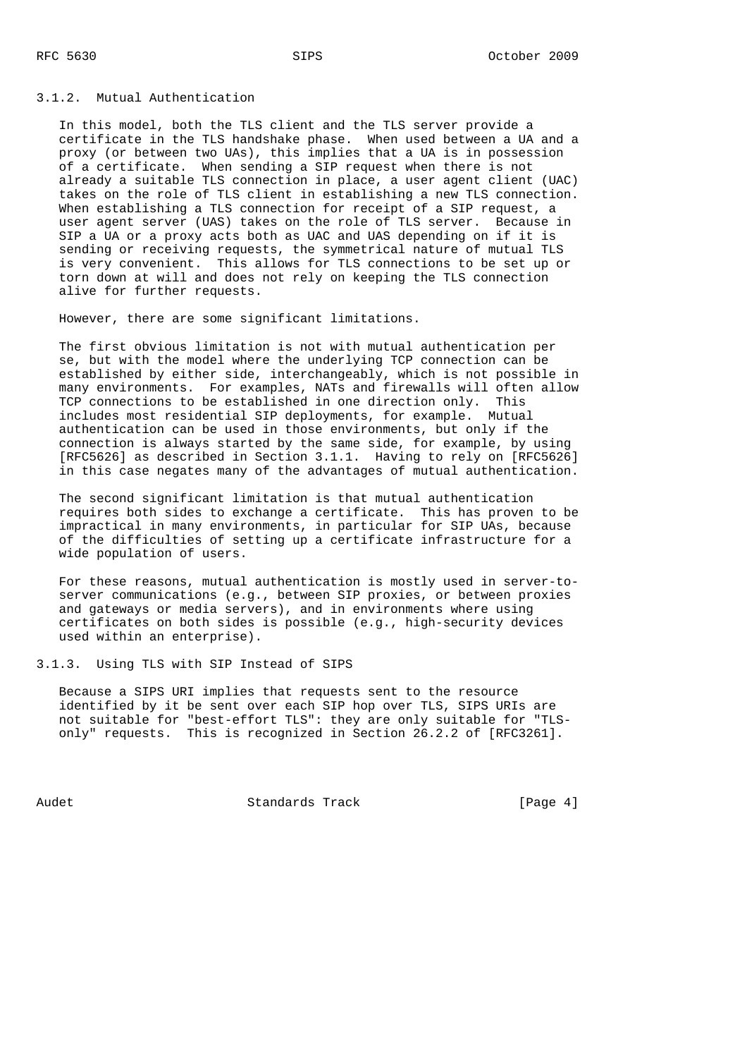### 3.1.2. Mutual Authentication

In this model, both the TLS client and the TLS server provide a certificate in the TLS handshake phase. When used between a UA and a proxy (or between two UAs), this implies that a UA is in possession of a certificate. When sending a SIP request when there is not already a suitable TLS connection in place, a user agent client (UAC) takes on the role of TLS client in establishing a new TLS connection. When establishing a TLS connection for receipt of a SIP request, a user agent server (UAS) takes on the role of TLS server. Because in SIP a UA or a proxy acts both as UAC and UAS depending on if it is sending or receiving requests, the symmetrical nature of mutual TLS is very convenient. This allows for TLS connections to be set up or torn down at will and does not rely on keeping the TLS connection alive for further requests.

However, there are some significant limitations.

The first obvious limitation is not with mutual authentication per se, but with the model where the underlying TCP connection can be established by either side, interchangeably, which is not possible in many environments. For examples, NATs and firewalls will often allow TCP connections to be established in one direction only. This includes most residential SIP deployments, for example. Mutual authentication can be used in those environments, but only if the connection is always started by the same side, for example, by using [RFC5626] as described in Section 3.1.1. Having to rely on [RFC5626] in this case negates many of the advantages of mutual authentication.

The second significant limitation is that mutual authentication requires both sides to exchange a certificate. This has proven to be impractical in many environments, in particular for SIP UAs, because of the difficulties of setting up a certificate infrastructure for a wide population of users.

For these reasons, mutual authentication is mostly used in server-to-server communications (e.g., between SIP proxies, or between proxies and gateways or media servers), and in environments where using certificates on both sides is possible (e.g., high-security devices used within an enterprise).

### 3.1.3. Using TLS with SIP Instead of SIPS

Because a SIPS URI implies that requests sent to the resource identified by it be sent over each SIP hop over TLS, SIPS URIs are not suitable for "best-effort TLS": they are only suitable for "TLS-only" requests. This is recognized in Section 26.2.2 of [RFC3261].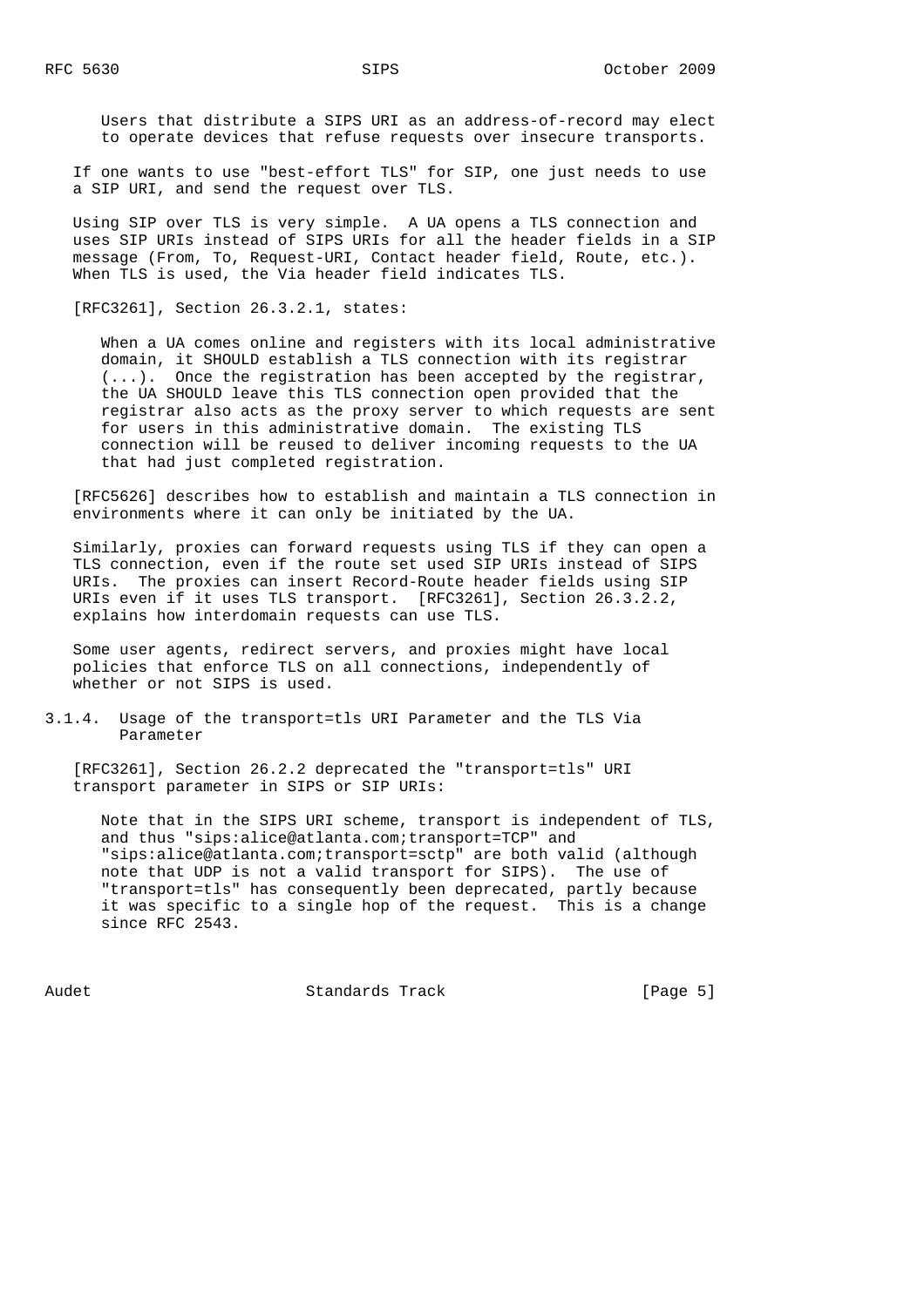> Users that distribute a SIPS URI as an address-of-record may elect to operate devices that refuse requests over insecure transports.

If one wants to use "best-effort TLS" for SIP, one just needs to use a SIP URI, and send the request over TLS.

Using SIP over TLS is very simple. A UA opens a TLS connection and uses SIP URIs instead of SIPS URIs for all the header fields in a SIP message (From, To, Request-URI, Contact header field, Route, etc.). When TLS is used, the Via header field indicates TLS.

[RFC3261], Section 26.3.2.1, states:

> When a UA comes online and registers with its local administrative domain, it SHOULD establish a TLS connection with its registrar (...). Once the registration has been accepted by the registrar, the UA SHOULD leave this TLS connection open provided that the registrar also acts as the proxy server to which requests are sent for users in this administrative domain. The existing TLS connection will be reused to deliver incoming requests to the UA that had just completed registration.

[RFC5626] describes how to establish and maintain a TLS connection in environments where it can only be initiated by the UA.

Similarly, proxies can forward requests using TLS if they can open a TLS connection, even if the route set used SIP URIs instead of SIPS URIs. The proxies can insert Record-Route header fields using SIP URIs even if it uses TLS transport. [RFC3261], Section 26.3.2.2, explains how interdomain requests can use TLS.

Some user agents, redirect servers, and proxies might have local policies that enforce TLS on all connections, independently of whether or not SIPS is used.

### 3.1.4. Usage of the transport=tls URI Parameter and the TLS Via Parameter

[RFC3261], Section 26.2.2 deprecated the "transport=tls" URI transport parameter in SIPS or SIP URIs:

> Note that in the SIPS URI scheme, transport is independent of TLS, and thus "sips:alice@atlanta.com;transport=TCP" and "sips:alice@atlanta.com;transport=sctp" are both valid (although note that UDP is not a valid transport for SIPS). The use of "transport=tls" has consequently been deprecated, partly because it was specific to a single hop of the request. This is a change since RFC 2543.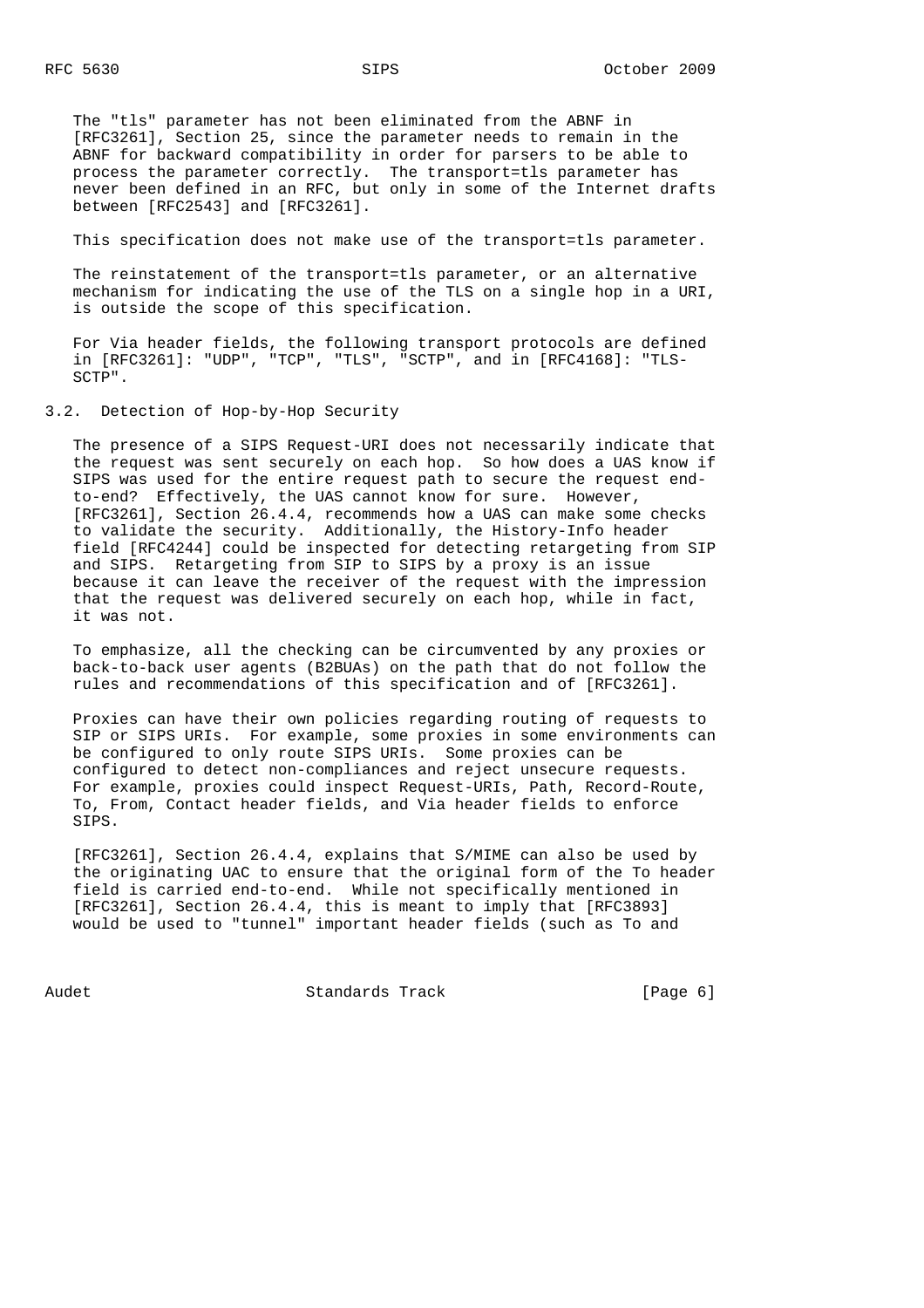The "tls" parameter has not been eliminated from the ABNF in [RFC3261], Section 25, since the parameter needs to remain in the ABNF for backward compatibility in order for parsers to be able to process the parameter correctly. The transport=tls parameter has never been defined in an RFC, but only in some of the Internet drafts between [RFC2543] and [RFC3261].

This specification does not make use of the transport=tls parameter.

The reinstatement of the transport=tls parameter, or an alternative mechanism for indicating the use of the TLS on a single hop in a URI, is outside the scope of this specification.

For Via header fields, the following transport protocols are defined in [RFC3261]: "UDP", "TCP", "TLS", "SCTP", and in [RFC4168]: "TLS-SCTP".

## 3.2. Detection of Hop-by-Hop Security

The presence of a SIPS Request-URI does not necessarily indicate that the request was sent securely on each hop. So how does a UAS know if SIPS was used for the entire request path to secure the request end-to-end? Effectively, the UAS cannot know for sure. However, [RFC3261], Section 26.4.4, recommends how a UAS can make some checks to validate the security. Additionally, the History-Info header field [RFC4244] could be inspected for detecting retargeting from SIP and SIPS. Retargeting from SIP to SIPS by a proxy is an issue because it can leave the receiver of the request with the impression that the request was delivered securely on each hop, while in fact, it was not.

To emphasize, all the checking can be circumvented by any proxies or back-to-back user agents (B2BUAs) on the path that do not follow the rules and recommendations of this specification and of [RFC3261].

Proxies can have their own policies regarding routing of requests to SIP or SIPS URIs. For example, some proxies in some environments can be configured to only route SIPS URIs. Some proxies can be configured to detect non-compliances and reject unsecure requests. For example, proxies could inspect Request-URIs, Path, Record-Route, To, From, Contact header fields, and Via header fields to enforce SIPS.

[RFC3261], Section 26.4.4, explains that S/MIME can also be used by the originating UAC to ensure that the original form of the To header field is carried end-to-end. While not specifically mentioned in [RFC3261], Section 26.4.4, this is meant to imply that [RFC3893] would be used to "tunnel" important header fields (such as To and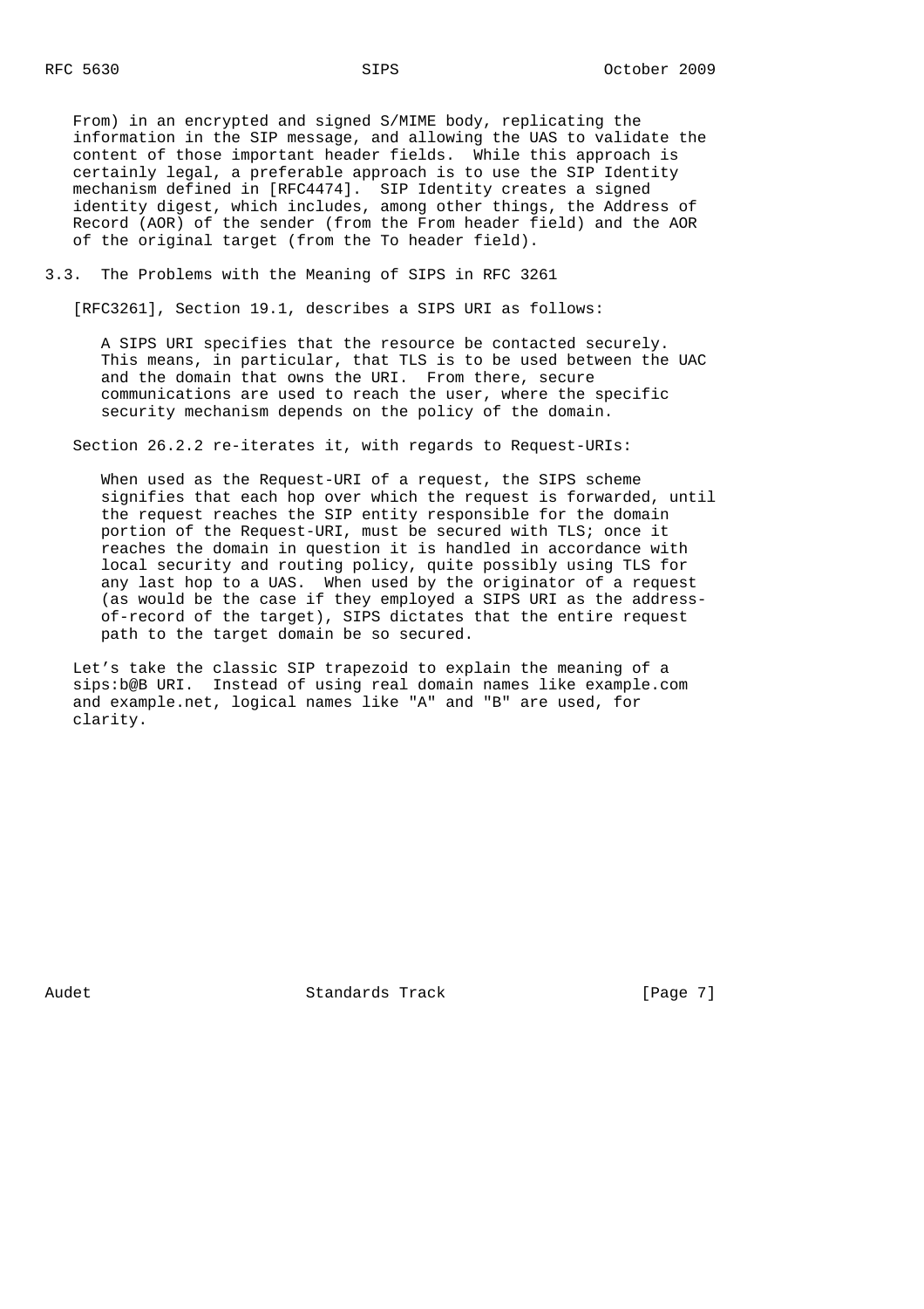From) in an encrypted and signed S/MIME body, replicating the information in the SIP message, and allowing the UAS to validate the content of those important header fields. While this approach is certainly legal, a preferable approach is to use the SIP Identity mechanism defined in [RFC4474]. SIP Identity creates a signed identity digest, which includes, among other things, the Address of Record (AOR) of the sender (from the From header field) and the AOR of the original target (from the To header field).

### 3.3. The Problems with the Meaning of SIPS in RFC 3261

[RFC3261], Section 19.1, describes a SIPS URI as follows:

> A SIPS URI specifies that the resource be contacted securely. This means, in particular, that TLS is to be used between the UAC and the domain that owns the URI. From there, secure communications are used to reach the user, where the specific security mechanism depends on the policy of the domain.

Section 26.2.2 re-iterates it, with regards to Request-URIs:

> When used as the Request-URI of a request, the SIPS scheme signifies that each hop over which the request is forwarded, until the request reaches the SIP entity responsible for the domain portion of the Request-URI, must be secured with TLS; once it reaches the domain in question it is handled in accordance with local security and routing policy, quite possibly using TLS for any last hop to a UAS. When used by the originator of a request (as would be the case if they employed a SIPS URI as the address-of-record of the target), SIPS dictates that the entire request path to the target domain be so secured.

Let's take the classic SIP trapezoid to explain the meaning of a sips:b@B URI. Instead of using real domain names like example.com and example.net, logical names like "A" and "B" are used, for clarity.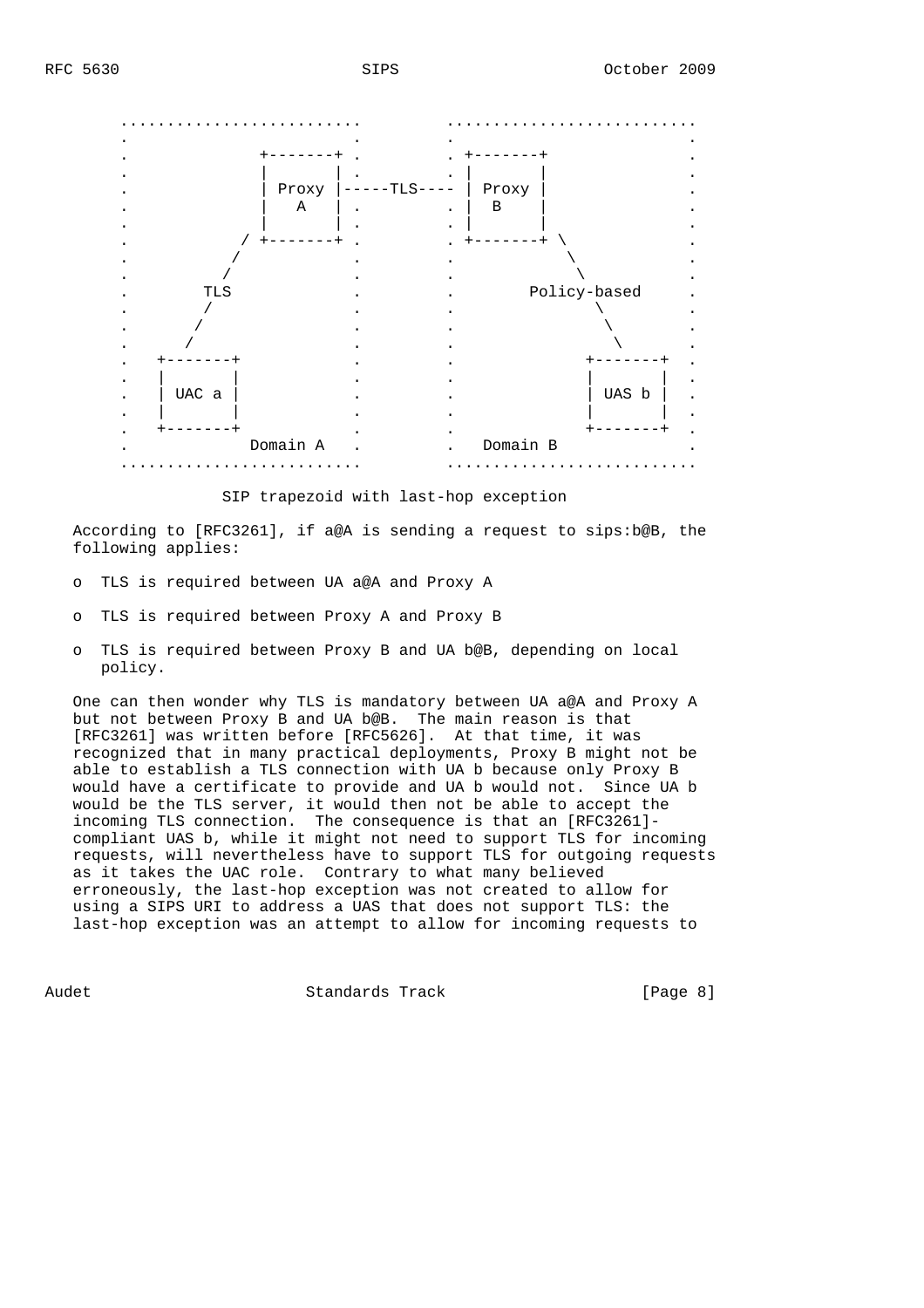```
   ..........................          ...........................
   .                        .          .                         .
   .             +-------+ .          . +-------+               .
   .             |       | .          . |       |               .
   .             | Proxy |-----TLS---- | Proxy |               .
   .             |   A   | .          . |  B    |               .
   .             |       | .          . |       |               .
   .           / +-------+ .          . +-------+ \             .
   .          /             .          .            \            .
   .         /              .          .             \           .
   .       TLS              .          .        Policy-based     .
   .       /                .          .               \         .
   .      /                 .          .                \        .
   .     /                  .          .                 \       .
   .   +-------+            .          .              +-------+  .
   .   |       |            .          .              |       |  .
   .   | UAC a |            .          .              | UAS b |  .
   .   |       |            .          .              |       |  .
   .   +-------+            .          .              +-------+  .
   .            Domain A    .          .   Domain B              .
   ..........................          ...........................
```

SIP trapezoid with last-hop exception

According to [RFC3261], if a@A is sending a request to sips:b@B, the following applies:

- TLS is required between UA a@A and Proxy A
- TLS is required between Proxy A and Proxy B
- TLS is required between Proxy B and UA b@B, depending on local policy.

One can then wonder why TLS is mandatory between UA a@A and Proxy A but not between Proxy B and UA b@B. The main reason is that [RFC3261] was written before [RFC5626]. At that time, it was recognized that in many practical deployments, Proxy B might not be able to establish a TLS connection with UA b because only Proxy B would have a certificate to provide and UA b would not. Since UA b would be the TLS server, it would then not be able to accept the incoming TLS connection. The consequence is that an [RFC3261]-compliant UAS b, while it might not need to support TLS for incoming requests, will nevertheless have to support TLS for outgoing requests as it takes the UAC role. Contrary to what many believed erroneously, the last-hop exception was not created to allow for using a SIPS URI to address a UAS that does not support TLS: the last-hop exception was an attempt to allow for incoming requests to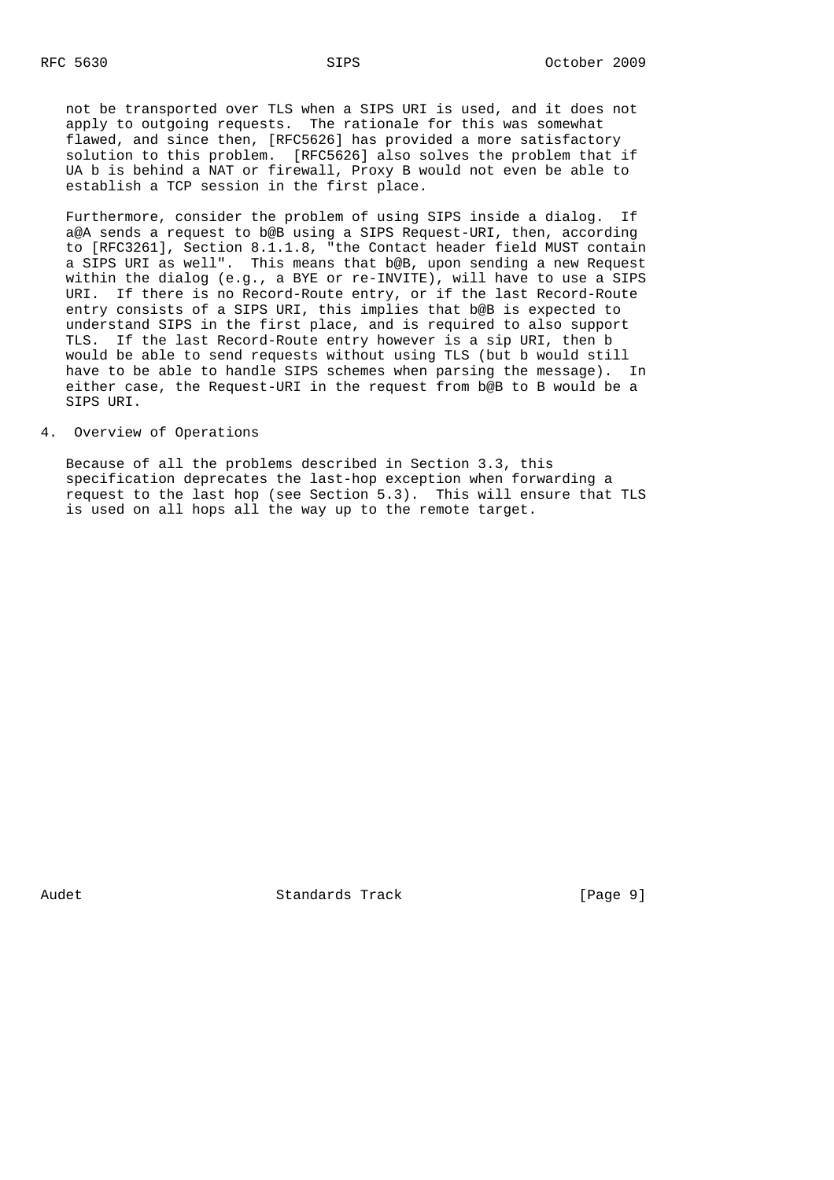not be transported over TLS when a SIPS URI is used, and it does not apply to outgoing requests. The rationale for this was somewhat flawed, and since then, [RFC5626] has provided a more satisfactory solution to this problem. [RFC5626] also solves the problem that if UA b is behind a NAT or firewall, Proxy B would not even be able to establish a TCP session in the first place.

Furthermore, consider the problem of using SIPS inside a dialog. If a@A sends a request to b@B using a SIPS Request-URI, then, according to [RFC3261], Section 8.1.1.8, "the Contact header field MUST contain a SIPS URI as well". This means that b@B, upon sending a new Request within the dialog (e.g., a BYE or re-INVITE), will have to use a SIPS URI. If there is no Record-Route entry, or if the last Record-Route entry consists of a SIPS URI, this implies that b@B is expected to understand SIPS in the first place, and is required to also support TLS. If the last Record-Route entry however is a sip URI, then b would be able to send requests without using TLS (but b would still have to be able to handle SIPS schemes when parsing the message). In either case, the Request-URI in the request from b@B to B would be a SIPS URI.

## 4. Overview of Operations

Because of all the problems described in Section 3.3, this specification deprecates the last-hop exception when forwarding a request to the last hop (see Section 5.3). This will ensure that TLS is used on all hops all the way up to the remote target.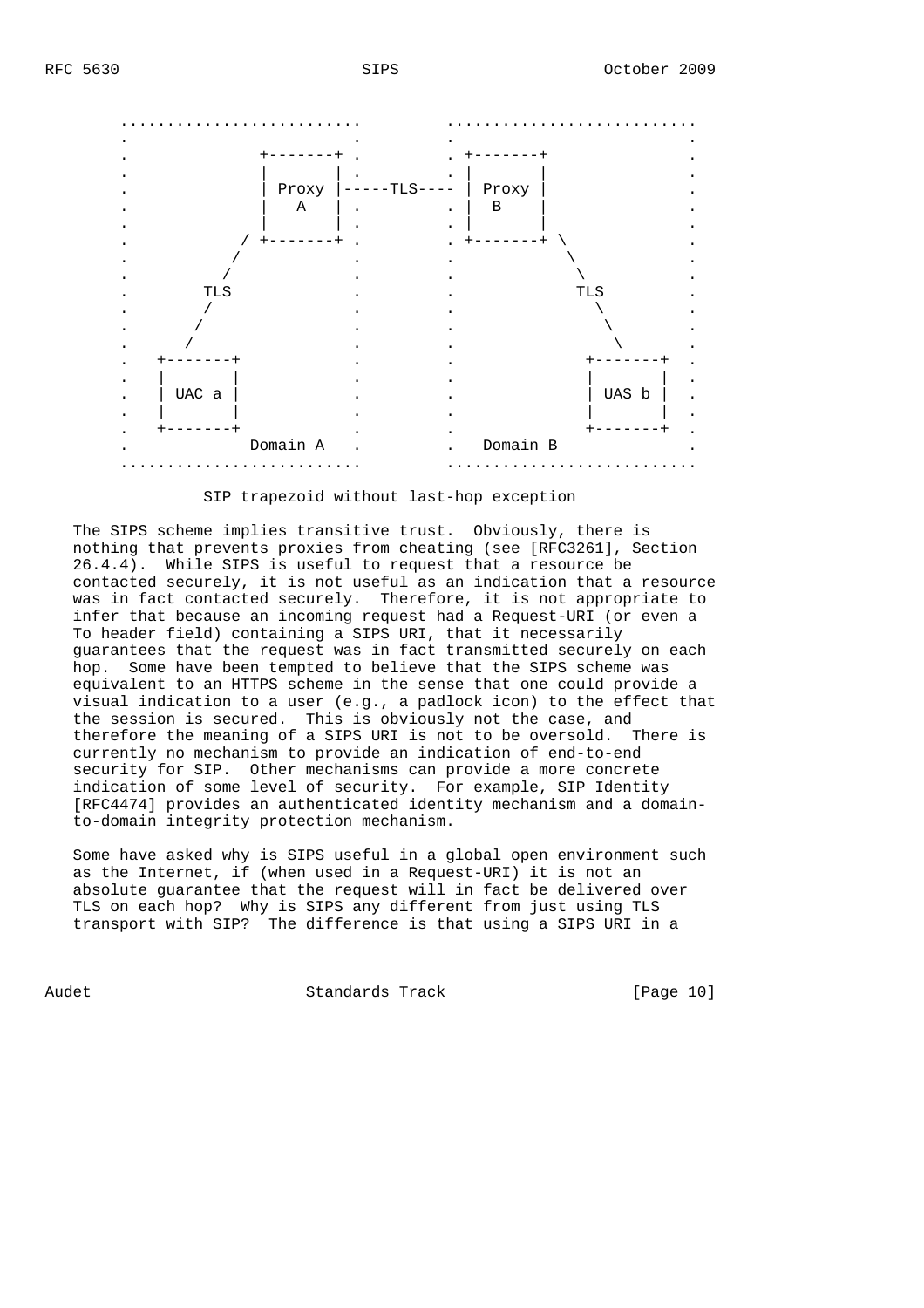```
         ..........................        ...........................
         .                        .        .                         .
         .             +-------+ .        . +-------+               .
         .             |       | .        . |       |               .
         .             | Proxy |-----TLS---- | Proxy |               .
         .             |   A   | .        . |  B    |               .
         .             |       | .        . |       |               .
         .           / +-------+ .        . +-------+ \             .
         .          /             .        .             \            .
         .         /              .        .              \           .
         .       TLS              .        .              TLS         .
         .       /                .        .                \         .
         .      /                 .        .                 \        .
         .     /                  .        .                  \       .
         .   +-------+            .        .                +-------+ .
         .   |       |            .        .                |       | .
         .   | UAC a |            .        .                | UAS b | .
         .   |       |            .        .                |       | .
         .   +-------+            .        .                +-------+ .
         .              Domain A  .        .  Domain B               .
         ..........................        ...........................
```

SIP trapezoid without last-hop exception

The SIPS scheme implies transitive trust. Obviously, there is nothing that prevents proxies from cheating (see [RFC3261], Section 26.4.4). While SIPS is useful to request that a resource be contacted securely, it is not useful as an indication that a resource was in fact contacted securely. Therefore, it is not appropriate to infer that because an incoming request had a Request-URI (or even a To header field) containing a SIPS URI, that it necessarily guarantees that the request was in fact transmitted securely on each hop. Some have been tempted to believe that the SIPS scheme was equivalent to an HTTPS scheme in the sense that one could provide a visual indication to a user (e.g., a padlock icon) to the effect that the session is secured. This is obviously not the case, and therefore the meaning of a SIPS URI is not to be oversold. There is currently no mechanism to provide an indication of end-to-end security for SIP. Other mechanisms can provide a more concrete indication of some level of security. For example, SIP Identity [RFC4474] provides an authenticated identity mechanism and a domain-to-domain integrity protection mechanism.

Some have asked why is SIPS useful in a global open environment such as the Internet, if (when used in a Request-URI) it is not an absolute guarantee that the request will in fact be delivered over TLS on each hop? Why is SIPS any different from just using TLS transport with SIP? The difference is that using a SIPS URI in a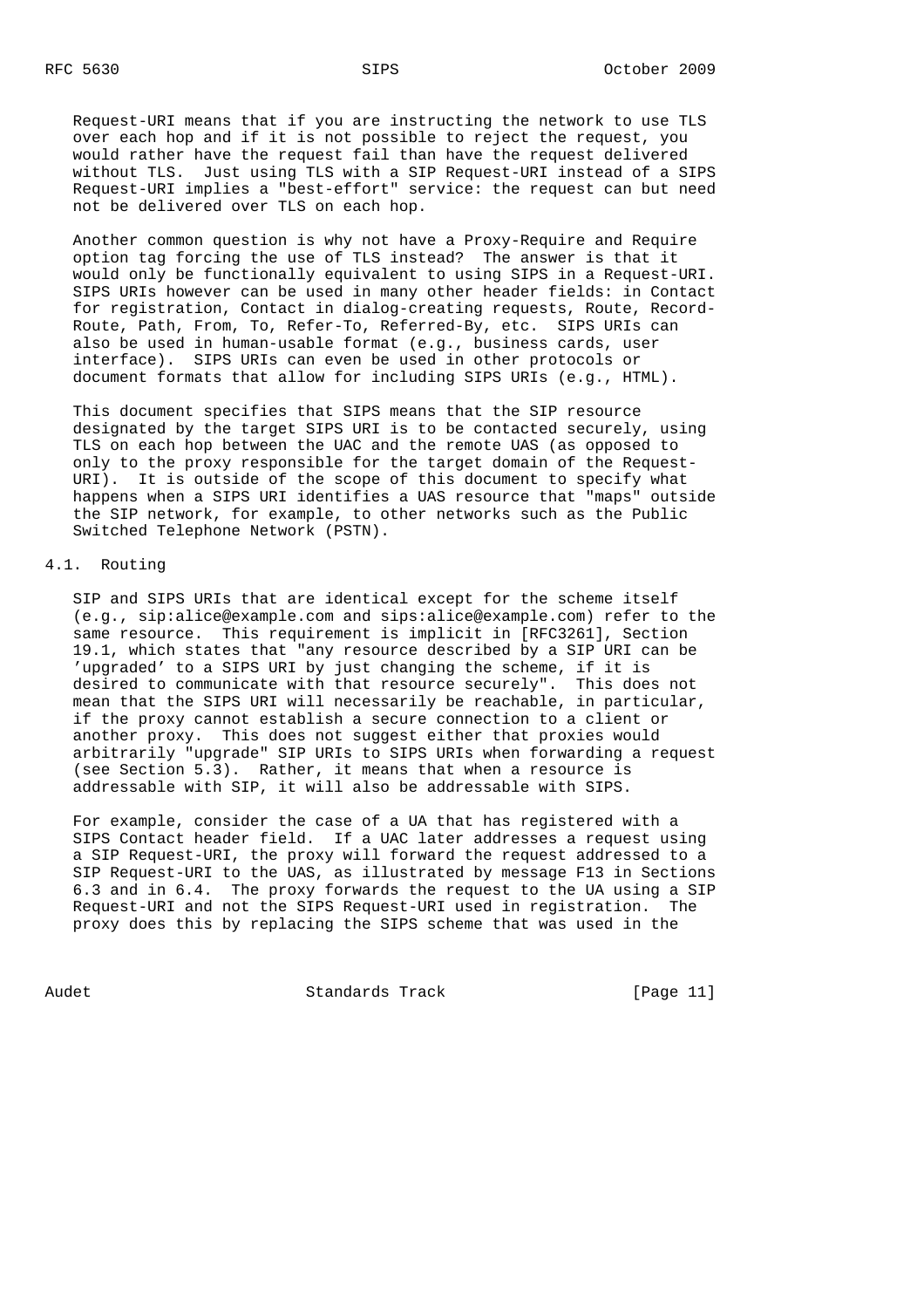Request-URI means that if you are instructing the network to use TLS over each hop and if it is not possible to reject the request, you would rather have the request fail than have the request delivered without TLS. Just using TLS with a SIP Request-URI instead of a SIPS Request-URI implies a "best-effort" service: the request can but need not be delivered over TLS on each hop.

Another common question is why not have a Proxy-Require and Require option tag forcing the use of TLS instead? The answer is that it would only be functionally equivalent to using SIPS in a Request-URI. SIPS URIs however can be used in many other header fields: in Contact for registration, Contact in dialog-creating requests, Route, Record-Route, Path, From, To, Refer-To, Referred-By, etc. SIPS URIs can also be used in human-usable format (e.g., business cards, user interface). SIPS URIs can even be used in other protocols or document formats that allow for including SIPS URIs (e.g., HTML).

This document specifies that SIPS means that the SIP resource designated by the target SIPS URI is to be contacted securely, using TLS on each hop between the UAC and the remote UAS (as opposed to only to the proxy responsible for the target domain of the Request-URI). It is outside of the scope of this document to specify what happens when a SIPS URI identifies a UAS resource that "maps" outside the SIP network, for example, to other networks such as the Public Switched Telephone Network (PSTN).

## 4.1. Routing

SIP and SIPS URIs that are identical except for the scheme itself (e.g., sip:alice@example.com and sips:alice@example.com) refer to the same resource. This requirement is implicit in [RFC3261], Section 19.1, which states that "any resource described by a SIP URI can be 'upgraded' to a SIPS URI by just changing the scheme, if it is desired to communicate with that resource securely". This does not mean that the SIPS URI will necessarily be reachable, in particular, if the proxy cannot establish a secure connection to a client or another proxy. This does not suggest either that proxies would arbitrarily "upgrade" SIP URIs to SIPS URIs when forwarding a request (see Section 5.3). Rather, it means that when a resource is addressable with SIP, it will also be addressable with SIPS.

For example, consider the case of a UA that has registered with a SIPS Contact header field. If a UAC later addresses a request using a SIP Request-URI, the proxy will forward the request addressed to a SIP Request-URI to the UAS, as illustrated by message F13 in Sections 6.3 and in 6.4. The proxy forwards the request to the UA using a SIP Request-URI and not the SIPS Request-URI used in registration. The proxy does this by replacing the SIPS scheme that was used in the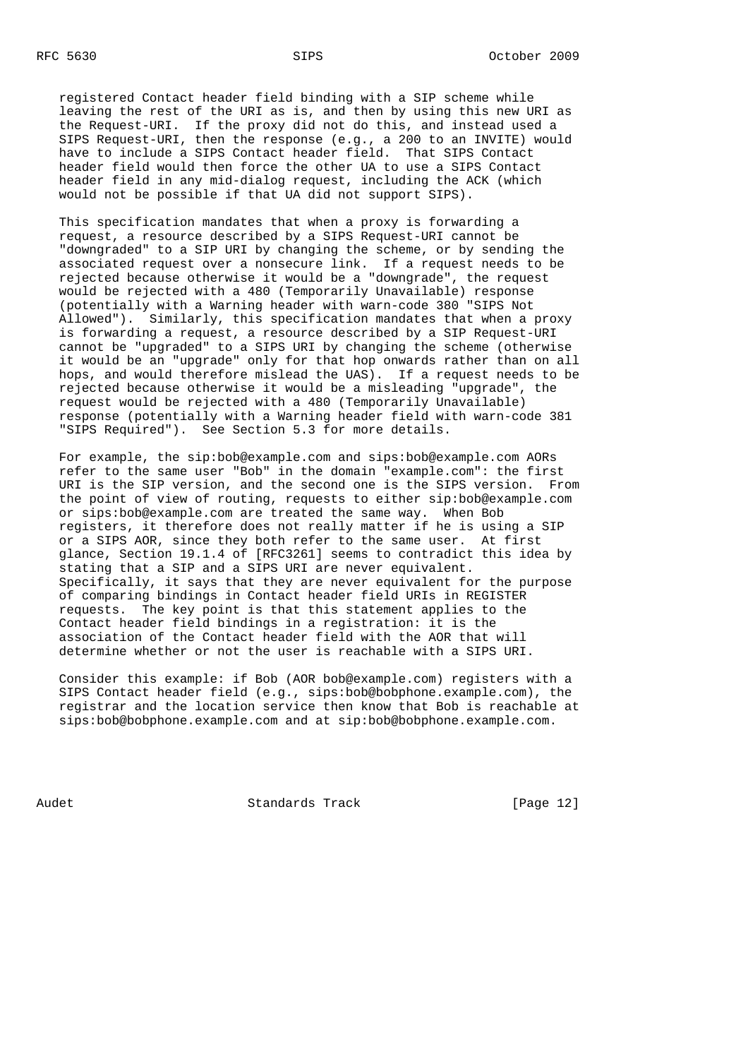registered Contact header field binding with a SIP scheme while leaving the rest of the URI as is, and then by using this new URI as the Request-URI. If the proxy did not do this, and instead used a SIPS Request-URI, then the response (e.g., a 200 to an INVITE) would have to include a SIPS Contact header field. That SIPS Contact header field would then force the other UA to use a SIPS Contact header field in any mid-dialog request, including the ACK (which would not be possible if that UA did not support SIPS).

This specification mandates that when a proxy is forwarding a request, a resource described by a SIPS Request-URI cannot be "downgraded" to a SIP URI by changing the scheme, or by sending the associated request over a nonsecure link. If a request needs to be rejected because otherwise it would be a "downgrade", the request would be rejected with a 480 (Temporarily Unavailable) response (potentially with a Warning header with warn-code 380 "SIPS Not Allowed"). Similarly, this specification mandates that when a proxy is forwarding a request, a resource described by a SIP Request-URI cannot be "upgraded" to a SIPS URI by changing the scheme (otherwise it would be an "upgrade" only for that hop onwards rather than on all hops, and would therefore mislead the UAS). If a request needs to be rejected because otherwise it would be a misleading "upgrade", the request would be rejected with a 480 (Temporarily Unavailable) response (potentially with a Warning header field with warn-code 381 "SIPS Required"). See Section 5.3 for more details.

For example, the sip:bob@example.com and sips:bob@example.com AORs refer to the same user "Bob" in the domain "example.com": the first URI is the SIP version, and the second one is the SIPS version. From the point of view of routing, requests to either sip:bob@example.com or sips:bob@example.com are treated the same way. When Bob registers, it therefore does not really matter if he is using a SIP or a SIPS AOR, since they both refer to the same user. At first glance, Section 19.1.4 of [RFC3261] seems to contradict this idea by stating that a SIP and a SIPS URI are never equivalent. Specifically, it says that they are never equivalent for the purpose of comparing bindings in Contact header field URIs in REGISTER requests. The key point is that this statement applies to the Contact header field bindings in a registration: it is the association of the Contact header field with the AOR that will determine whether or not the user is reachable with a SIPS URI.

Consider this example: if Bob (AOR bob@example.com) registers with a SIPS Contact header field (e.g., sips:bob@bobphone.example.com), the registrar and the location service then know that Bob is reachable at sips:bob@bobphone.example.com and at sip:bob@bobphone.example.com.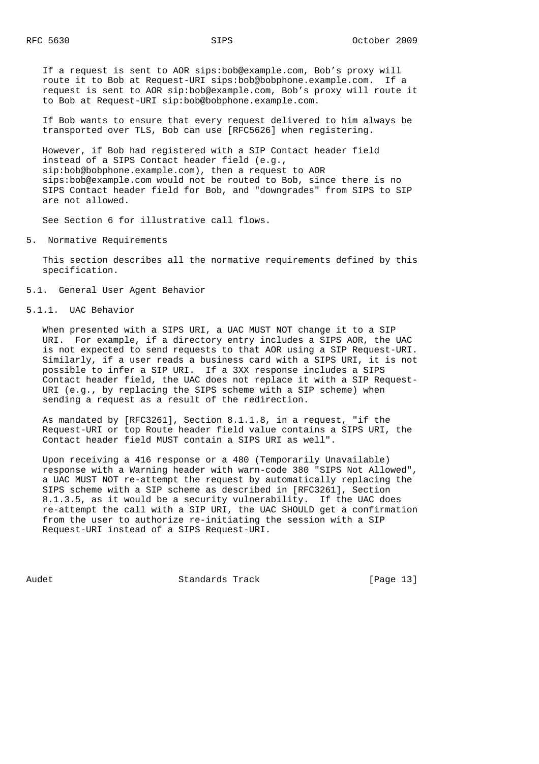If a request is sent to AOR sips:bob@example.com, Bob's proxy will route it to Bob at Request-URI sips:bob@bobphone.example.com. If a request is sent to AOR sip:bob@example.com, Bob's proxy will route it to Bob at Request-URI sip:bob@bobphone.example.com.

If Bob wants to ensure that every request delivered to him always be transported over TLS, Bob can use [RFC5626] when registering.

However, if Bob had registered with a SIP Contact header field instead of a SIPS Contact header field (e.g., sip:bob@bobphone.example.com), then a request to AOR sips:bob@example.com would not be routed to Bob, since there is no SIPS Contact header field for Bob, and "downgrades" from SIPS to SIP are not allowed.

See Section 6 for illustrative call flows.

## 5. Normative Requirements

This section describes all the normative requirements defined by this specification.

### 5.1. General User Agent Behavior

#### 5.1.1. UAC Behavior

When presented with a SIPS URI, a UAC MUST NOT change it to a SIP URI. For example, if a directory entry includes a SIPS AOR, the UAC is not expected to send requests to that AOR using a SIP Request-URI. Similarly, if a user reads a business card with a SIPS URI, it is not possible to infer a SIP URI. If a 3XX response includes a SIPS Contact header field, the UAC does not replace it with a SIP Request-URI (e.g., by replacing the SIPS scheme with a SIP scheme) when sending a request as a result of the redirection.

As mandated by [RFC3261], Section 8.1.1.8, in a request, "if the Request-URI or top Route header field value contains a SIPS URI, the Contact header field MUST contain a SIPS URI as well".

Upon receiving a 416 response or a 480 (Temporarily Unavailable) response with a Warning header with warn-code 380 "SIPS Not Allowed", a UAC MUST NOT re-attempt the request by automatically replacing the SIPS scheme with a SIP scheme as described in [RFC3261], Section 8.1.3.5, as it would be a security vulnerability. If the UAC does re-attempt the call with a SIP URI, the UAC SHOULD get a confirmation from the user to authorize re-initiating the session with a SIP Request-URI instead of a SIPS Request-URI.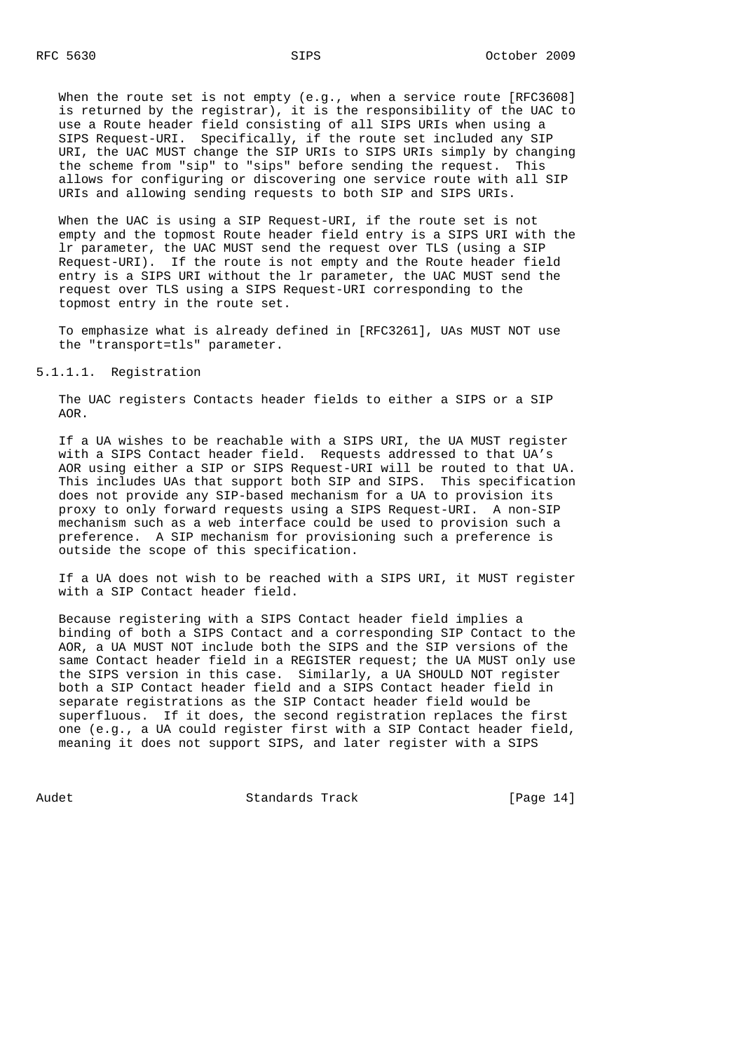When the route set is not empty (e.g., when a service route [RFC3608] is returned by the registrar), it is the responsibility of the UAC to use a Route header field consisting of all SIPS URIs when using a SIPS Request-URI. Specifically, if the route set included any SIP URI, the UAC MUST change the SIP URIs to SIPS URIs simply by changing the scheme from "sip" to "sips" before sending the request. This allows for configuring or discovering one service route with all SIP URIs and allowing sending requests to both SIP and SIPS URIs.

When the UAC is using a SIP Request-URI, if the route set is not empty and the topmost Route header field entry is a SIPS URI with the lr parameter, the UAC MUST send the request over TLS (using a SIP Request-URI). If the route is not empty and the Route header field entry is a SIPS URI without the lr parameter, the UAC MUST send the request over TLS using a SIPS Request-URI corresponding to the topmost entry in the route set.

To emphasize what is already defined in [RFC3261], UAs MUST NOT use the "transport=tls" parameter.

#### 5.1.1.1. Registration

The UAC registers Contacts header fields to either a SIPS or a SIP AOR.

If a UA wishes to be reachable with a SIPS URI, the UA MUST register with a SIPS Contact header field. Requests addressed to that UA's AOR using either a SIP or SIPS Request-URI will be routed to that UA. This includes UAs that support both SIP and SIPS. This specification does not provide any SIP-based mechanism for a UA to provision its proxy to only forward requests using a SIPS Request-URI. A non-SIP mechanism such as a web interface could be used to provision such a preference. A SIP mechanism for provisioning such a preference is outside the scope of this specification.

If a UA does not wish to be reached with a SIPS URI, it MUST register with a SIP Contact header field.

Because registering with a SIPS Contact header field implies a binding of both a SIPS Contact and a corresponding SIP Contact to the AOR, a UA MUST NOT include both the SIPS and the SIP versions of the same Contact header field in a REGISTER request; the UA MUST only use the SIPS version in this case. Similarly, a UA SHOULD NOT register both a SIP Contact header field and a SIPS Contact header field in separate registrations as the SIP Contact header field would be superfluous. If it does, the second registration replaces the first one (e.g., a UA could register first with a SIP Contact header field, meaning it does not support SIPS, and later register with a SIPS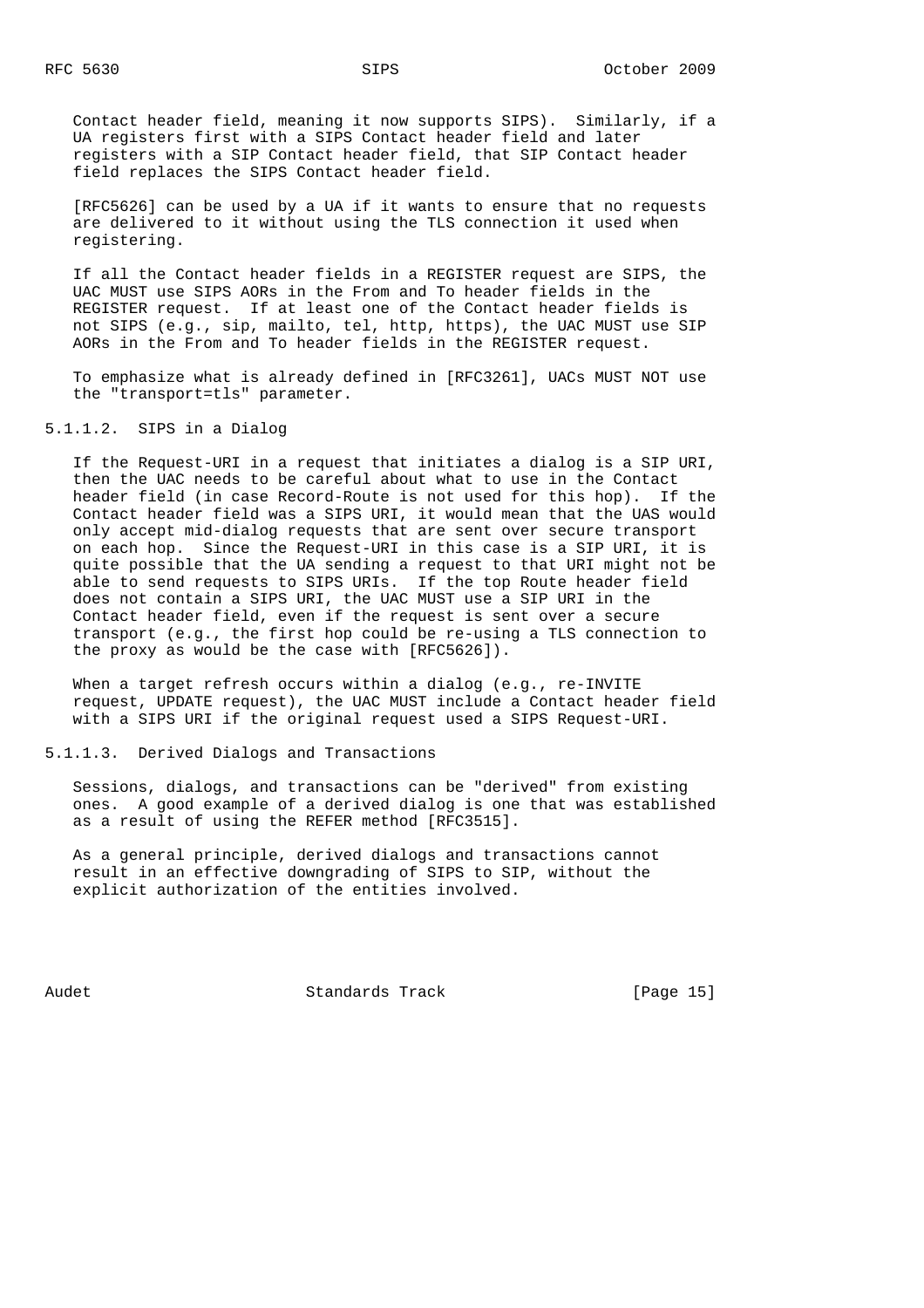Contact header field, meaning it now supports SIPS). Similarly, if a UA registers first with a SIPS Contact header field and later registers with a SIP Contact header field, that SIP Contact header field replaces the SIPS Contact header field.

[RFC5626] can be used by a UA if it wants to ensure that no requests are delivered to it without using the TLS connection it used when registering.

If all the Contact header fields in a REGISTER request are SIPS, the UAC MUST use SIPS AORs in the From and To header fields in the REGISTER request. If at least one of the Contact header fields is not SIPS (e.g., sip, mailto, tel, http, https), the UAC MUST use SIP AORs in the From and To header fields in the REGISTER request.

To emphasize what is already defined in [RFC3261], UACs MUST NOT use the "transport=tls" parameter.

#### 5.1.1.2. SIPS in a Dialog

If the Request-URI in a request that initiates a dialog is a SIP URI, then the UAC needs to be careful about what to use in the Contact header field (in case Record-Route is not used for this hop). If the Contact header field was a SIPS URI, it would mean that the UAS would only accept mid-dialog requests that are sent over secure transport on each hop. Since the Request-URI in this case is a SIP URI, it is quite possible that the UA sending a request to that URI might not be able to send requests to SIPS URIs. If the top Route header field does not contain a SIPS URI, the UAC MUST use a SIP URI in the Contact header field, even if the request is sent over a secure transport (e.g., the first hop could be re-using a TLS connection to the proxy as would be the case with [RFC5626]).

When a target refresh occurs within a dialog (e.g., re-INVITE request, UPDATE request), the UAC MUST include a Contact header field with a SIPS URI if the original request used a SIPS Request-URI.

#### 5.1.1.3. Derived Dialogs and Transactions

Sessions, dialogs, and transactions can be "derived" from existing ones. A good example of a derived dialog is one that was established as a result of using the REFER method [RFC3515].

As a general principle, derived dialogs and transactions cannot result in an effective downgrading of SIPS to SIP, without the explicit authorization of the entities involved.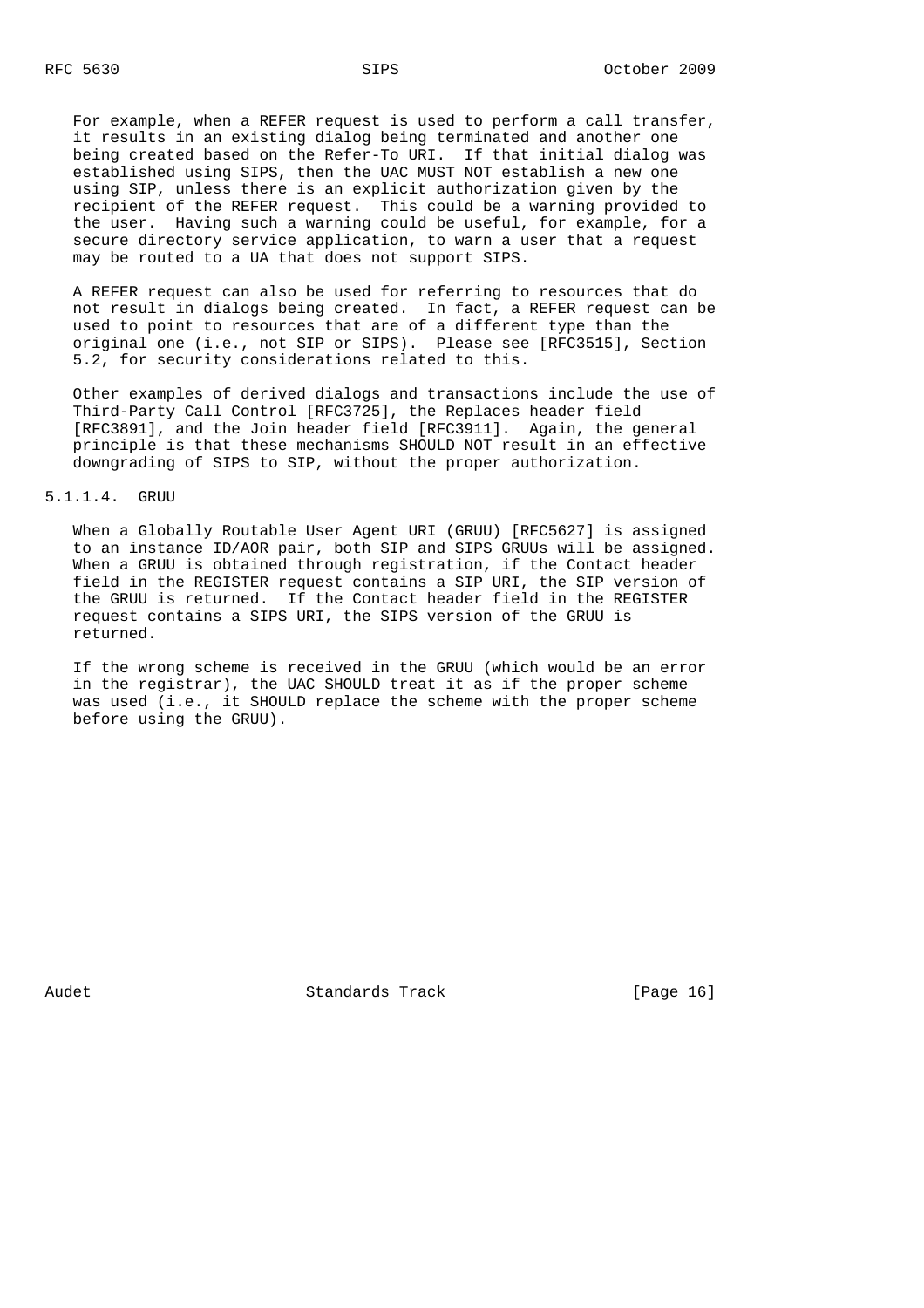For example, when a REFER request is used to perform a call transfer, it results in an existing dialog being terminated and another one being created based on the Refer-To URI. If that initial dialog was established using SIPS, then the UAC MUST NOT establish a new one using SIP, unless there is an explicit authorization given by the recipient of the REFER request. This could be a warning provided to the user. Having such a warning could be useful, for example, for a secure directory service application, to warn a user that a request may be routed to a UA that does not support SIPS.

A REFER request can also be used for referring to resources that do not result in dialogs being created. In fact, a REFER request can be used to point to resources that are of a different type than the original one (i.e., not SIP or SIPS). Please see [RFC3515], Section 5.2, for security considerations related to this.

Other examples of derived dialogs and transactions include the use of Third-Party Call Control [RFC3725], the Replaces header field [RFC3891], and the Join header field [RFC3911]. Again, the general principle is that these mechanisms SHOULD NOT result in an effective downgrading of SIPS to SIP, without the proper authorization.

#### 5.1.1.4. GRUU

When a Globally Routable User Agent URI (GRUU) [RFC5627] is assigned to an instance ID/AOR pair, both SIP and SIPS GRUUs will be assigned. When a GRUU is obtained through registration, if the Contact header field in the REGISTER request contains a SIP URI, the SIP version of the GRUU is returned. If the Contact header field in the REGISTER request contains a SIPS URI, the SIPS version of the GRUU is returned.

If the wrong scheme is received in the GRUU (which would be an error in the registrar), the UAC SHOULD treat it as if the proper scheme was used (i.e., it SHOULD replace the scheme with the proper scheme before using the GRUU).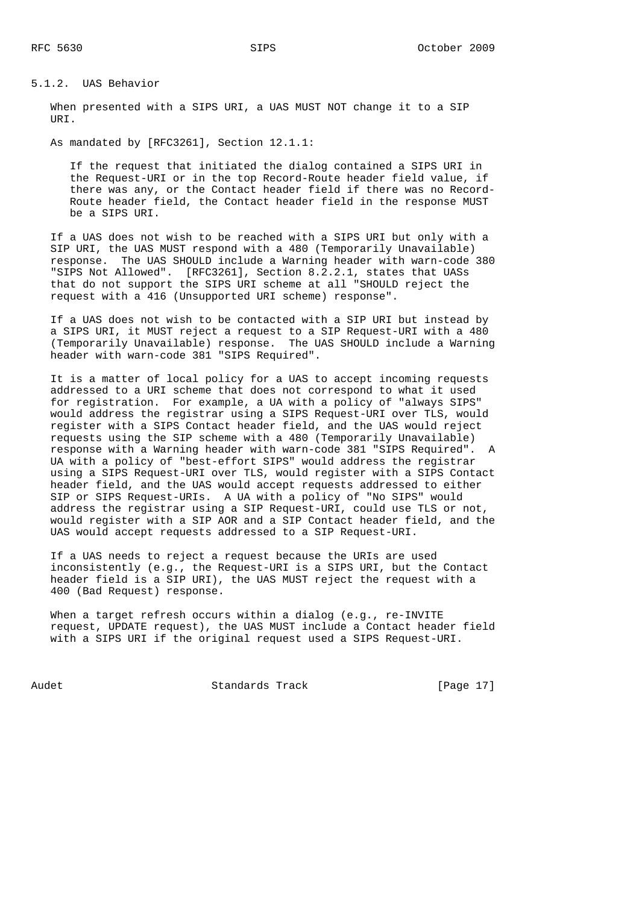#### 5.1.2. UAS Behavior

When presented with a SIPS URI, a UAS MUST NOT change it to a SIP URI.

As mandated by [RFC3261], Section 12.1.1:

> If the request that initiated the dialog contained a SIPS URI in the Request-URI or in the top Record-Route header field value, if there was any, or the Contact header field if there was no Record-Route header field, the Contact header field in the response MUST be a SIPS URI.

If a UAS does not wish to be reached with a SIPS URI but only with a SIP URI, the UAS MUST respond with a 480 (Temporarily Unavailable) response. The UAS SHOULD include a Warning header with warn-code 380 "SIPS Not Allowed". [RFC3261], Section 8.2.2.1, states that UASs that do not support the SIPS URI scheme at all "SHOULD reject the request with a 416 (Unsupported URI scheme) response".

If a UAS does not wish to be contacted with a SIP URI but instead by a SIPS URI, it MUST reject a request to a SIP Request-URI with a 480 (Temporarily Unavailable) response. The UAS SHOULD include a Warning header with warn-code 381 "SIPS Required".

It is a matter of local policy for a UAS to accept incoming requests addressed to a URI scheme that does not correspond to what it used for registration. For example, a UA with a policy of "always SIPS" would address the registrar using a SIPS Request-URI over TLS, would register with a SIPS Contact header field, and the UAS would reject requests using the SIP scheme with a 480 (Temporarily Unavailable) response with a Warning header with warn-code 381 "SIPS Required". A UA with a policy of "best-effort SIPS" would address the registrar using a SIPS Request-URI over TLS, would register with a SIPS Contact header field, and the UAS would accept requests addressed to either SIP or SIPS Request-URIs. A UA with a policy of "No SIPS" would address the registrar using a SIP Request-URI, could use TLS or not, would register with a SIP AOR and a SIP Contact header field, and the UAS would accept requests addressed to a SIP Request-URI.

If a UAS needs to reject a request because the URIs are used inconsistently (e.g., the Request-URI is a SIPS URI, but the Contact header field is a SIP URI), the UAS MUST reject the request with a 400 (Bad Request) response.

When a target refresh occurs within a dialog (e.g., re-INVITE request, UPDATE request), the UAS MUST include a Contact header field with a SIPS URI if the original request used a SIPS Request-URI.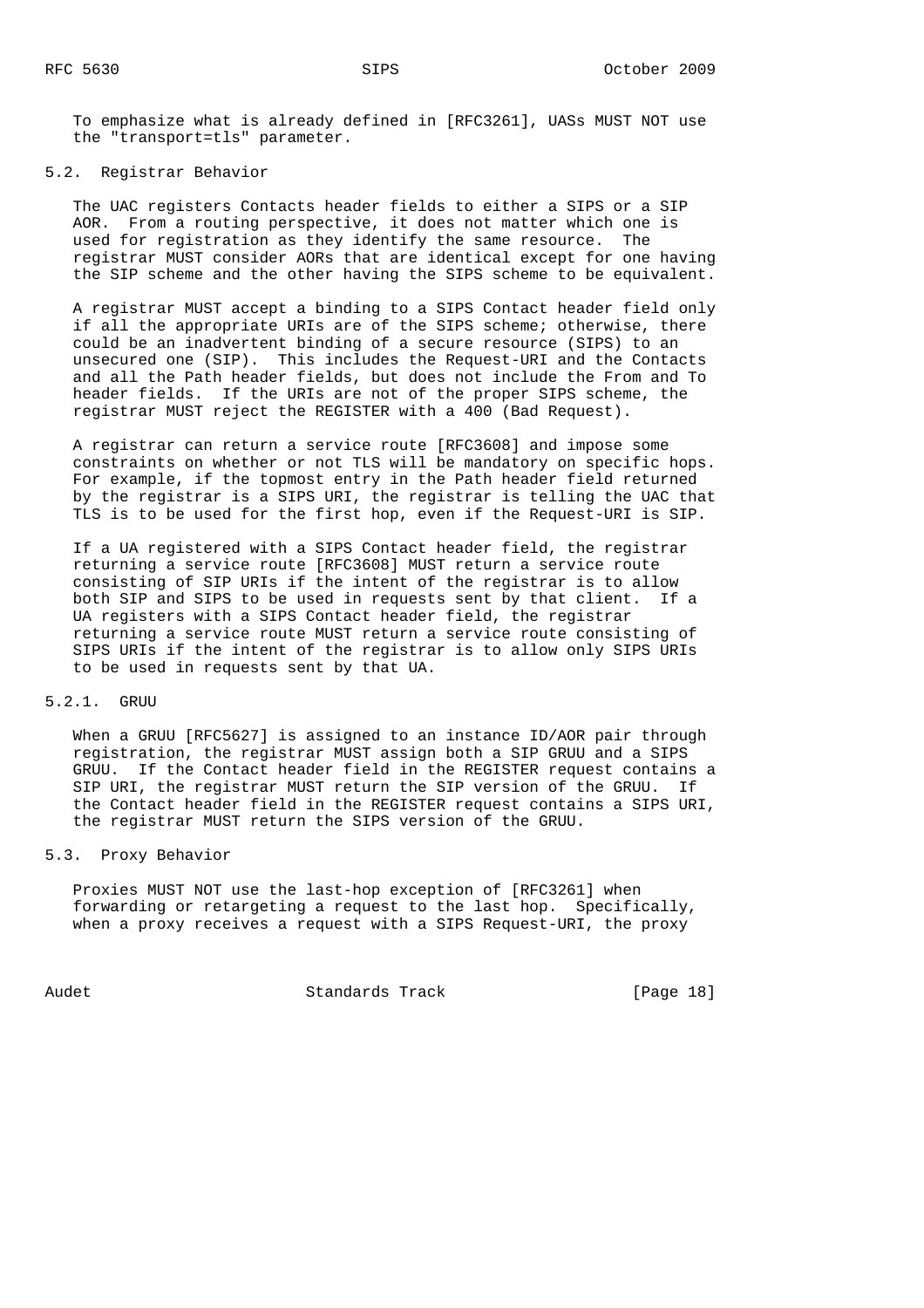To emphasize what is already defined in [RFC3261], UASs MUST NOT use the "transport=tls" parameter.

### 5.2. Registrar Behavior

The UAC registers Contacts header fields to either a SIPS or a SIP AOR. From a routing perspective, it does not matter which one is used for registration as they identify the same resource. The registrar MUST consider AORs that are identical except for one having the SIP scheme and the other having the SIPS scheme to be equivalent.

A registrar MUST accept a binding to a SIPS Contact header field only if all the appropriate URIs are of the SIPS scheme; otherwise, there could be an inadvertent binding of a secure resource (SIPS) to an unsecured one (SIP). This includes the Request-URI and the Contacts and all the Path header fields, but does not include the From and To header fields. If the URIs are not of the proper SIPS scheme, the registrar MUST reject the REGISTER with a 400 (Bad Request).

A registrar can return a service route [RFC3608] and impose some constraints on whether or not TLS will be mandatory on specific hops. For example, if the topmost entry in the Path header field returned by the registrar is a SIPS URI, the registrar is telling the UAC that TLS is to be used for the first hop, even if the Request-URI is SIP.

If a UA registered with a SIPS Contact header field, the registrar returning a service route [RFC3608] MUST return a service route consisting of SIP URIs if the intent of the registrar is to allow both SIP and SIPS to be used in requests sent by that client. If a UA registers with a SIPS Contact header field, the registrar returning a service route MUST return a service route consisting of SIPS URIs if the intent of the registrar is to allow only SIPS URIs to be used in requests sent by that UA.

#### 5.2.1. GRUU

When a GRUU [RFC5627] is assigned to an instance ID/AOR pair through registration, the registrar MUST assign both a SIP GRUU and a SIPS GRUU. If the Contact header field in the REGISTER request contains a SIP URI, the registrar MUST return the SIP version of the GRUU. If the Contact header field in the REGISTER request contains a SIPS URI, the registrar MUST return the SIPS version of the GRUU.

### 5.3. Proxy Behavior

Proxies MUST NOT use the last-hop exception of [RFC3261] when forwarding or retargeting a request to the last hop. Specifically, when a proxy receives a request with a SIPS Request-URI, the proxy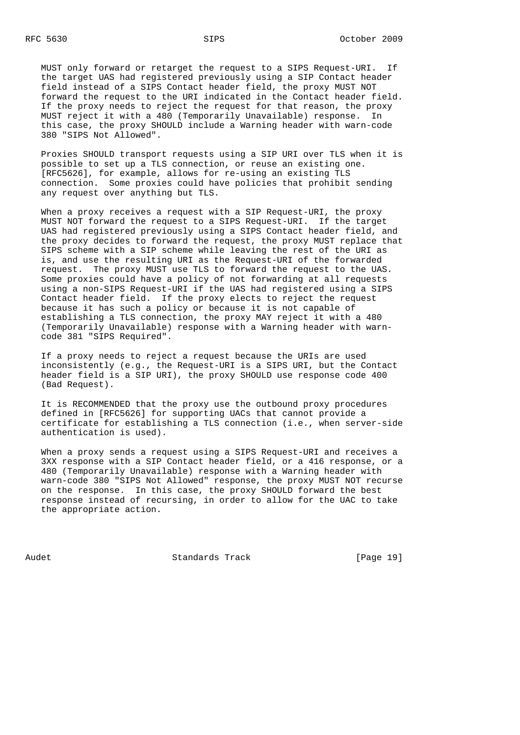MUST only forward or retarget the request to a SIPS Request-URI. If the target UAS had registered previously using a SIP Contact header field instead of a SIPS Contact header field, the proxy MUST NOT forward the request to the URI indicated in the Contact header field. If the proxy needs to reject the request for that reason, the proxy MUST reject it with a 480 (Temporarily Unavailable) response. In this case, the proxy SHOULD include a Warning header with warn-code 380 "SIPS Not Allowed".

Proxies SHOULD transport requests using a SIP URI over TLS when it is possible to set up a TLS connection, or reuse an existing one. [RFC5626], for example, allows for re-using an existing TLS connection. Some proxies could have policies that prohibit sending any request over anything but TLS.

When a proxy receives a request with a SIP Request-URI, the proxy MUST NOT forward the request to a SIPS Request-URI. If the target UAS had registered previously using a SIPS Contact header field, and the proxy decides to forward the request, the proxy MUST replace that SIPS scheme with a SIP scheme while leaving the rest of the URI as is, and use the resulting URI as the Request-URI of the forwarded request. The proxy MUST use TLS to forward the request to the UAS. Some proxies could have a policy of not forwarding at all requests using a non-SIPS Request-URI if the UAS had registered using a SIPS Contact header field. If the proxy elects to reject the request because it has such a policy or because it is not capable of establishing a TLS connection, the proxy MAY reject it with a 480 (Temporarily Unavailable) response with a Warning header with warn-code 381 "SIPS Required".

If a proxy needs to reject a request because the URIs are used inconsistently (e.g., the Request-URI is a SIPS URI, but the Contact header field is a SIP URI), the proxy SHOULD use response code 400 (Bad Request).

It is RECOMMENDED that the proxy use the outbound proxy procedures defined in [RFC5626] for supporting UACs that cannot provide a certificate for establishing a TLS connection (i.e., when server-side authentication is used).

When a proxy sends a request using a SIPS Request-URI and receives a 3XX response with a SIP Contact header field, or a 416 response, or a 480 (Temporarily Unavailable) response with a Warning header with warn-code 380 "SIPS Not Allowed" response, the proxy MUST NOT recurse on the response. In this case, the proxy SHOULD forward the best response instead of recursing, in order to allow for the UAC to take the appropriate action.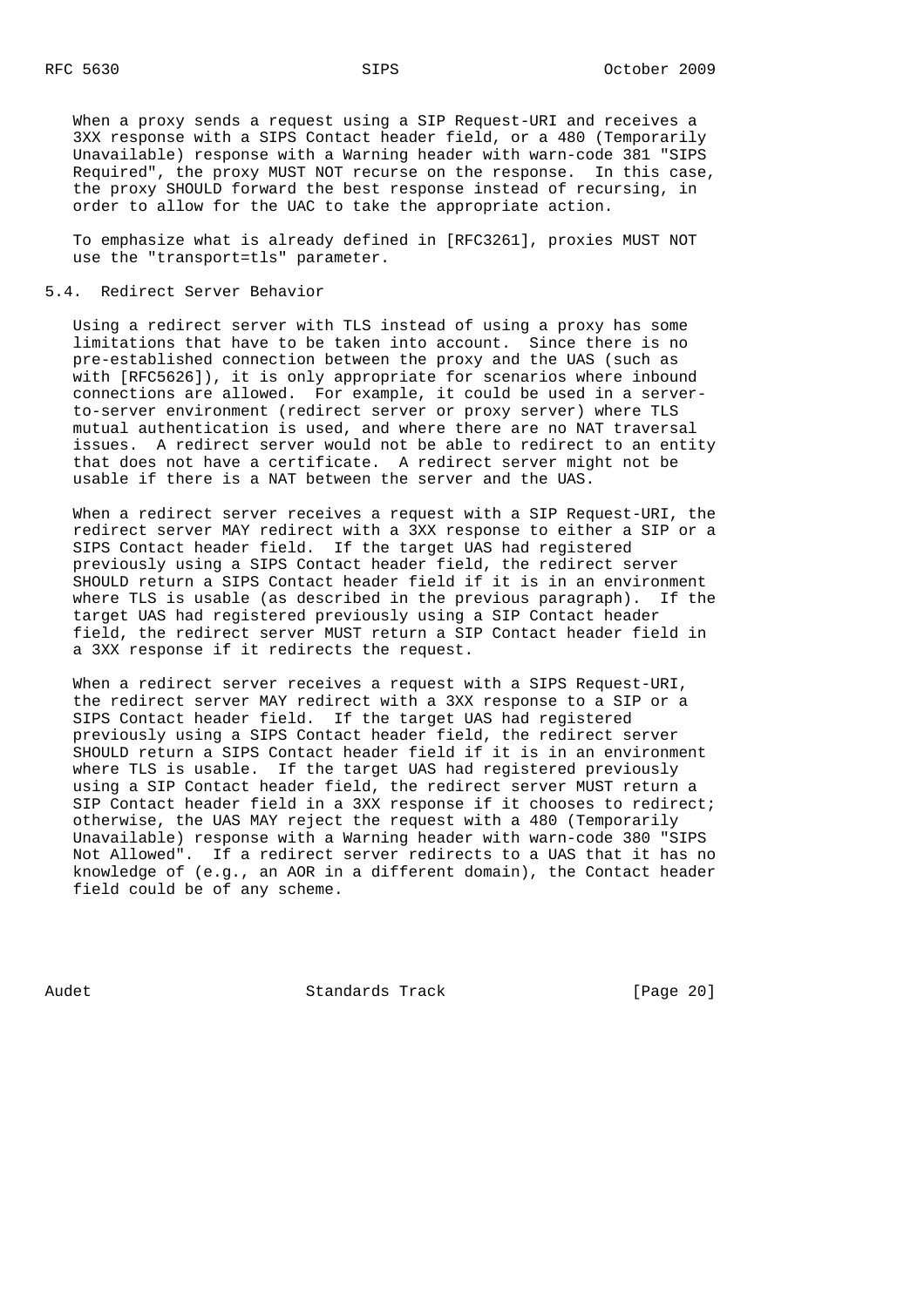When a proxy sends a request using a SIP Request-URI and receives a 3XX response with a SIPS Contact header field, or a 480 (Temporarily Unavailable) response with a Warning header with warn-code 381 "SIPS Required", the proxy MUST NOT recurse on the response. In this case, the proxy SHOULD forward the best response instead of recursing, in order to allow for the UAC to take the appropriate action.

To emphasize what is already defined in [RFC3261], proxies MUST NOT use the "transport=tls" parameter.

### 5.4. Redirect Server Behavior

Using a redirect server with TLS instead of using a proxy has some limitations that have to be taken into account. Since there is no pre-established connection between the proxy and the UAS (such as with [RFC5626]), it is only appropriate for scenarios where inbound connections are allowed. For example, it could be used in a server-to-server environment (redirect server or proxy server) where TLS mutual authentication is used, and where there are no NAT traversal issues. A redirect server would not be able to redirect to an entity that does not have a certificate. A redirect server might not be usable if there is a NAT between the server and the UAS.

When a redirect server receives a request with a SIP Request-URI, the redirect server MAY redirect with a 3XX response to either a SIP or a SIPS Contact header field. If the target UAS had registered previously using a SIPS Contact header field, the redirect server SHOULD return a SIPS Contact header field if it is in an environment where TLS is usable (as described in the previous paragraph). If the target UAS had registered previously using a SIP Contact header field, the redirect server MUST return a SIP Contact header field in a 3XX response if it redirects the request.

When a redirect server receives a request with a SIPS Request-URI, the redirect server MAY redirect with a 3XX response to a SIP or a SIPS Contact header field. If the target UAS had registered previously using a SIPS Contact header field, the redirect server SHOULD return a SIPS Contact header field if it is in an environment where TLS is usable. If the target UAS had registered previously using a SIP Contact header field, the redirect server MUST return a SIP Contact header field in a 3XX response if it chooses to redirect; otherwise, the UAS MAY reject the request with a 480 (Temporarily Unavailable) response with a Warning header with warn-code 380 "SIPS Not Allowed". If a redirect server redirects to a UAS that it has no knowledge of (e.g., an AOR in a different domain), the Contact header field could be of any scheme.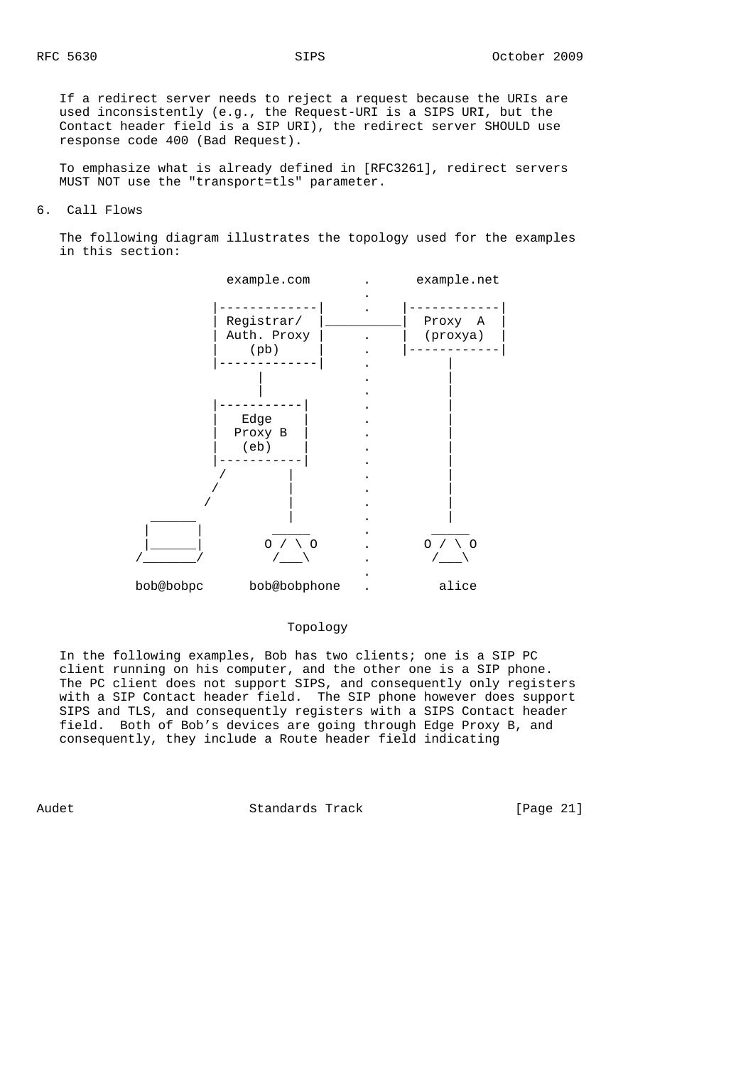If a redirect server needs to reject a request because the URIs are used inconsistently (e.g., the Request-URI is a SIPS URI, but the Contact header field is a SIP URI), the redirect server SHOULD use response code 400 (Bad Request).

To emphasize what is already defined in [RFC3261], redirect servers MUST NOT use the "transport=tls" parameter.

## 6. Call Flows

The following diagram illustrates the topology used for the examples in this section:

```
                 example.com       .      example.net
                                   .
               |-------------|     .    |------------|
               | Registrar/  |__________|  Proxy  A  |
               | Auth. Proxy |     .    |  (proxya)  |
               |    (pb)     |     .    |------------|
               |-------------|     .          |
                     |             .          |
                     |             .          |
               |-----------|       .          |
               |   Edge    |       .          |
               |  Proxy B  |       .          |
               |   (eb)    |       .          |
               |-----------|       .          |
                /        |         .          |
               /         |         .          |
              /          |         .          |
        ______           |         .          |
       |      |        _____       .        _____
       |______|      O / \ O       .      O / \ O
      /_______/        /___\       .        /___\
                                   .
     bob@bobpc     bob@bobphone    .        alice
```

Topology

In the following examples, Bob has two clients; one is a SIP PC client running on his computer, and the other one is a SIP phone. The PC client does not support SIPS, and consequently only registers with a SIP Contact header field. The SIP phone however does support SIPS and TLS, and consequently registers with a SIPS Contact header field. Both of Bob's devices are going through Edge Proxy B, and consequently, they include a Route header field indicating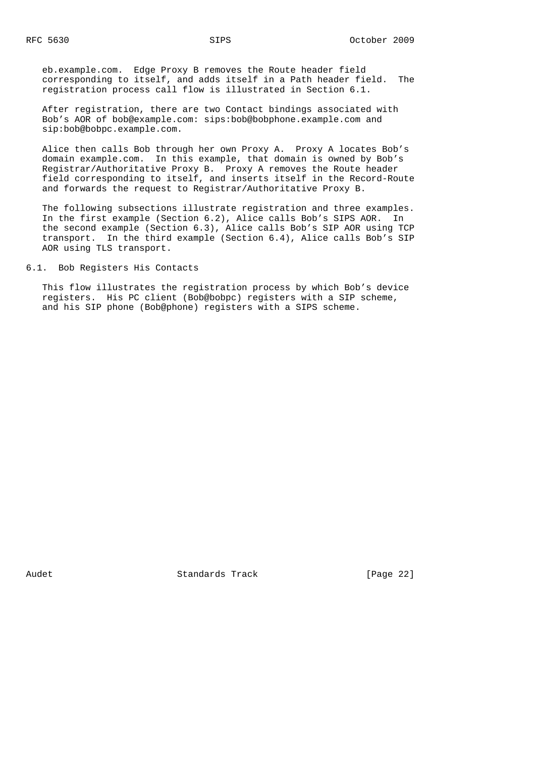eb.example.com. Edge Proxy B removes the Route header field corresponding to itself, and adds itself in a Path header field. The registration process call flow is illustrated in Section 6.1.

After registration, there are two Contact bindings associated with Bob's AOR of bob@example.com: sips:bob@bobphone.example.com and sip:bob@bobpc.example.com.

Alice then calls Bob through her own Proxy A. Proxy A locates Bob's domain example.com. In this example, that domain is owned by Bob's Registrar/Authoritative Proxy B. Proxy A removes the Route header field corresponding to itself, and inserts itself in the Record-Route and forwards the request to Registrar/Authoritative Proxy B.

The following subsections illustrate registration and three examples. In the first example (Section 6.2), Alice calls Bob's SIPS AOR. In the second example (Section 6.3), Alice calls Bob's SIP AOR using TCP transport. In the third example (Section 6.4), Alice calls Bob's SIP AOR using TLS transport.

## 6.1. Bob Registers His Contacts

This flow illustrates the registration process by which Bob's device registers. His PC client (Bob@bobpc) registers with a SIP scheme, and his SIP phone (Bob@phone) registers with a SIPS scheme.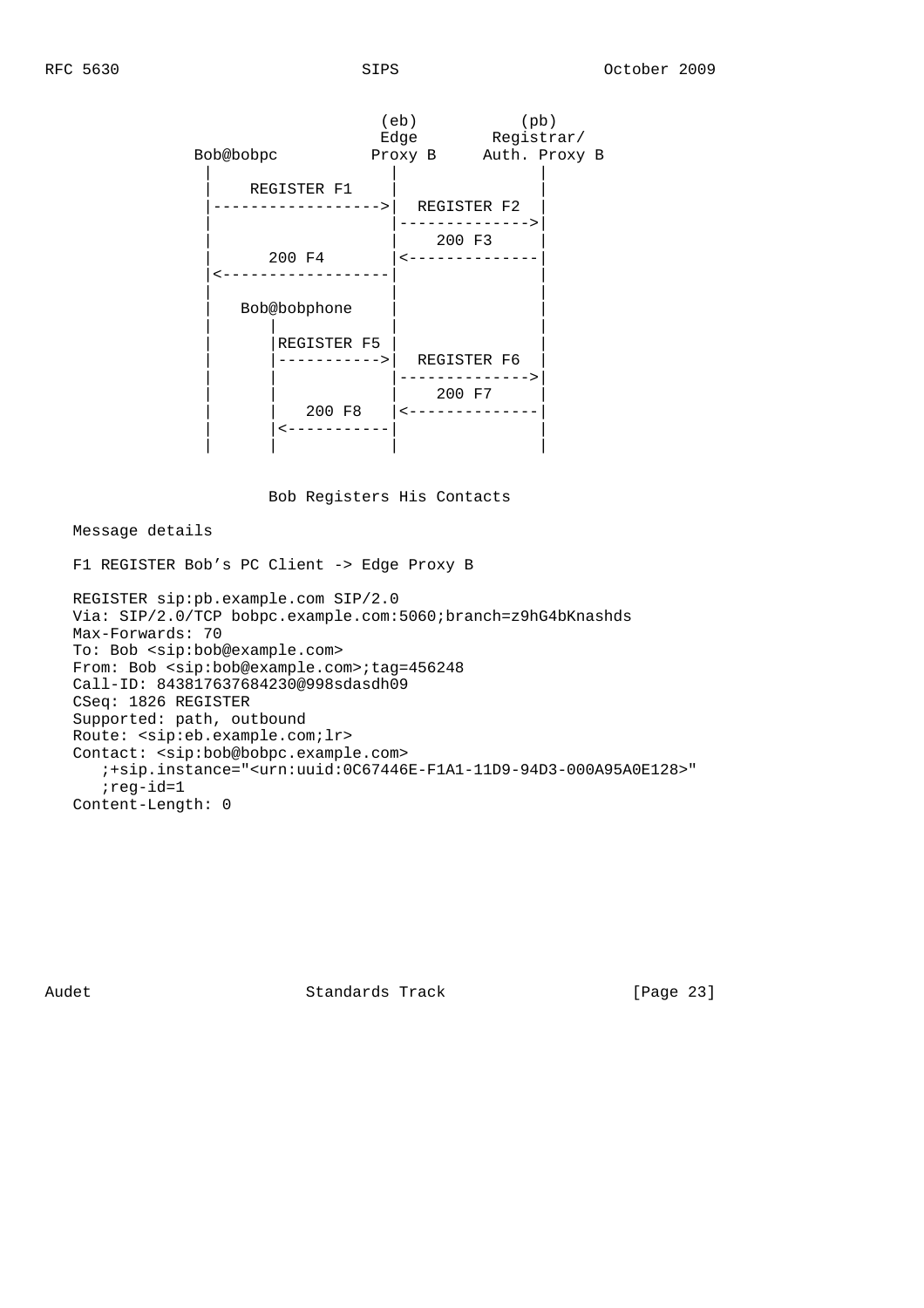```
                         (eb)          (pb)
                         Edge        Registrar/
           Bob@bobpc    Proxy B     Auth. Proxy B
              |            |              |
              |  REGISTER F1              |
              |------------------>|  REGISTER F2 |
              |                   |-------------->|
              |                   |    200 F3    |
              |      200 F4       |<--------------|
              |<------------------|              |
              |                   |              |
              |   Bob@bobphone    |              |
              |      |            |              |
              |      |REGISTER F5 |              |
              |      |----------->|  REGISTER F6 |
              |      |            |-------------->|
              |      |            |    200 F7    |
              |      |   200 F8   |<--------------|
              |      |<-----------|              |
              |      |            |              |
```

Bob Registers His Contacts

Message details

F1 REGISTER Bob's PC Client -> Edge Proxy B

```
REGISTER sip:pb.example.com SIP/2.0
Via: SIP/2.0/TCP bobpc.example.com:5060;branch=z9hG4bKnashds
Max-Forwards: 70
To: Bob <sip:bob@example.com>
From: Bob <sip:bob@example.com>;tag=456248
Call-ID: 843817637684230@998sdasdh09
CSeq: 1826 REGISTER
Supported: path, outbound
Route: <sip:eb.example.com;lr>
Contact: <sip:bob@bobpc.example.com>
   ;+sip.instance="<urn:uuid:0C67446E-F1A1-11D9-94D3-000A95A0E128>"
   ;reg-id=1
Content-Length: 0
```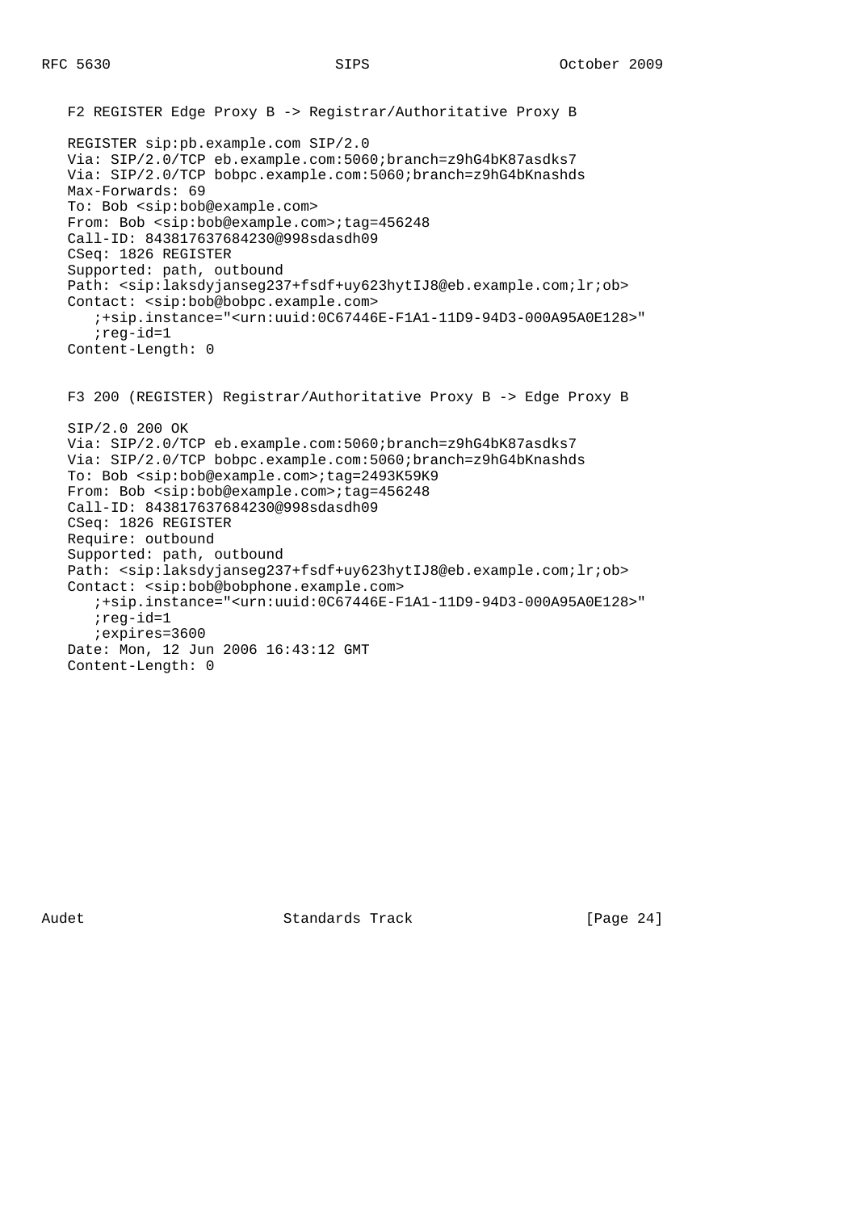F2 REGISTER Edge Proxy B -> Registrar/Authoritative Proxy B

```
REGISTER sip:pb.example.com SIP/2.0
Via: SIP/2.0/TCP eb.example.com:5060;branch=z9hG4bK87asdks7
Via: SIP/2.0/TCP bobpc.example.com:5060;branch=z9hG4bKnashds
Max-Forwards: 69
To: Bob <sip:bob@example.com>
From: Bob <sip:bob@example.com>;tag=456248
Call-ID: 843817637684230@998sdasdh09
CSeq: 1826 REGISTER
Supported: path, outbound
Path: <sip:laksdyjanseg237+fsdf+uy623hytIJ8@eb.example.com;lr;ob>
Contact: <sip:bob@bobpc.example.com>
   ;+sip.instance="<urn:uuid:0C67446E-F1A1-11D9-94D3-000A95A0E128>"
   ;reg-id=1
Content-Length: 0
```

F3 200 (REGISTER) Registrar/Authoritative Proxy B -> Edge Proxy B

```
SIP/2.0 200 OK
Via: SIP/2.0/TCP eb.example.com:5060;branch=z9hG4bK87asdks7
Via: SIP/2.0/TCP bobpc.example.com:5060;branch=z9hG4bKnashds
To: Bob <sip:bob@example.com>;tag=2493K59K9
From: Bob <sip:bob@example.com>;tag=456248
Call-ID: 843817637684230@998sdasdh09
CSeq: 1826 REGISTER
Require: outbound
Supported: path, outbound
Path: <sip:laksdyjanseg237+fsdf+uy623hytIJ8@eb.example.com;lr;ob>
Contact: <sip:bob@bobphone.example.com>
   ;+sip.instance="<urn:uuid:0C67446E-F1A1-11D9-94D3-000A95A0E128>"
   ;reg-id=1
   ;expires=3600
Date: Mon, 12 Jun 2006 16:43:12 GMT
Content-Length: 0
```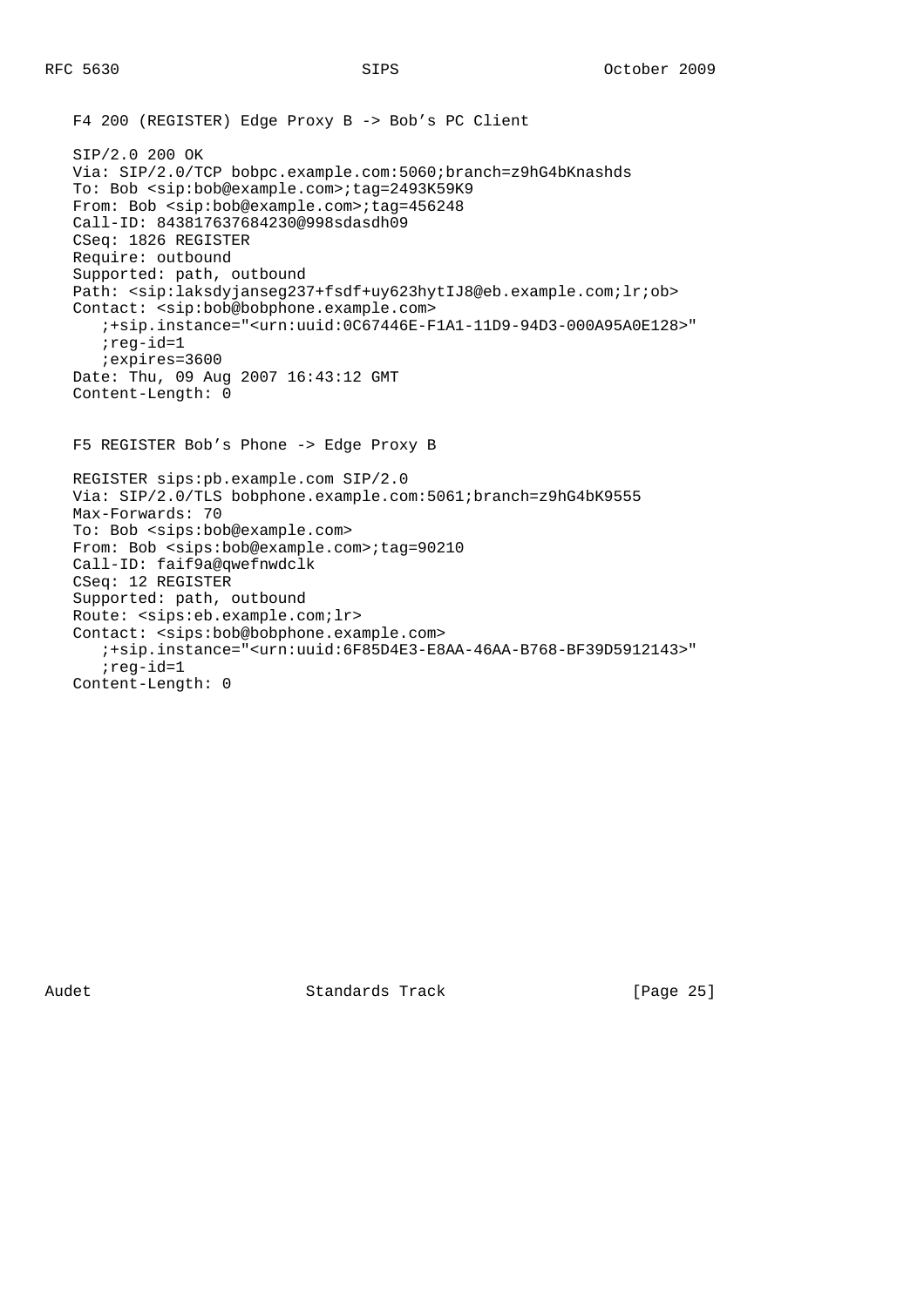F4 200 (REGISTER) Edge Proxy B -> Bob's PC Client

```
SIP/2.0 200 OK
Via: SIP/2.0/TCP bobpc.example.com:5060;branch=z9hG4bKnashds
To: Bob <sip:bob@example.com>;tag=2493K59K9
From: Bob <sip:bob@example.com>;tag=456248
Call-ID: 843817637684230@998sdasdh09
CSeq: 1826 REGISTER
Require: outbound
Supported: path, outbound
Path: <sip:laksdyjanseg237+fsdf+uy623hytIJ8@eb.example.com;lr;ob>
Contact: <sip:bob@bobphone.example.com>
   ;+sip.instance="<urn:uuid:0C67446E-F1A1-11D9-94D3-000A95A0E128>"
   ;reg-id=1
   ;expires=3600
Date: Thu, 09 Aug 2007 16:43:12 GMT
Content-Length: 0
```

F5 REGISTER Bob's Phone -> Edge Proxy B

```
REGISTER sips:pb.example.com SIP/2.0
Via: SIP/2.0/TLS bobphone.example.com:5061;branch=z9hG4bK9555
Max-Forwards: 70
To: Bob <sips:bob@example.com>
From: Bob <sips:bob@example.com>;tag=90210
Call-ID: faif9a@qwefnwdclk
CSeq: 12 REGISTER
Supported: path, outbound
Route: <sips:eb.example.com;lr>
Contact: <sips:bob@bobphone.example.com>
   ;+sip.instance="<urn:uuid:6F85D4E3-E8AA-46AA-B768-BF39D5912143>"
   ;reg-id=1
Content-Length: 0
```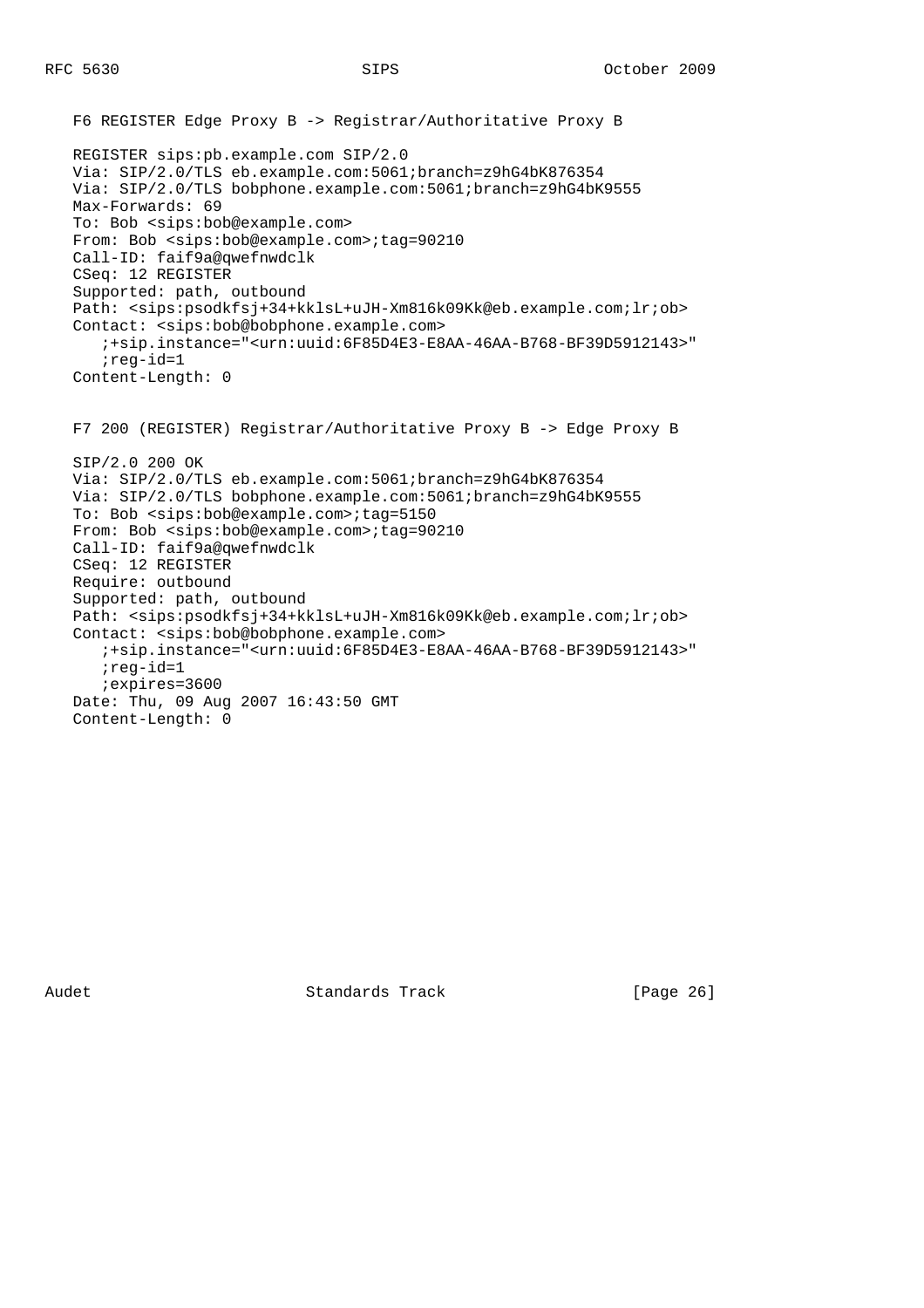F6 REGISTER Edge Proxy B -> Registrar/Authoritative Proxy B

```
REGISTER sips:pb.example.com SIP/2.0
Via: SIP/2.0/TLS eb.example.com:5061;branch=z9hG4bK876354
Via: SIP/2.0/TLS bobphone.example.com:5061;branch=z9hG4bK9555
Max-Forwards: 69
To: Bob <sips:bob@example.com>
From: Bob <sips:bob@example.com>;tag=90210
Call-ID: faif9a@qwefnwdclk
CSeq: 12 REGISTER
Supported: path, outbound
Path: <sips:psodkfsj+34+kklsL+uJH-Xm816k09Kk@eb.example.com;lr;ob>
Contact: <sips:bob@bobphone.example.com>
   ;+sip.instance="<urn:uuid:6F85D4E3-E8AA-46AA-B768-BF39D5912143>"
   ;reg-id=1
Content-Length: 0
```

F7 200 (REGISTER) Registrar/Authoritative Proxy B -> Edge Proxy B

```
SIP/2.0 200 OK
Via: SIP/2.0/TLS eb.example.com:5061;branch=z9hG4bK876354
Via: SIP/2.0/TLS bobphone.example.com:5061;branch=z9hG4bK9555
To: Bob <sips:bob@example.com>;tag=5150
From: Bob <sips:bob@example.com>;tag=90210
Call-ID: faif9a@qwefnwdclk
CSeq: 12 REGISTER
Require: outbound
Supported: path, outbound
Path: <sips:psodkfsj+34+kklsL+uJH-Xm816k09Kk@eb.example.com;lr;ob>
Contact: <sips:bob@bobphone.example.com>
   ;+sip.instance="<urn:uuid:6F85D4E3-E8AA-46AA-B768-BF39D5912143>"
   ;reg-id=1
   ;expires=3600
Date: Thu, 09 Aug 2007 16:43:50 GMT
Content-Length: 0
```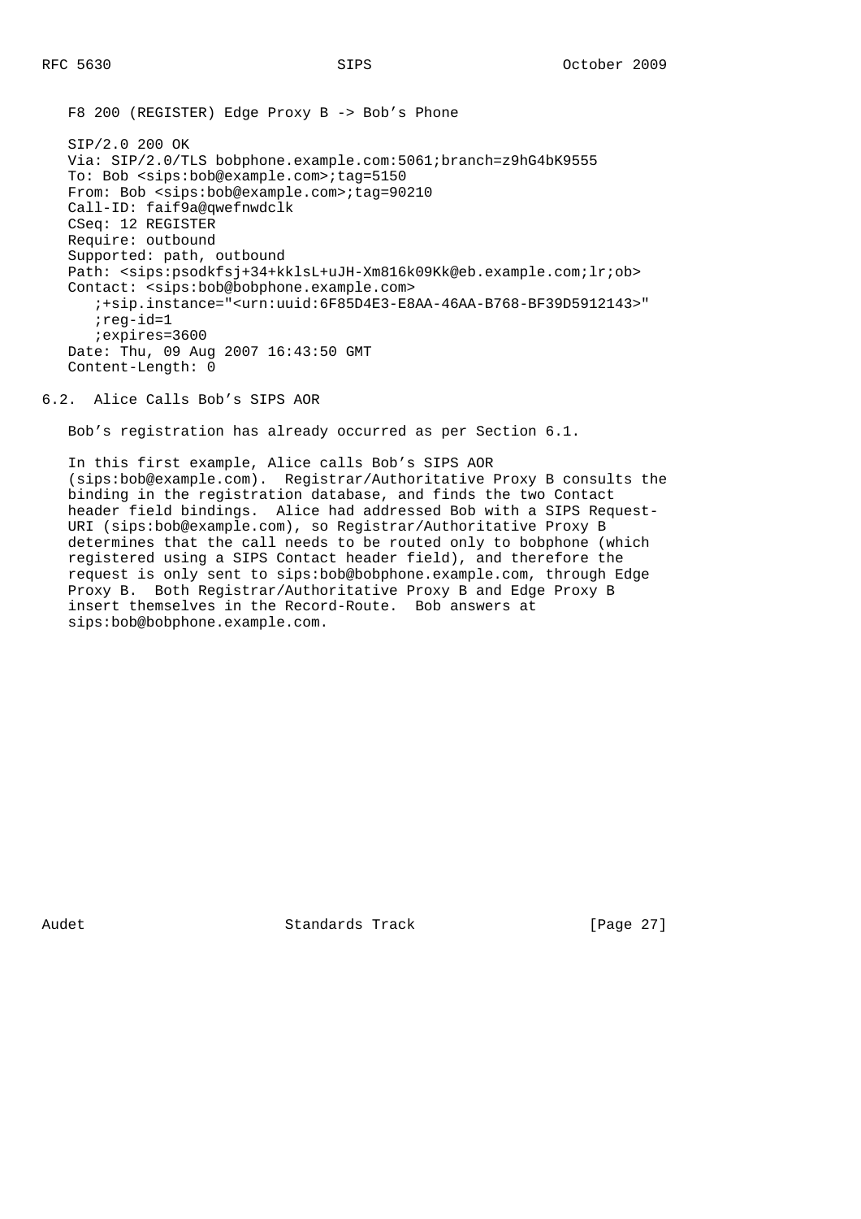F8 200 (REGISTER) Edge Proxy B -> Bob's Phone

```
SIP/2.0 200 OK
Via: SIP/2.0/TLS bobphone.example.com:5061;branch=z9hG4bK9555
To: Bob <sips:bob@example.com>;tag=5150
From: Bob <sips:bob@example.com>;tag=90210
Call-ID: faif9a@qwefnwdclk
CSeq: 12 REGISTER
Require: outbound
Supported: path, outbound
Path: <sips:psodkfsj+34+kklsL+uJH-Xm816k09Kk@eb.example.com;lr;ob>
Contact: <sips:bob@bobphone.example.com>
   ;+sip.instance="<urn:uuid:6F85D4E3-E8AA-46AA-B768-BF39D5912143>"
   ;reg-id=1
   ;expires=3600
Date: Thu, 09 Aug 2007 16:43:50 GMT
Content-Length: 0
```

## 6.2. Alice Calls Bob's SIPS AOR

Bob's registration has already occurred as per Section 6.1.

In this first example, Alice calls Bob's SIPS AOR (sips:bob@example.com). Registrar/Authoritative Proxy B consults the binding in the registration database, and finds the two Contact header field bindings. Alice had addressed Bob with a SIPS Request-URI (sips:bob@example.com), so Registrar/Authoritative Proxy B determines that the call needs to be routed only to bobphone (which registered using a SIPS Contact header field), and therefore the request is only sent to sips:bob@bobphone.example.com, through Edge Proxy B. Both Registrar/Authoritative Proxy B and Edge Proxy B insert themselves in the Record-Route. Bob answers at sips:bob@bobphone.example.com.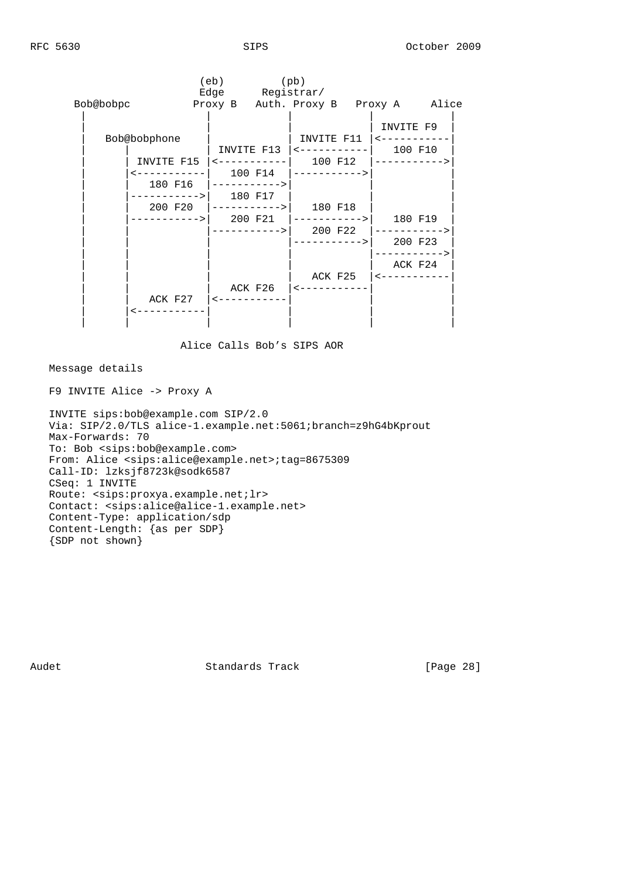```
                        (eb)         (pb)
                        Edge      Registrar/
     Bob@bobpc         Proxy B   Auth. Proxy B   Proxy A     Alice
       |                  |             |             |            |
       |                  |             |             | INVITE F9  |
       |    Bob@bobphone  |             | INVITE F11  |<-----------|
       |      |           | INVITE F13  |<------------|   100 F10  |
       |      | INVITE F15|<------------|   100 F12   |----------->|
       |      |<----------|   100 F14   |------------>|            |
       |      |  180 F16  |------------>|             |            |
       |      |---------->|   180 F17   |             |            |
       |      |  200 F20  |------------>|   180 F18   |            |
       |      |---------->|   200 F21   |------------>|   180 F19  |
       |      |           |------------>|   200 F22   |----------->|
       |      |           |             |------------>|   200 F23  |
       |      |           |             |             |----------->|
       |      |           |             |             |   ACK F24  |
       |      |           |             |   ACK F25   |<-----------|
       |      |           |   ACK F26   |<------------|            |
       |      |  ACK F27  |<------------|             |            |
       |      |<----------|             |             |            |
       |      |           |             |             |            |
```

Alice Calls Bob's SIPS AOR

Message details

F9 INVITE Alice -> Proxy A

```
INVITE sips:bob@example.com SIP/2.0
Via: SIP/2.0/TLS alice-1.example.net:5061;branch=z9hG4bKprout
Max-Forwards: 70
To: Bob <sips:bob@example.com>
From: Alice <sips:alice@example.net>;tag=8675309
Call-ID: lzksjf8723k@sodk6587
CSeq: 1 INVITE
Route: <sips:proxya.example.net;lr>
Contact: <sips:alice@alice-1.example.net>
Content-Type: application/sdp
Content-Length: {as per SDP}
{SDP not shown}
```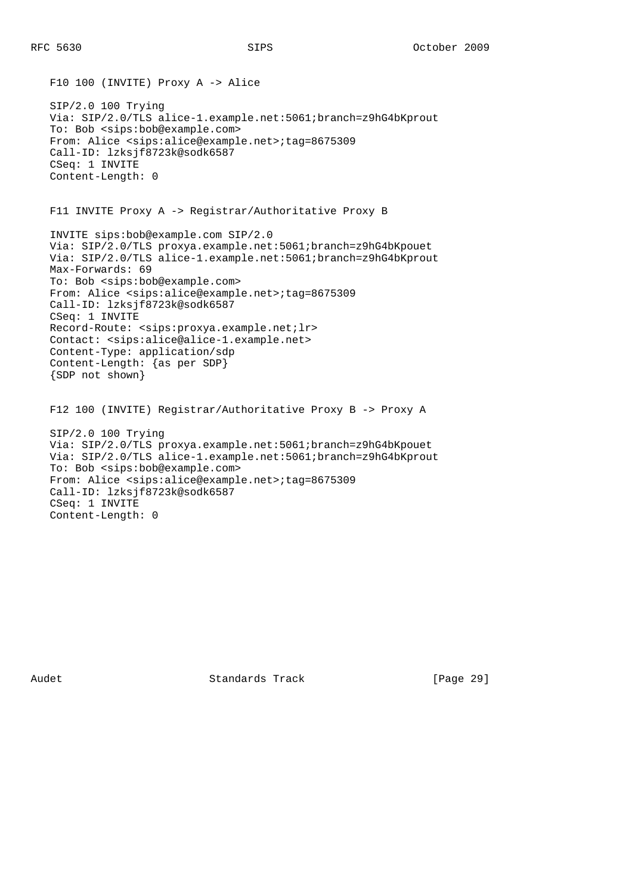F10 100 (INVITE) Proxy A -> Alice

```
SIP/2.0 100 Trying
Via: SIP/2.0/TLS alice-1.example.net:5061;branch=z9hG4bKprout
To: Bob <sips:bob@example.com>
From: Alice <sips:alice@example.net>;tag=8675309
Call-ID: lzksjf8723k@sodk6587
CSeq: 1 INVITE
Content-Length: 0
```

F11 INVITE Proxy A -> Registrar/Authoritative Proxy B

```
INVITE sips:bob@example.com SIP/2.0
Via: SIP/2.0/TLS proxya.example.net:5061;branch=z9hG4bKpouet
Via: SIP/2.0/TLS alice-1.example.net:5061;branch=z9hG4bKprout
Max-Forwards: 69
To: Bob <sips:bob@example.com>
From: Alice <sips:alice@example.net>;tag=8675309
Call-ID: lzksjf8723k@sodk6587
CSeq: 1 INVITE
Record-Route: <sips:proxya.example.net;lr>
Contact: <sips:alice@alice-1.example.net>
Content-Type: application/sdp
Content-Length: {as per SDP}
{SDP not shown}
```

F12 100 (INVITE) Registrar/Authoritative Proxy B -> Proxy A

```
SIP/2.0 100 Trying
Via: SIP/2.0/TLS proxya.example.net:5061;branch=z9hG4bKpouet
Via: SIP/2.0/TLS alice-1.example.net:5061;branch=z9hG4bKprout
To: Bob <sips:bob@example.com>
From: Alice <sips:alice@example.net>;tag=8675309
Call-ID: lzksjf8723k@sodk6587
CSeq: 1 INVITE
Content-Length: 0
```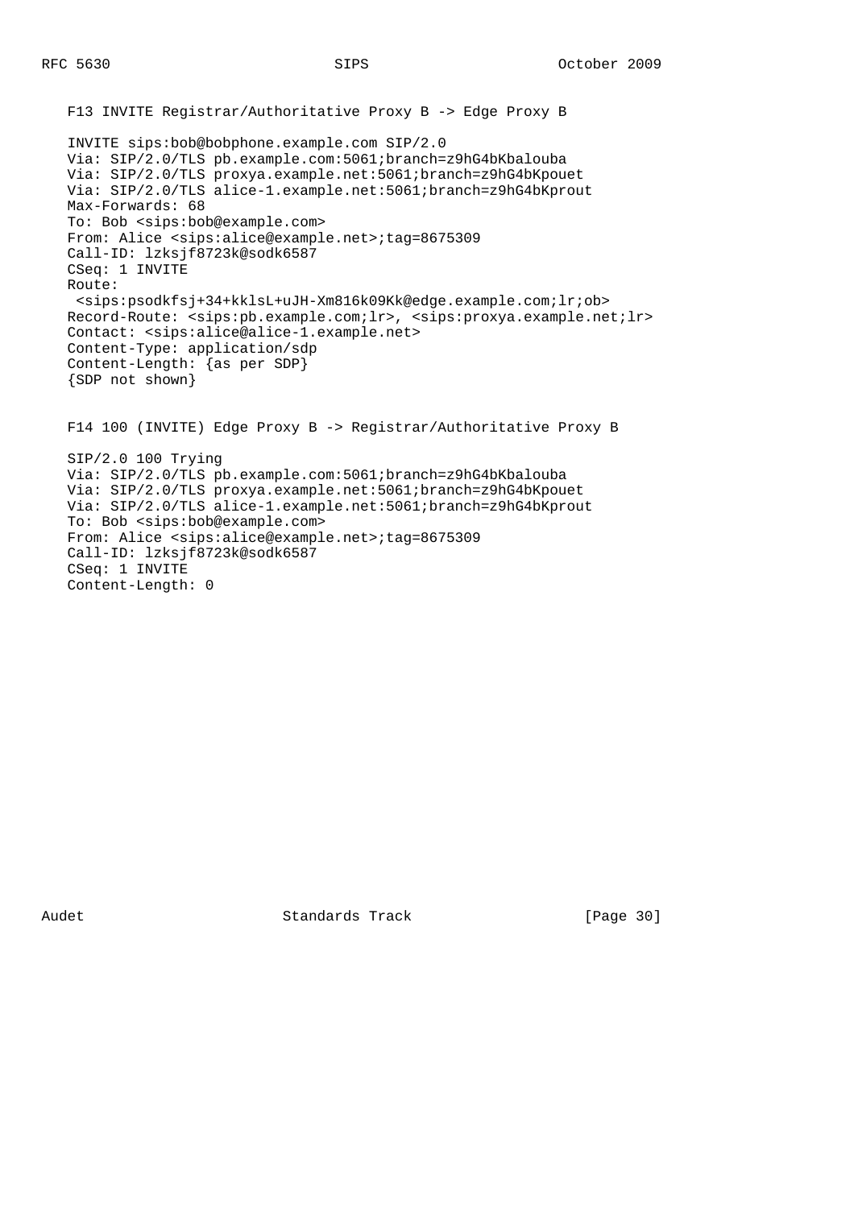F13 INVITE Registrar/Authoritative Proxy B -> Edge Proxy B

```
INVITE sips:bob@bobphone.example.com SIP/2.0
Via: SIP/2.0/TLS pb.example.com:5061;branch=z9hG4bKbalouba
Via: SIP/2.0/TLS proxya.example.net:5061;branch=z9hG4bKpouet
Via: SIP/2.0/TLS alice-1.example.net:5061;branch=z9hG4bKprout
Max-Forwards: 68
To: Bob <sips:bob@example.com>
From: Alice <sips:alice@example.net>;tag=8675309
Call-ID: lzksjf8723k@sodk6587
CSeq: 1 INVITE
Route:
 <sips:psodkfsj+34+kklsL+uJH-Xm816k09Kk@edge.example.com;lr;ob>
Record-Route: <sips:pb.example.com;lr>, <sips:proxya.example.net;lr>
Contact: <sips:alice@alice-1.example.net>
Content-Type: application/sdp
Content-Length: {as per SDP}
{SDP not shown}
```

F14 100 (INVITE) Edge Proxy B -> Registrar/Authoritative Proxy B

```
SIP/2.0 100 Trying
Via: SIP/2.0/TLS pb.example.com:5061;branch=z9hG4bKbalouba
Via: SIP/2.0/TLS proxya.example.net:5061;branch=z9hG4bKpouet
Via: SIP/2.0/TLS alice-1.example.net:5061;branch=z9hG4bKprout
To: Bob <sips:bob@example.com>
From: Alice <sips:alice@example.net>;tag=8675309
Call-ID: lzksjf8723k@sodk6587
CSeq: 1 INVITE
Content-Length: 0
```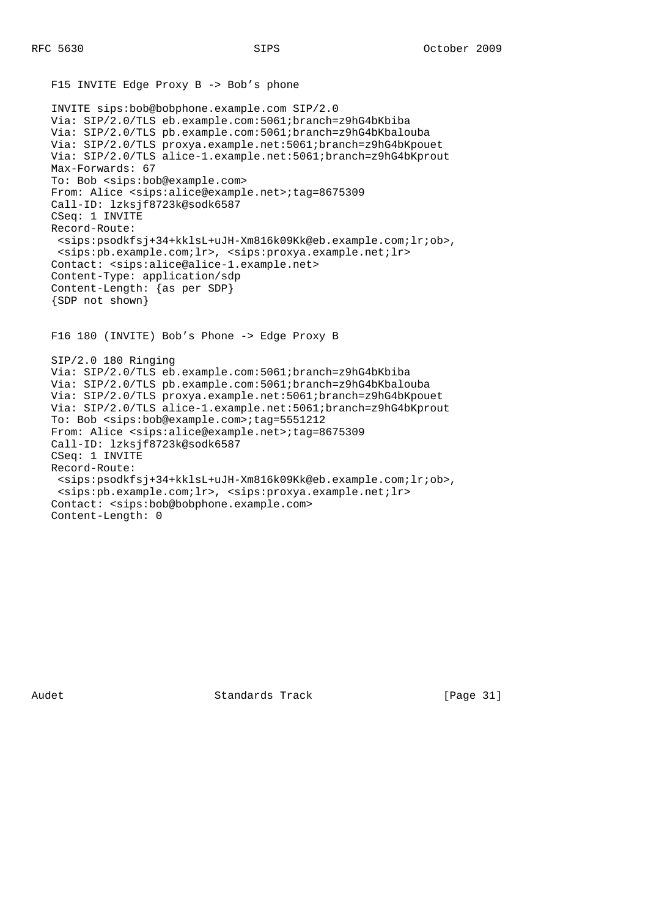F15 INVITE Edge Proxy B -> Bob's phone

```
INVITE sips:bob@bobphone.example.com SIP/2.0
Via: SIP/2.0/TLS eb.example.com:5061;branch=z9hG4bKbiba
Via: SIP/2.0/TLS pb.example.com:5061;branch=z9hG4bKbalouba
Via: SIP/2.0/TLS proxya.example.net:5061;branch=z9hG4bKpouet
Via: SIP/2.0/TLS alice-1.example.net:5061;branch=z9hG4bKprout
Max-Forwards: 67
To: Bob <sips:bob@example.com>
From: Alice <sips:alice@example.net>;tag=8675309
Call-ID: lzksjf8723k@sodk6587
CSeq: 1 INVITE
Record-Route:
 <sips:psodkfsj+34+kklsL+uJH-Xm816k09Kk@eb.example.com;lr;ob>,
 <sips:pb.example.com;lr>, <sips:proxya.example.net;lr>
Contact: <sips:alice@alice-1.example.net>
Content-Type: application/sdp
Content-Length: {as per SDP}
{SDP not shown}
```

F16 180 (INVITE) Bob's Phone -> Edge Proxy B

```
SIP/2.0 180 Ringing
Via: SIP/2.0/TLS eb.example.com:5061;branch=z9hG4bKbiba
Via: SIP/2.0/TLS pb.example.com:5061;branch=z9hG4bKbalouba
Via: SIP/2.0/TLS proxya.example.net:5061;branch=z9hG4bKpouet
Via: SIP/2.0/TLS alice-1.example.net:5061;branch=z9hG4bKprout
To: Bob <sips:bob@example.com>;tag=5551212
From: Alice <sips:alice@example.net>;tag=8675309
Call-ID: lzksjf8723k@sodk6587
CSeq: 1 INVITE
Record-Route:
 <sips:psodkfsj+34+kklsL+uJH-Xm816k09Kk@eb.example.com;lr;ob>,
 <sips:pb.example.com;lr>, <sips:proxya.example.net;lr>
Contact: <sips:bob@bobphone.example.com>
Content-Length: 0
```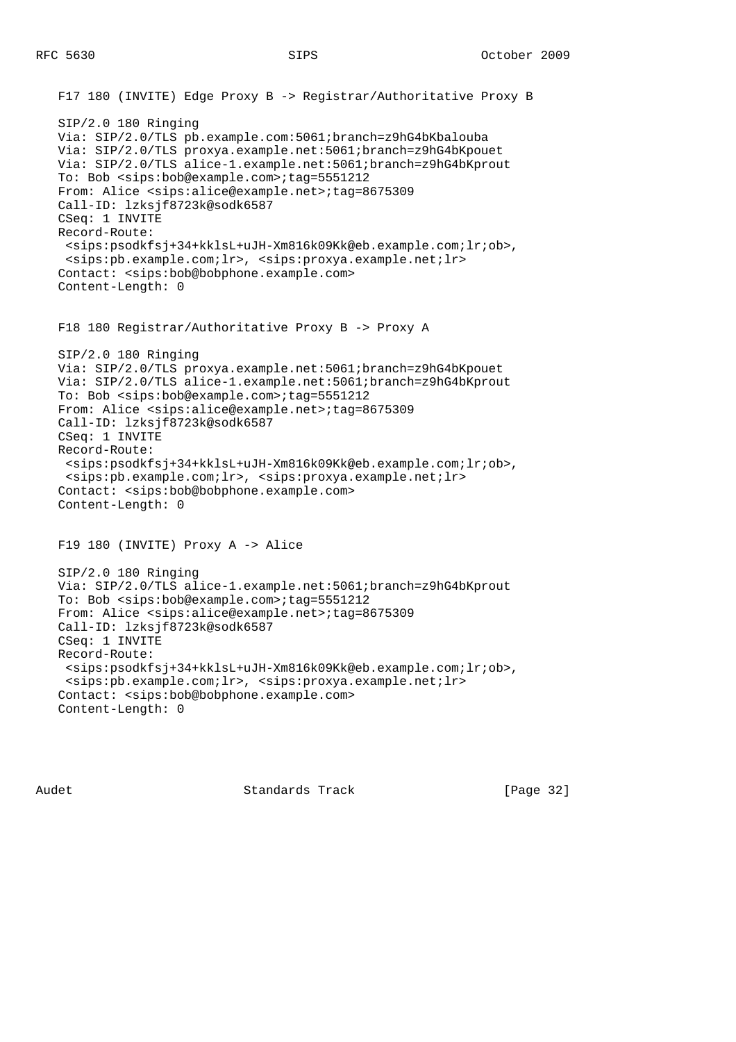F17 180 (INVITE) Edge Proxy B -> Registrar/Authoritative Proxy B

```
SIP/2.0 180 Ringing
Via: SIP/2.0/TLS pb.example.com:5061;branch=z9hG4bKbalouba
Via: SIP/2.0/TLS proxya.example.net:5061;branch=z9hG4bKpouet
Via: SIP/2.0/TLS alice-1.example.net:5061;branch=z9hG4bKprout
To: Bob <sips:bob@example.com>;tag=5551212
From: Alice <sips:alice@example.net>;tag=8675309
Call-ID: lzksjf8723k@sodk6587
CSeq: 1 INVITE
Record-Route:
 <sips:psodkfsj+34+kklsL+uJH-Xm816k09Kk@eb.example.com;lr;ob>,
 <sips:pb.example.com;lr>, <sips:proxya.example.net;lr>
Contact: <sips:bob@bobphone.example.com>
Content-Length: 0
```

F18 180 Registrar/Authoritative Proxy B -> Proxy A

```
SIP/2.0 180 Ringing
Via: SIP/2.0/TLS proxya.example.net:5061;branch=z9hG4bKpouet
Via: SIP/2.0/TLS alice-1.example.net:5061;branch=z9hG4bKprout
To: Bob <sips:bob@example.com>;tag=5551212
From: Alice <sips:alice@example.net>;tag=8675309
Call-ID: lzksjf8723k@sodk6587
CSeq: 1 INVITE
Record-Route:
 <sips:psodkfsj+34+kklsL+uJH-Xm816k09Kk@eb.example.com;lr;ob>,
 <sips:pb.example.com;lr>, <sips:proxya.example.net;lr>
Contact: <sips:bob@bobphone.example.com>
Content-Length: 0
```

F19 180 (INVITE) Proxy A -> Alice

```
SIP/2.0 180 Ringing
Via: SIP/2.0/TLS alice-1.example.net:5061;branch=z9hG4bKprout
To: Bob <sips:bob@example.com>;tag=5551212
From: Alice <sips:alice@example.net>;tag=8675309
Call-ID: lzksjf8723k@sodk6587
CSeq: 1 INVITE
Record-Route:
 <sips:psodkfsj+34+kklsL+uJH-Xm816k09Kk@eb.example.com;lr;ob>,
 <sips:pb.example.com;lr>, <sips:proxya.example.net;lr>
Contact: <sips:bob@bobphone.example.com>
Content-Length: 0
```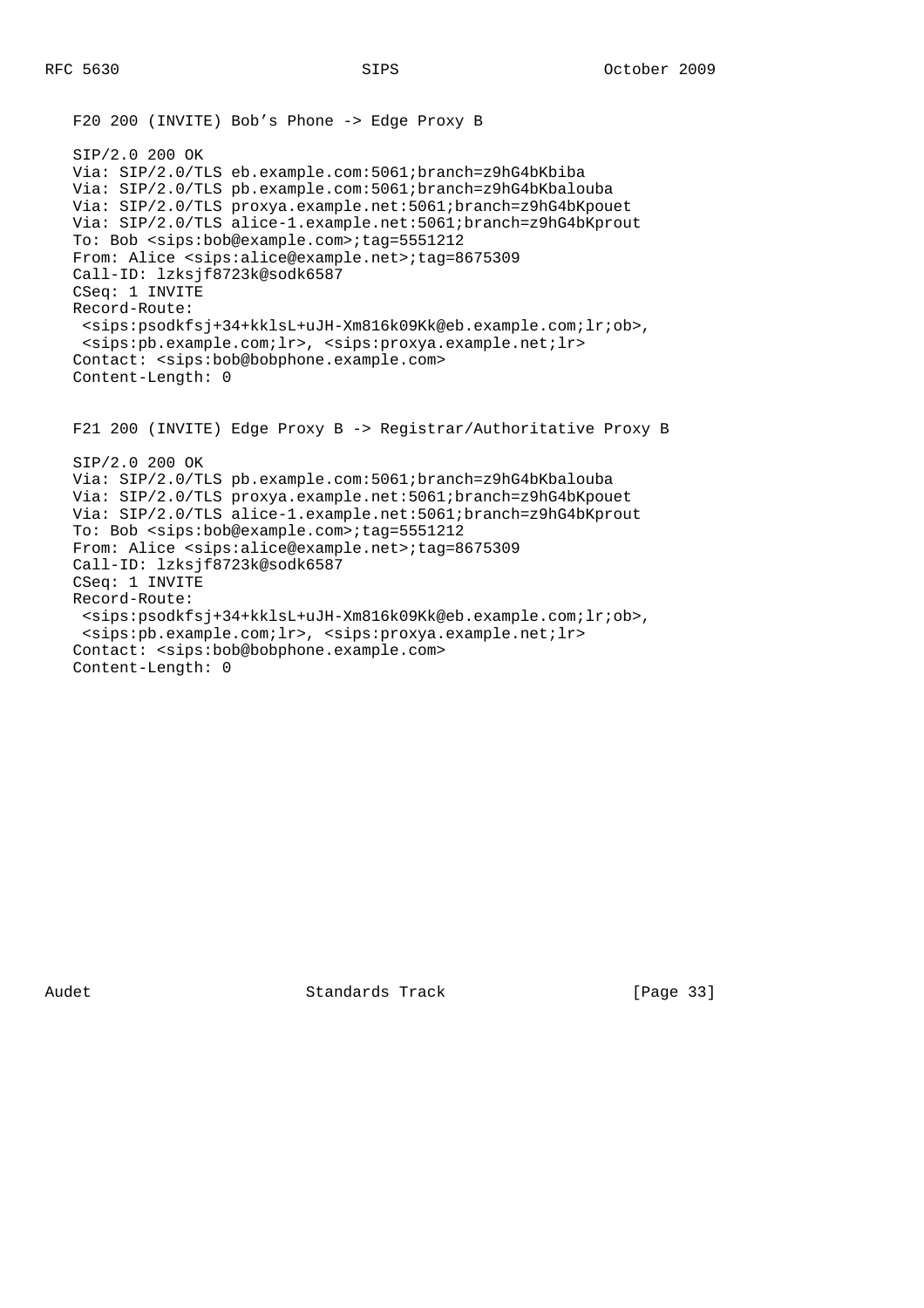F20 200 (INVITE) Bob's Phone -> Edge Proxy B

```
SIP/2.0 200 OK
Via: SIP/2.0/TLS eb.example.com:5061;branch=z9hG4bKbiba
Via: SIP/2.0/TLS pb.example.com:5061;branch=z9hG4bKbalouba
Via: SIP/2.0/TLS proxya.example.net:5061;branch=z9hG4bKpouet
Via: SIP/2.0/TLS alice-1.example.net:5061;branch=z9hG4bKprout
To: Bob <sips:bob@example.com>;tag=5551212
From: Alice <sips:alice@example.net>;tag=8675309
Call-ID: lzksjf8723k@sodk6587
CSeq: 1 INVITE
Record-Route:
 <sips:psodkfsj+34+kklsL+uJH-Xm816k09Kk@eb.example.com;lr;ob>,
 <sips:pb.example.com;lr>, <sips:proxya.example.net;lr>
Contact: <sips:bob@bobphone.example.com>
Content-Length: 0
```

F21 200 (INVITE) Edge Proxy B -> Registrar/Authoritative Proxy B

```
SIP/2.0 200 OK
Via: SIP/2.0/TLS pb.example.com:5061;branch=z9hG4bKbalouba
Via: SIP/2.0/TLS proxya.example.net:5061;branch=z9hG4bKpouet
Via: SIP/2.0/TLS alice-1.example.net:5061;branch=z9hG4bKprout
To: Bob <sips:bob@example.com>;tag=5551212
From: Alice <sips:alice@example.net>;tag=8675309
Call-ID: lzksjf8723k@sodk6587
CSeq: 1 INVITE
Record-Route:
 <sips:psodkfsj+34+kklsL+uJH-Xm816k09Kk@eb.example.com;lr;ob>,
 <sips:pb.example.com;lr>, <sips:proxya.example.net;lr>
Contact: <sips:bob@bobphone.example.com>
Content-Length: 0
```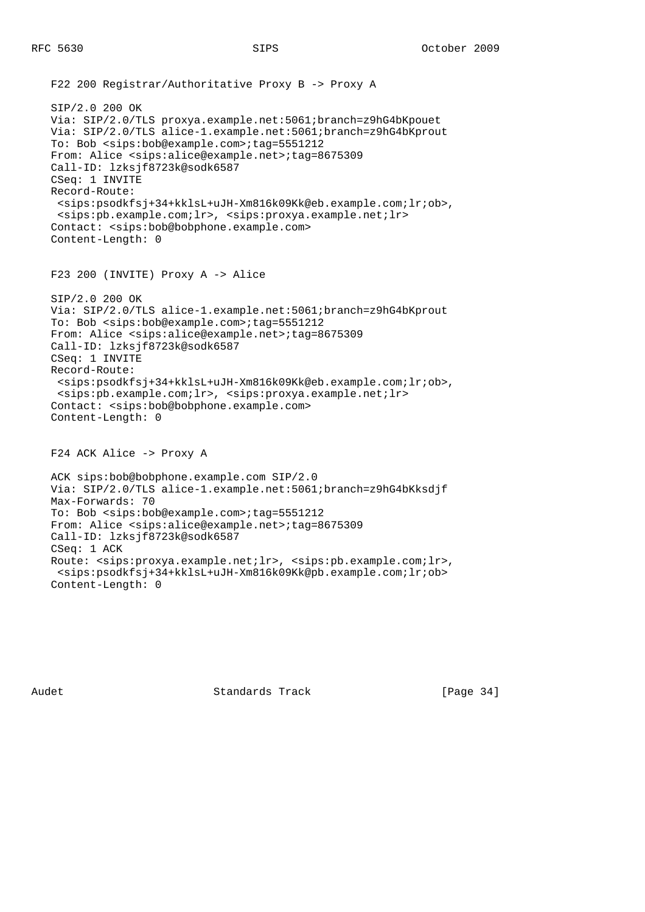F22 200 Registrar/Authoritative Proxy B -> Proxy A

```
SIP/2.0 200 OK
Via: SIP/2.0/TLS proxya.example.net:5061;branch=z9hG4bKpouet
Via: SIP/2.0/TLS alice-1.example.net:5061;branch=z9hG4bKprout
To: Bob <sips:bob@example.com>;tag=5551212
From: Alice <sips:alice@example.net>;tag=8675309
Call-ID: lzksjf8723k@sodk6587
CSeq: 1 INVITE
Record-Route:
 <sips:psodkfsj+34+kklsL+uJH-Xm816k09Kk@eb.example.com;lr;ob>,
 <sips:pb.example.com;lr>, <sips:proxya.example.net;lr>
Contact: <sips:bob@bobphone.example.com>
Content-Length: 0
```

F23 200 (INVITE) Proxy A -> Alice

```
SIP/2.0 200 OK
Via: SIP/2.0/TLS alice-1.example.net:5061;branch=z9hG4bKprout
To: Bob <sips:bob@example.com>;tag=5551212
From: Alice <sips:alice@example.net>;tag=8675309
Call-ID: lzksjf8723k@sodk6587
CSeq: 1 INVITE
Record-Route:
 <sips:psodkfsj+34+kklsL+uJH-Xm816k09Kk@eb.example.com;lr;ob>,
 <sips:pb.example.com;lr>, <sips:proxya.example.net;lr>
Contact: <sips:bob@bobphone.example.com>
Content-Length: 0
```

F24 ACK Alice -> Proxy A

```
ACK sips:bob@bobphone.example.com SIP/2.0
Via: SIP/2.0/TLS alice-1.example.net:5061;branch=z9hG4bKksdjf
Max-Forwards: 70
To: Bob <sips:bob@example.com>;tag=5551212
From: Alice <sips:alice@example.net>;tag=8675309
Call-ID: lzksjf8723k@sodk6587
CSeq: 1 ACK
Route: <sips:proxya.example.net;lr>, <sips:pb.example.com;lr>,
 <sips:psodkfsj+34+kklsL+uJH-Xm816k09Kk@pb.example.com;lr;ob>
Content-Length: 0
```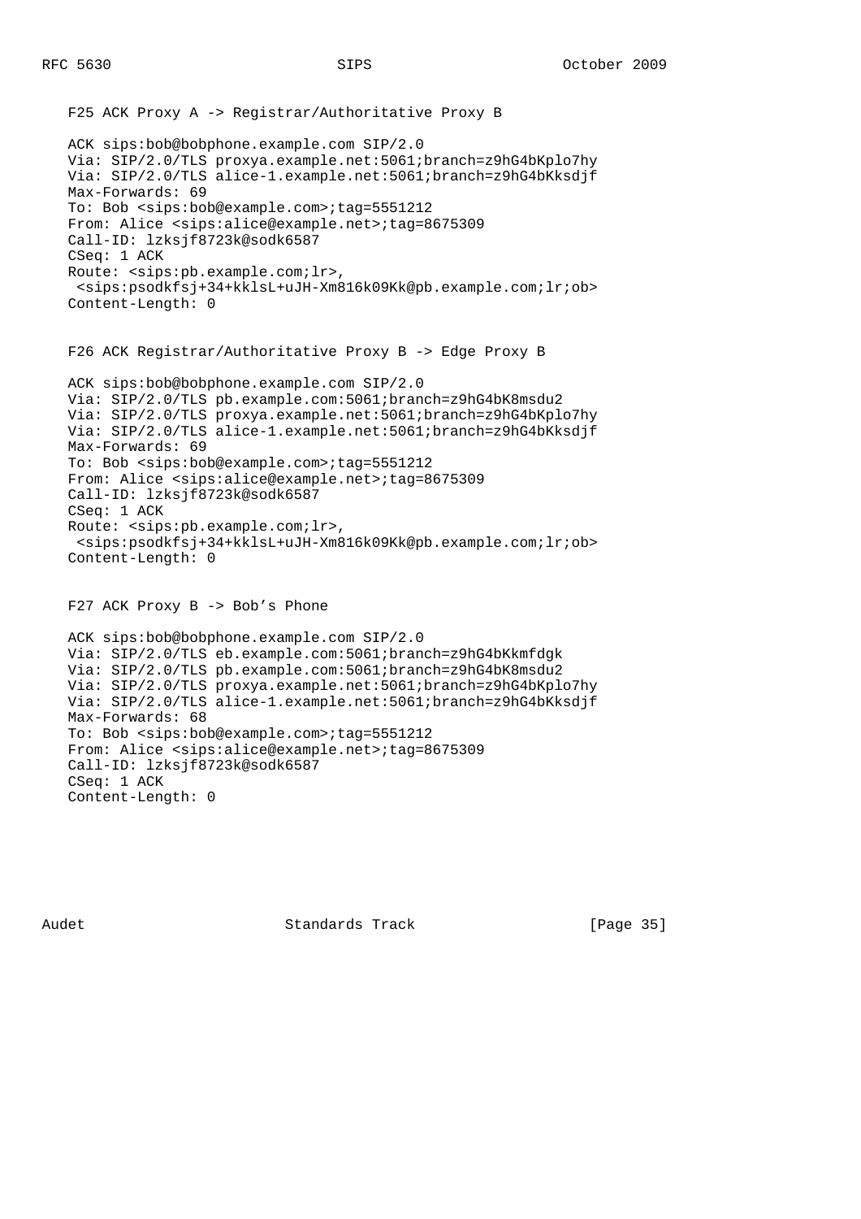F25 ACK Proxy A -> Registrar/Authoritative Proxy B

```
ACK sips:bob@bobphone.example.com SIP/2.0
Via: SIP/2.0/TLS proxya.example.net:5061;branch=z9hG4bKplo7hy
Via: SIP/2.0/TLS alice-1.example.net:5061;branch=z9hG4bKksdjf
Max-Forwards: 69
To: Bob <sips:bob@example.com>;tag=5551212
From: Alice <sips:alice@example.net>;tag=8675309
Call-ID: lzksjf8723k@sodk6587
CSeq: 1 ACK
Route: <sips:pb.example.com;lr>,
 <sips:psodkfsj+34+kklsL+uJH-Xm816k09Kk@pb.example.com;lr;ob>
Content-Length: 0
```

F26 ACK Registrar/Authoritative Proxy B -> Edge Proxy B

```
ACK sips:bob@bobphone.example.com SIP/2.0
Via: SIP/2.0/TLS pb.example.com:5061;branch=z9hG4bK8msdu2
Via: SIP/2.0/TLS proxya.example.net:5061;branch=z9hG4bKplo7hy
Via: SIP/2.0/TLS alice-1.example.net:5061;branch=z9hG4bKksdjf
Max-Forwards: 69
To: Bob <sips:bob@example.com>;tag=5551212
From: Alice <sips:alice@example.net>;tag=8675309
Call-ID: lzksjf8723k@sodk6587
CSeq: 1 ACK
Route: <sips:pb.example.com;lr>,
 <sips:psodkfsj+34+kklsL+uJH-Xm816k09Kk@pb.example.com;lr;ob>
Content-Length: 0
```

F27 ACK Proxy B -> Bob's Phone

```
ACK sips:bob@bobphone.example.com SIP/2.0
Via: SIP/2.0/TLS eb.example.com:5061;branch=z9hG4bKkmfdgk
Via: SIP/2.0/TLS pb.example.com:5061;branch=z9hG4bK8msdu2
Via: SIP/2.0/TLS proxya.example.net:5061;branch=z9hG4bKplo7hy
Via: SIP/2.0/TLS alice-1.example.net:5061;branch=z9hG4bKksdjf
Max-Forwards: 68
To: Bob <sips:bob@example.com>;tag=5551212
From: Alice <sips:alice@example.net>;tag=8675309
Call-ID: lzksjf8723k@sodk6587
CSeq: 1 ACK
Content-Length: 0
```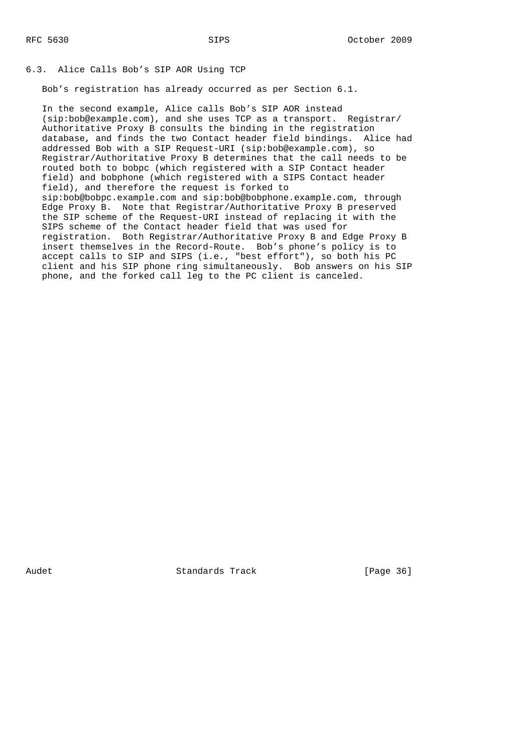### 6.3. Alice Calls Bob's SIP AOR Using TCP

Bob's registration has already occurred as per Section 6.1.

In the second example, Alice calls Bob's SIP AOR instead (sip:bob@example.com), and she uses TCP as a transport. Registrar/Authoritative Proxy B consults the binding in the registration database, and finds the two Contact header field bindings. Alice had addressed Bob with a SIP Request-URI (sip:bob@example.com), so Registrar/Authoritative Proxy B determines that the call needs to be routed both to bobpc (which registered with a SIP Contact header field) and bobphone (which registered with a SIPS Contact header field), and therefore the request is forked to sip:bob@bobpc.example.com and sip:bob@bobphone.example.com, through Edge Proxy B. Note that Registrar/Authoritative Proxy B preserved the SIP scheme of the Request-URI instead of replacing it with the SIPS scheme of the Contact header field that was used for registration. Both Registrar/Authoritative Proxy B and Edge Proxy B insert themselves in the Record-Route. Bob's phone's policy is to accept calls to SIP and SIPS (i.e., "best effort"), so both his PC client and his SIP phone ring simultaneously. Bob answers on his SIP phone, and the forked call leg to the PC client is canceled.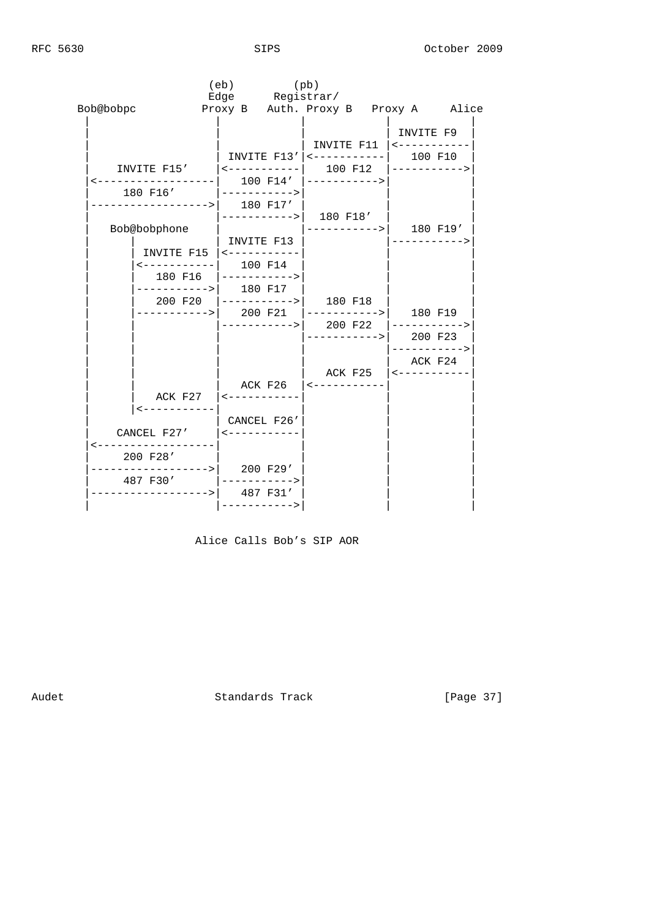```
                    (eb)         (pb)
                    Edge      Registrar/
 Bob@bobpc         Proxy B   Auth. Proxy B   Proxy A     Alice
   |                  |            |            |            |
   |                  |            |            | INVITE F9  |
   |                  |            | INVITE F11 |<-----------|
   |                  | INVITE F13'|<-----------|   100 F10  |
   |    INVITE F15'   |<-----------|   100 F12  |----------->|
   |<-----------------|   100 F14' |----------->|            |
   |     180 F16'     |----------->|            |            |
   |----------------->|   180 F17' |            |            |
   |                  |----------->|  180 F18'  |            |
   |   Bob@bobphone   |            |----------->|   180 F19' |
   |       |          | INVITE F13 |            |----------->|
   |       | INVITE F15 |<-----------|          |            |
   |       |<-----------|   100 F14  |          |            |
   |       |   180 F16  |----------->|          |            |
   |       |----------->|   180 F17  |          |            |
   |       |   200 F20  |----------->|  180 F18 |            |
   |       |----------->|   200 F21  |----------->|  180 F19 |
   |       |            |----------->|  200 F22 |----------->|
   |       |            |            |----------->|  200 F23 |
   |       |            |            |            |----------->|
   |       |            |            |            |   ACK F24  |
   |       |            |            |  ACK F25   |<-----------|
   |       |            |   ACK F26  |<-----------|            |
   |       |   ACK F27  |<-----------|            |            |
   |       |<-----------|            |            |            |
   |                  | CANCEL F26'|            |            |
   |    CANCEL F27'   |<-----------|            |            |
   |<-----------------|            |            |            |
   |     200 F28'     |            |            |            |
   |----------------->|   200 F29' |            |            |
   |     487 F30'     |----------->|            |            |
   |----------------->|   487 F31' |            |            |
   |                  |----------->|            |            |

                   Alice Calls Bob's SIP AOR
```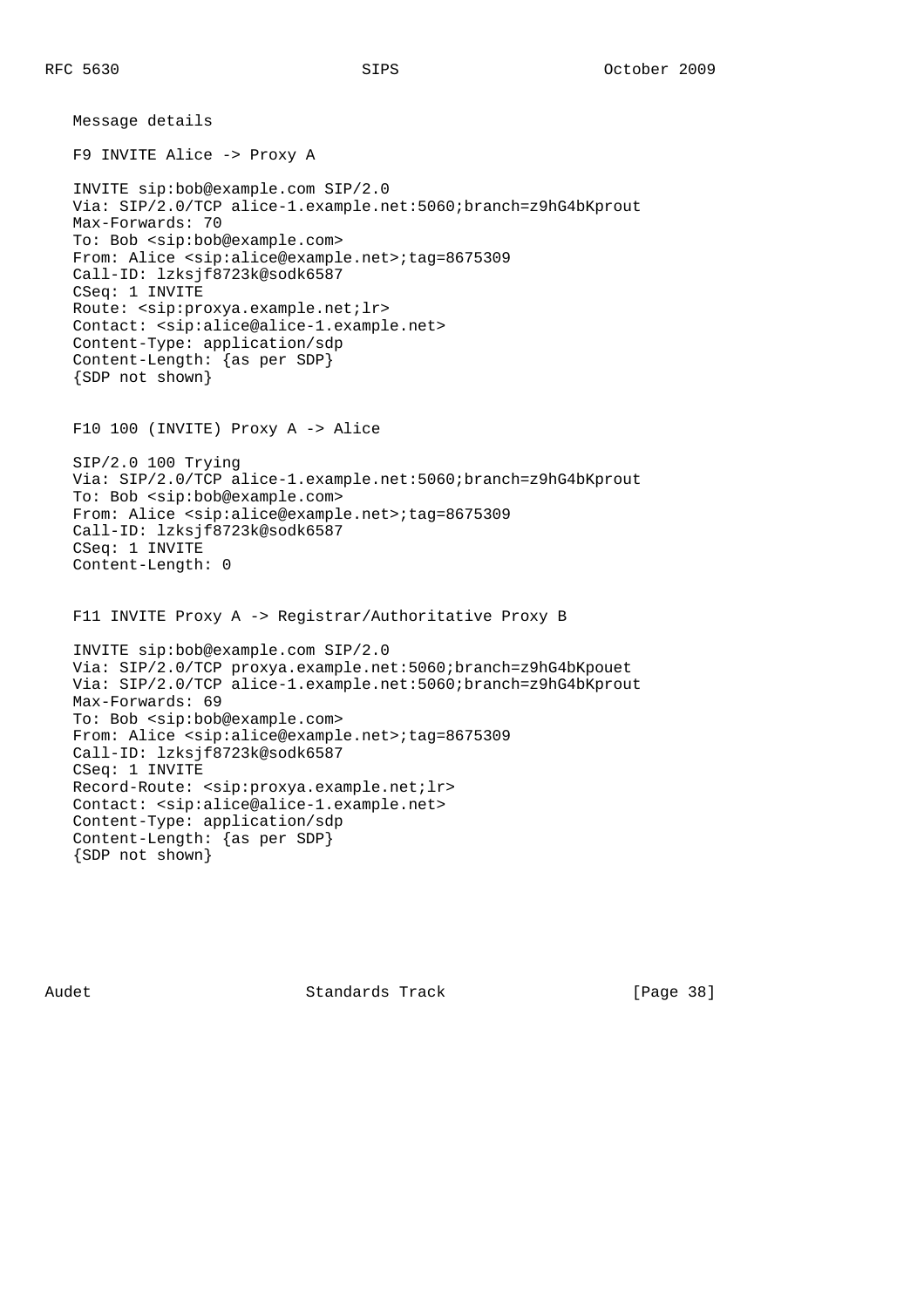Message details

F9 INVITE Alice -> Proxy A

```
INVITE sip:bob@example.com SIP/2.0
Via: SIP/2.0/TCP alice-1.example.net:5060;branch=z9hG4bKprout
Max-Forwards: 70
To: Bob <sip:bob@example.com>
From: Alice <sip:alice@example.net>;tag=8675309
Call-ID: lzksjf8723k@sodk6587
CSeq: 1 INVITE
Route: <sip:proxya.example.net;lr>
Contact: <sip:alice@alice-1.example.net>
Content-Type: application/sdp
Content-Length: {as per SDP}
{SDP not shown}
```

F10 100 (INVITE) Proxy A -> Alice

```
SIP/2.0 100 Trying
Via: SIP/2.0/TCP alice-1.example.net:5060;branch=z9hG4bKprout
To: Bob <sip:bob@example.com>
From: Alice <sip:alice@example.net>;tag=8675309
Call-ID: lzksjf8723k@sodk6587
CSeq: 1 INVITE
Content-Length: 0
```

F11 INVITE Proxy A -> Registrar/Authoritative Proxy B

```
INVITE sip:bob@example.com SIP/2.0
Via: SIP/2.0/TCP proxya.example.net:5060;branch=z9hG4bKpouet
Via: SIP/2.0/TCP alice-1.example.net:5060;branch=z9hG4bKprout
Max-Forwards: 69
To: Bob <sip:bob@example.com>
From: Alice <sip:alice@example.net>;tag=8675309
Call-ID: lzksjf8723k@sodk6587
CSeq: 1 INVITE
Record-Route: <sip:proxya.example.net;lr>
Contact: <sip:alice@alice-1.example.net>
Content-Type: application/sdp
Content-Length: {as per SDP}
{SDP not shown}
```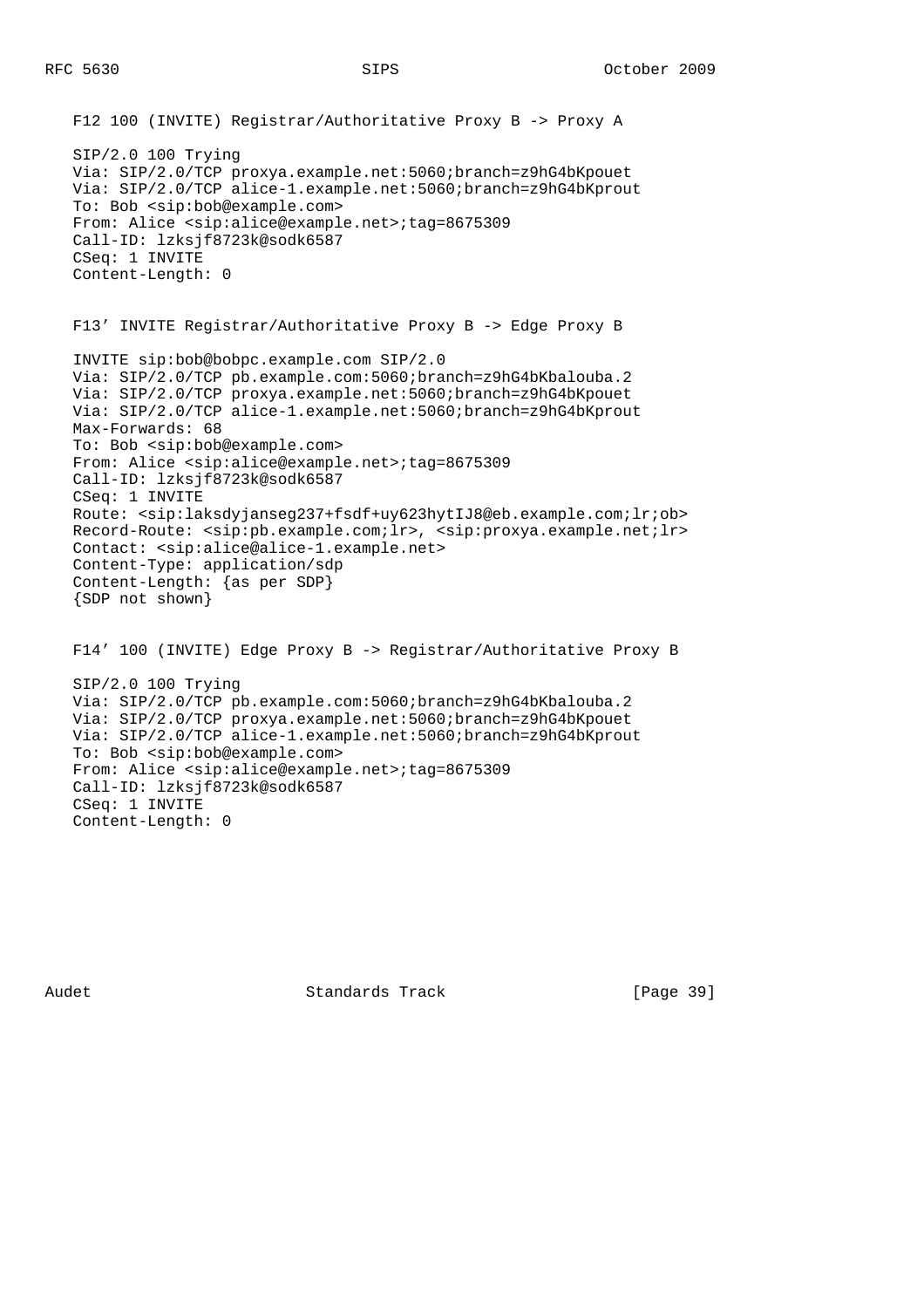F12 100 (INVITE) Registrar/Authoritative Proxy B -> Proxy A

```
SIP/2.0 100 Trying
Via: SIP/2.0/TCP proxya.example.net:5060;branch=z9hG4bKpouet
Via: SIP/2.0/TCP alice-1.example.net:5060;branch=z9hG4bKprout
To: Bob <sip:bob@example.com>
From: Alice <sip:alice@example.net>;tag=8675309
Call-ID: lzksjf8723k@sodk6587
CSeq: 1 INVITE
Content-Length: 0
```

F13' INVITE Registrar/Authoritative Proxy B -> Edge Proxy B

```
INVITE sip:bob@bobpc.example.com SIP/2.0
Via: SIP/2.0/TCP pb.example.com:5060;branch=z9hG4bKbalouba.2
Via: SIP/2.0/TCP proxya.example.net:5060;branch=z9hG4bKpouet
Via: SIP/2.0/TCP alice-1.example.net:5060;branch=z9hG4bKprout
Max-Forwards: 68
To: Bob <sip:bob@example.com>
From: Alice <sip:alice@example.net>;tag=8675309
Call-ID: lzksjf8723k@sodk6587
CSeq: 1 INVITE
Route: <sip:laksdyjanseg237+fsdf+uy623hytIJ8@eb.example.com;lr;ob>
Record-Route: <sip:pb.example.com;lr>, <sip:proxya.example.net;lr>
Contact: <sip:alice@alice-1.example.net>
Content-Type: application/sdp
Content-Length: {as per SDP}
{SDP not shown}
```

F14' 100 (INVITE) Edge Proxy B -> Registrar/Authoritative Proxy B

```
SIP/2.0 100 Trying
Via: SIP/2.0/TCP pb.example.com:5060;branch=z9hG4bKbalouba.2
Via: SIP/2.0/TCP proxya.example.net:5060;branch=z9hG4bKpouet
Via: SIP/2.0/TCP alice-1.example.net:5060;branch=z9hG4bKprout
To: Bob <sip:bob@example.com>
From: Alice <sip:alice@example.net>;tag=8675309
Call-ID: lzksjf8723k@sodk6587
CSeq: 1 INVITE
Content-Length: 0
```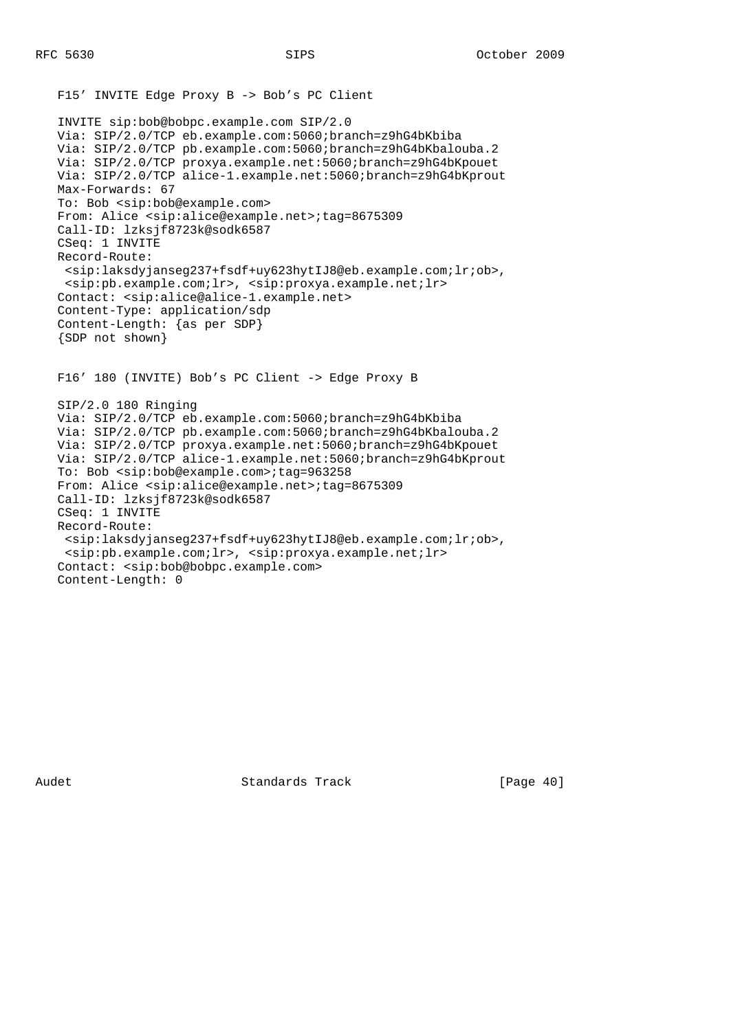F15' INVITE Edge Proxy B -> Bob's PC Client

```
INVITE sip:bob@bobpc.example.com SIP/2.0
Via: SIP/2.0/TCP eb.example.com:5060;branch=z9hG4bKbiba
Via: SIP/2.0/TCP pb.example.com:5060;branch=z9hG4bKbalouba.2
Via: SIP/2.0/TCP proxya.example.net:5060;branch=z9hG4bKpouet
Via: SIP/2.0/TCP alice-1.example.net:5060;branch=z9hG4bKprout
Max-Forwards: 67
To: Bob <sip:bob@example.com>
From: Alice <sip:alice@example.net>;tag=8675309
Call-ID: lzksjf8723k@sodk6587
CSeq: 1 INVITE
Record-Route:
 <sip:laksdyjanseg237+fsdf+uy623hytIJ8@eb.example.com;lr;ob>,
 <sip:pb.example.com;lr>, <sip:proxya.example.net;lr>
Contact: <sip:alice@alice-1.example.net>
Content-Type: application/sdp
Content-Length: {as per SDP}
{SDP not shown}
```

F16' 180 (INVITE) Bob's PC Client -> Edge Proxy B

```
SIP/2.0 180 Ringing
Via: SIP/2.0/TCP eb.example.com:5060;branch=z9hG4bKbiba
Via: SIP/2.0/TCP pb.example.com:5060;branch=z9hG4bKbalouba.2
Via: SIP/2.0/TCP proxya.example.net:5060;branch=z9hG4bKpouet
Via: SIP/2.0/TCP alice-1.example.net:5060;branch=z9hG4bKprout
To: Bob <sip:bob@example.com>;tag=963258
From: Alice <sip:alice@example.net>;tag=8675309
Call-ID: lzksjf8723k@sodk6587
CSeq: 1 INVITE
Record-Route:
 <sip:laksdyjanseg237+fsdf+uy623hytIJ8@eb.example.com;lr;ob>,
 <sip:pb.example.com;lr>, <sip:proxya.example.net;lr>
Contact: <sip:bob@bobpc.example.com>
Content-Length: 0
```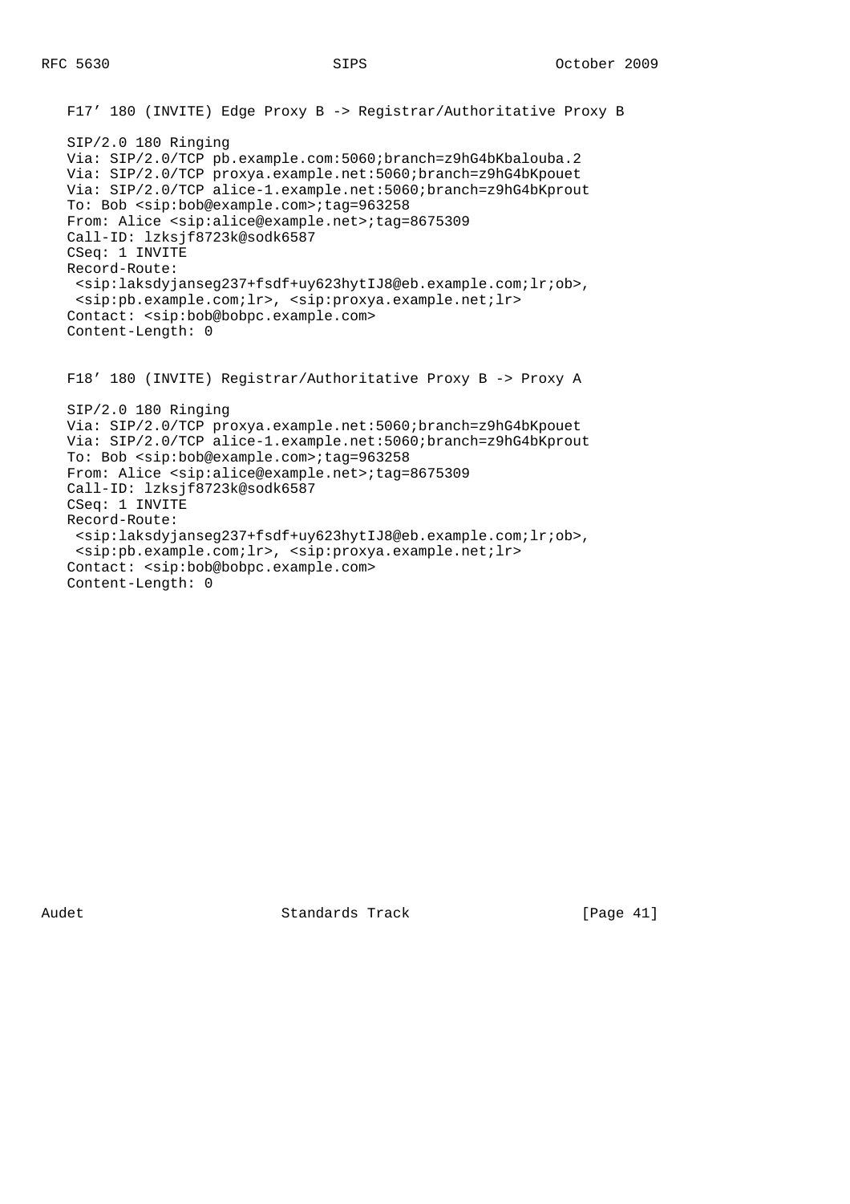F17’ 180 (INVITE) Edge Proxy B -> Registrar/Authoritative Proxy B

```
SIP/2.0 180 Ringing
Via: SIP/2.0/TCP pb.example.com:5060;branch=z9hG4bKbalouba.2
Via: SIP/2.0/TCP proxya.example.net:5060;branch=z9hG4bKpouet
Via: SIP/2.0/TCP alice-1.example.net:5060;branch=z9hG4bKprout
To: Bob <sip:bob@example.com>;tag=963258
From: Alice <sip:alice@example.net>;tag=8675309
Call-ID: lzksjf8723k@sodk6587
CSeq: 1 INVITE
Record-Route:
 <sip:laksdyjanseg237+fsdf+uy623hytIJ8@eb.example.com;lr;ob>,
 <sip:pb.example.com;lr>, <sip:proxya.example.net;lr>
Contact: <sip:bob@bobpc.example.com>
Content-Length: 0
```

F18’ 180 (INVITE) Registrar/Authoritative Proxy B -> Proxy A

```
SIP/2.0 180 Ringing
Via: SIP/2.0/TCP proxya.example.net:5060;branch=z9hG4bKpouet
Via: SIP/2.0/TCP alice-1.example.net:5060;branch=z9hG4bKprout
To: Bob <sip:bob@example.com>;tag=963258
From: Alice <sip:alice@example.net>;tag=8675309
Call-ID: lzksjf8723k@sodk6587
CSeq: 1 INVITE
Record-Route:
 <sip:laksdyjanseg237+fsdf+uy623hytIJ8@eb.example.com;lr;ob>,
 <sip:pb.example.com;lr>, <sip:proxya.example.net;lr>
Contact: <sip:bob@bobpc.example.com>
Content-Length: 0
```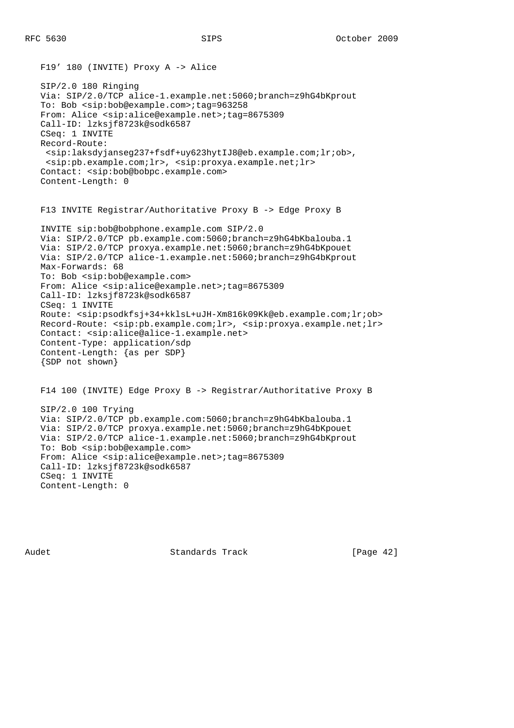F19’ 180 (INVITE) Proxy A -> Alice

```
SIP/2.0 180 Ringing
Via: SIP/2.0/TCP alice-1.example.net:5060;branch=z9hG4bKprout
To: Bob <sip:bob@example.com>;tag=963258
From: Alice <sip:alice@example.net>;tag=8675309
Call-ID: lzksjf8723k@sodk6587
CSeq: 1 INVITE
Record-Route:
 <sip:laksdyjanseg237+fsdf+uy623hytIJ8@eb.example.com;lr;ob>,
 <sip:pb.example.com;lr>, <sip:proxya.example.net;lr>
Contact: <sip:bob@bobpc.example.com>
Content-Length: 0
```

F13 INVITE Registrar/Authoritative Proxy B -> Edge Proxy B

```
INVITE sip:bob@bobphone.example.com SIP/2.0
Via: SIP/2.0/TCP pb.example.com:5060;branch=z9hG4bKbalouba.1
Via: SIP/2.0/TCP proxya.example.net:5060;branch=z9hG4bKpouet
Via: SIP/2.0/TCP alice-1.example.net:5060;branch=z9hG4bKprout
Max-Forwards: 68
To: Bob <sip:bob@example.com>
From: Alice <sip:alice@example.net>;tag=8675309
Call-ID: lzksjf8723k@sodk6587
CSeq: 1 INVITE
Route: <sip:psodkfsj+34+kklsL+uJH-Xm816k09Kk@eb.example.com;lr;ob>
Record-Route: <sip:pb.example.com;lr>, <sip:proxya.example.net;lr>
Contact: <sip:alice@alice-1.example.net>
Content-Type: application/sdp
Content-Length: {as per SDP}
{SDP not shown}
```

F14 100 (INVITE) Edge Proxy B -> Registrar/Authoritative Proxy B

```
SIP/2.0 100 Trying
Via: SIP/2.0/TCP pb.example.com:5060;branch=z9hG4bKbalouba.1
Via: SIP/2.0/TCP proxya.example.net:5060;branch=z9hG4bKpouet
Via: SIP/2.0/TCP alice-1.example.net:5060;branch=z9hG4bKprout
To: Bob <sip:bob@example.com>
From: Alice <sip:alice@example.net>;tag=8675309
Call-ID: lzksjf8723k@sodk6587
CSeq: 1 INVITE
Content-Length: 0
```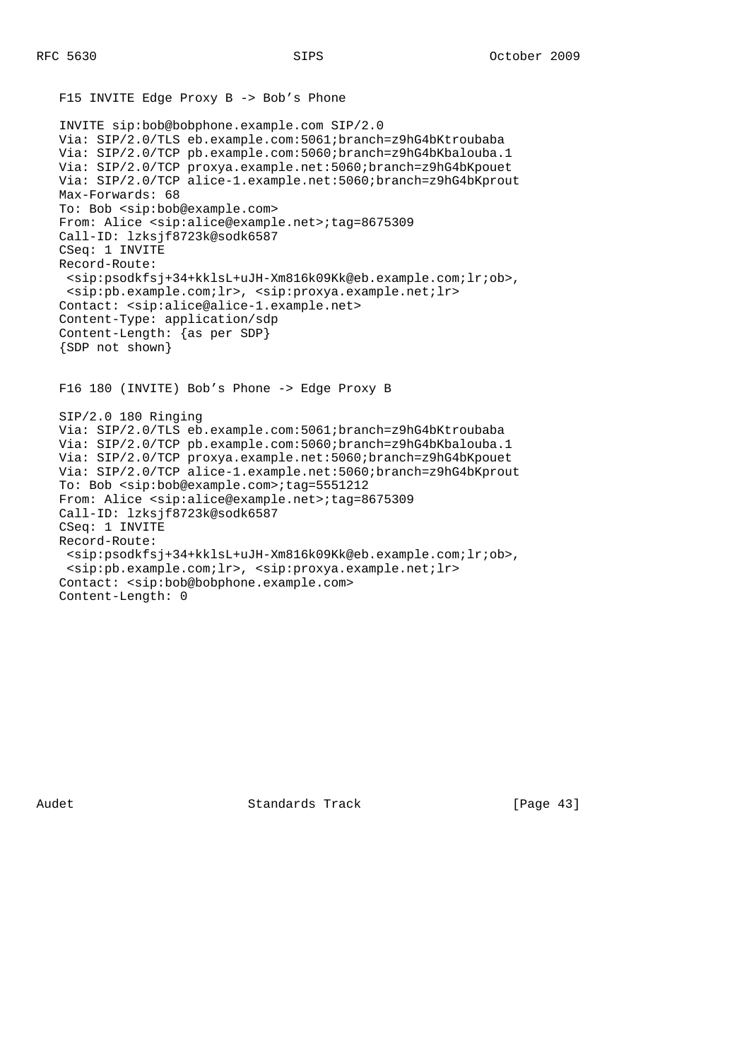F15 INVITE Edge Proxy B -> Bob's Phone

```
INVITE sip:bob@bobphone.example.com SIP/2.0
Via: SIP/2.0/TLS eb.example.com:5061;branch=z9hG4bKtroubaba
Via: SIP/2.0/TCP pb.example.com:5060;branch=z9hG4bKbalouba.1
Via: SIP/2.0/TCP proxya.example.net:5060;branch=z9hG4bKpouet
Via: SIP/2.0/TCP alice-1.example.net:5060;branch=z9hG4bKprout
Max-Forwards: 68
To: Bob <sip:bob@example.com>
From: Alice <sip:alice@example.net>;tag=8675309
Call-ID: lzksjf8723k@sodk6587
CSeq: 1 INVITE
Record-Route:
 <sip:psodkfsj+34+kklsL+uJH-Xm816k09Kk@eb.example.com;lr;ob>,
 <sip:pb.example.com;lr>, <sip:proxya.example.net;lr>
Contact: <sip:alice@alice-1.example.net>
Content-Type: application/sdp
Content-Length: {as per SDP}
{SDP not shown}
```

F16 180 (INVITE) Bob's Phone -> Edge Proxy B

```
SIP/2.0 180 Ringing
Via: SIP/2.0/TLS eb.example.com:5061;branch=z9hG4bKtroubaba
Via: SIP/2.0/TCP pb.example.com:5060;branch=z9hG4bKbalouba.1
Via: SIP/2.0/TCP proxya.example.net:5060;branch=z9hG4bKpouet
Via: SIP/2.0/TCP alice-1.example.net:5060;branch=z9hG4bKprout
To: Bob <sip:bob@example.com>;tag=5551212
From: Alice <sip:alice@example.net>;tag=8675309
Call-ID: lzksjf8723k@sodk6587
CSeq: 1 INVITE
Record-Route:
 <sip:psodkfsj+34+kklsL+uJH-Xm816k09Kk@eb.example.com;lr;ob>,
 <sip:pb.example.com;lr>, <sip:proxya.example.net;lr>
Contact: <sip:bob@bobphone.example.com>
Content-Length: 0
```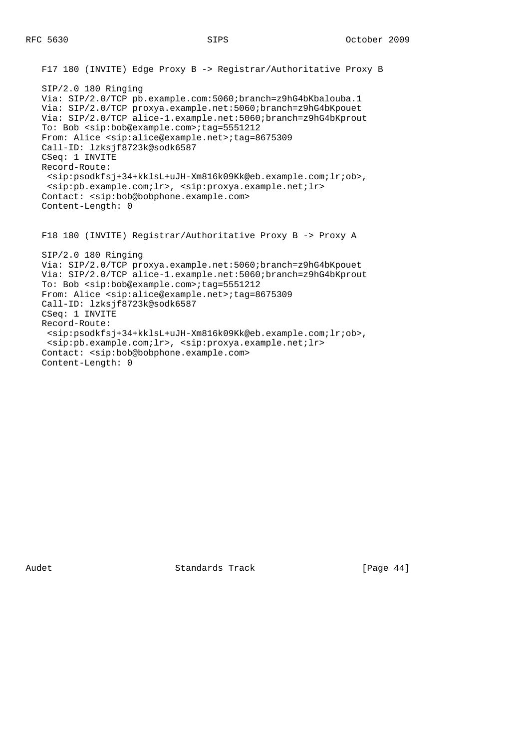F17 180 (INVITE) Edge Proxy B -> Registrar/Authoritative Proxy B

```
SIP/2.0 180 Ringing
Via: SIP/2.0/TCP pb.example.com:5060;branch=z9hG4bKbalouba.1
Via: SIP/2.0/TCP proxya.example.net:5060;branch=z9hG4bKpouet
Via: SIP/2.0/TCP alice-1.example.net:5060;branch=z9hG4bKprout
To: Bob <sip:bob@example.com>;tag=5551212
From: Alice <sip:alice@example.net>;tag=8675309
Call-ID: lzksjf8723k@sodk6587
CSeq: 1 INVITE
Record-Route:
 <sip:psodkfsj+34+kklsL+uJH-Xm816k09Kk@eb.example.com;lr;ob>,
 <sip:pb.example.com;lr>, <sip:proxya.example.net;lr>
Contact: <sip:bob@bobphone.example.com>
Content-Length: 0
```

F18 180 (INVITE) Registrar/Authoritative Proxy B -> Proxy A

```
SIP/2.0 180 Ringing
Via: SIP/2.0/TCP proxya.example.net:5060;branch=z9hG4bKpouet
Via: SIP/2.0/TCP alice-1.example.net:5060;branch=z9hG4bKprout
To: Bob <sip:bob@example.com>;tag=5551212
From: Alice <sip:alice@example.net>;tag=8675309
Call-ID: lzksjf8723k@sodk6587
CSeq: 1 INVITE
Record-Route:
 <sip:psodkfsj+34+kklsL+uJH-Xm816k09Kk@eb.example.com;lr;ob>,
 <sip:pb.example.com;lr>, <sip:proxya.example.net;lr>
Contact: <sip:bob@bobphone.example.com>
Content-Length: 0
```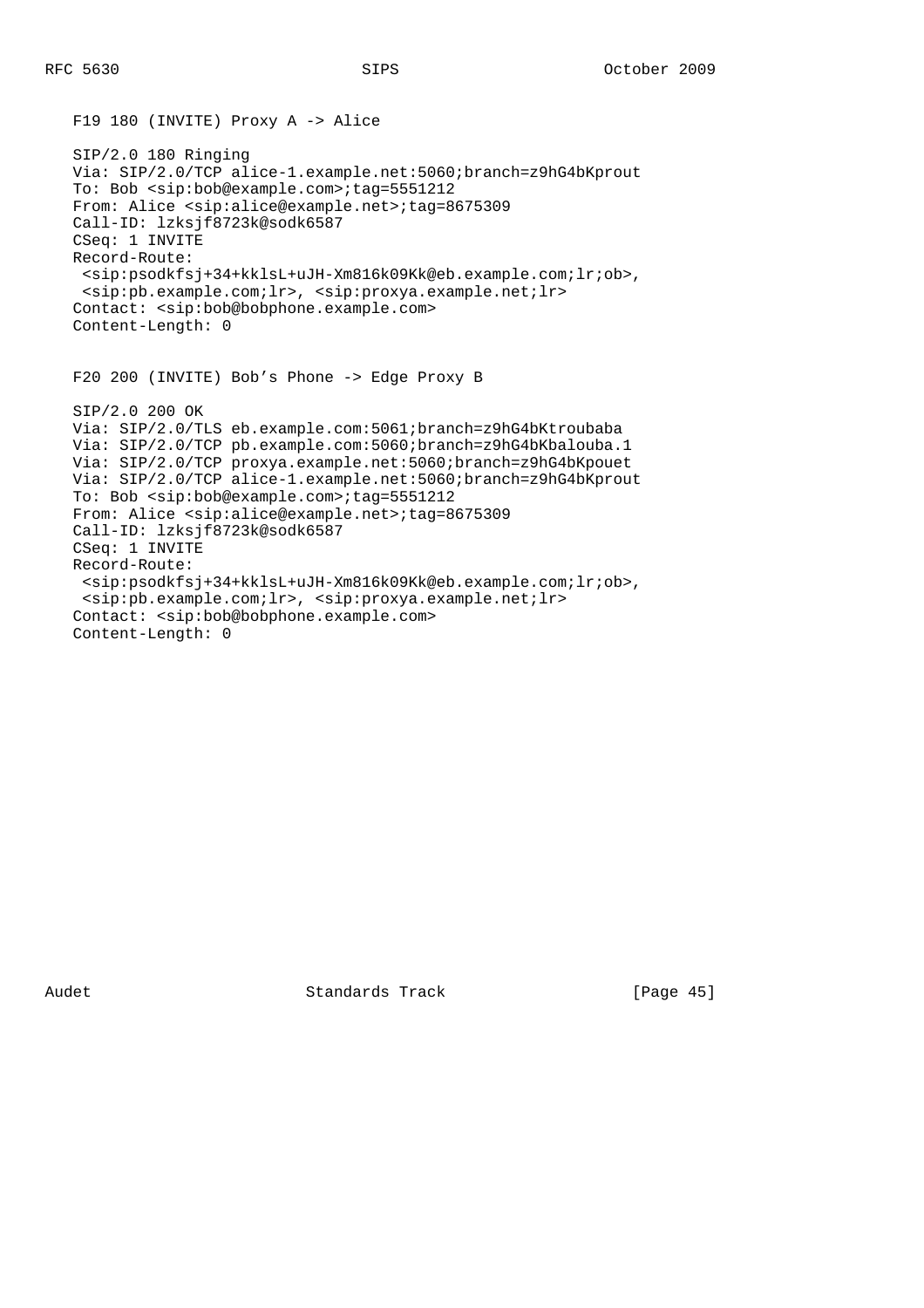F19 180 (INVITE) Proxy A -> Alice

```
SIP/2.0 180 Ringing
Via: SIP/2.0/TCP alice-1.example.net:5060;branch=z9hG4bKprout
To: Bob <sip:bob@example.com>;tag=5551212
From: Alice <sip:alice@example.net>;tag=8675309
Call-ID: lzksjf8723k@sodk6587
CSeq: 1 INVITE
Record-Route:
 <sip:psodkfsj+34+kklsL+uJH-Xm816k09Kk@eb.example.com;lr;ob>,
 <sip:pb.example.com;lr>, <sip:proxya.example.net;lr>
Contact: <sip:bob@bobphone.example.com>
Content-Length: 0
```

F20 200 (INVITE) Bob's Phone -> Edge Proxy B

```
SIP/2.0 200 OK
Via: SIP/2.0/TLS eb.example.com:5061;branch=z9hG4bKtroubaba
Via: SIP/2.0/TCP pb.example.com:5060;branch=z9hG4bKbalouba.1
Via: SIP/2.0/TCP proxya.example.net:5060;branch=z9hG4bKpouet
Via: SIP/2.0/TCP alice-1.example.net:5060;branch=z9hG4bKprout
To: Bob <sip:bob@example.com>;tag=5551212
From: Alice <sip:alice@example.net>;tag=8675309
Call-ID: lzksjf8723k@sodk6587
CSeq: 1 INVITE
Record-Route:
 <sip:psodkfsj+34+kklsL+uJH-Xm816k09Kk@eb.example.com;lr;ob>,
 <sip:pb.example.com;lr>, <sip:proxya.example.net;lr>
Contact: <sip:bob@bobphone.example.com>
Content-Length: 0
```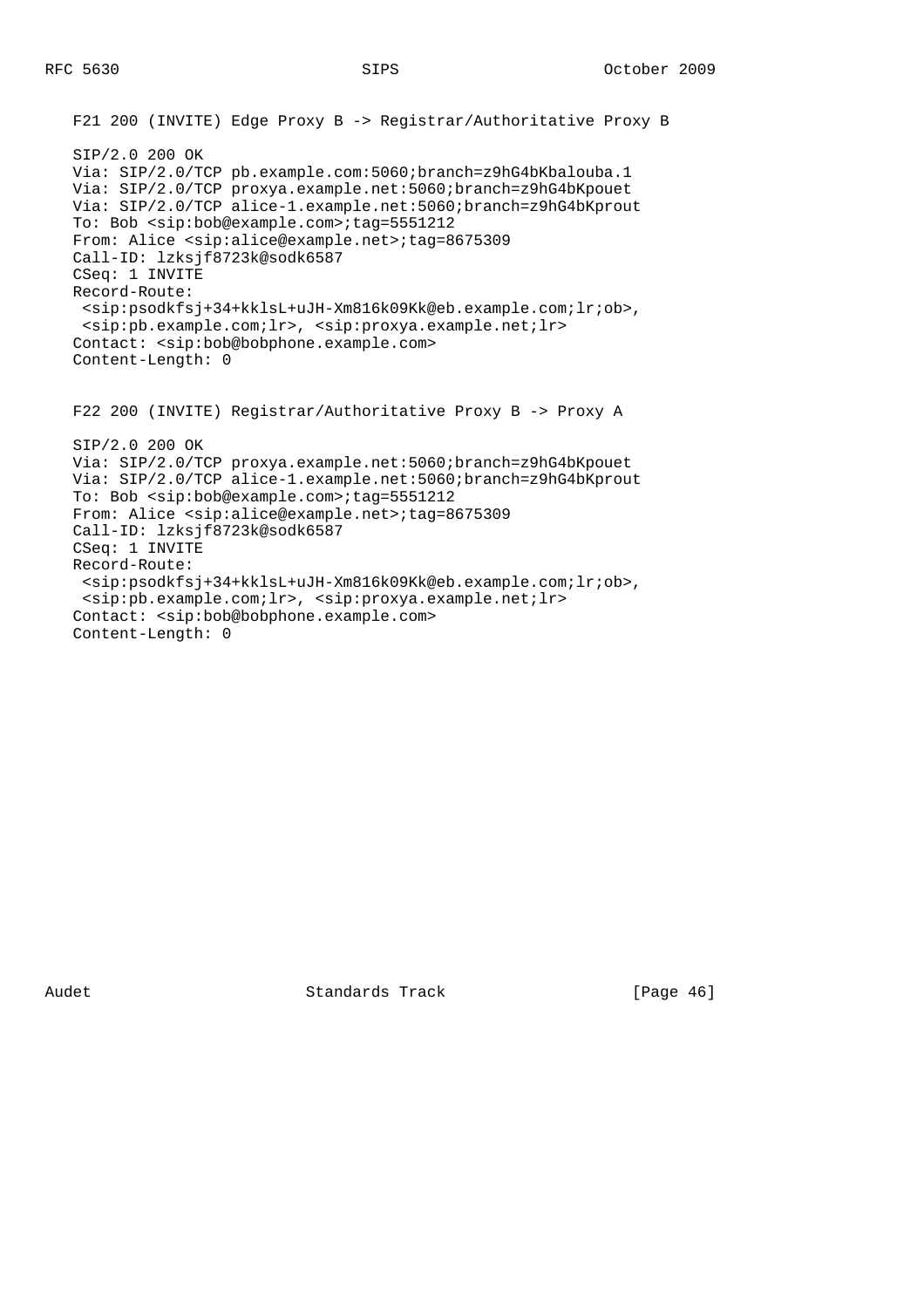F21 200 (INVITE) Edge Proxy B -> Registrar/Authoritative Proxy B

```
SIP/2.0 200 OK
Via: SIP/2.0/TCP pb.example.com:5060;branch=z9hG4bKbalouba.1
Via: SIP/2.0/TCP proxya.example.net:5060;branch=z9hG4bKpouet
Via: SIP/2.0/TCP alice-1.example.net:5060;branch=z9hG4bKprout
To: Bob <sip:bob@example.com>;tag=5551212
From: Alice <sip:alice@example.net>;tag=8675309
Call-ID: lzksjf8723k@sodk6587
CSeq: 1 INVITE
Record-Route:
 <sip:psodkfsj+34+kklsL+uJH-Xm816k09Kk@eb.example.com;lr;ob>,
 <sip:pb.example.com;lr>, <sip:proxya.example.net;lr>
Contact: <sip:bob@bobphone.example.com>
Content-Length: 0
```

F22 200 (INVITE) Registrar/Authoritative Proxy B -> Proxy A

```
SIP/2.0 200 OK
Via: SIP/2.0/TCP proxya.example.net:5060;branch=z9hG4bKpouet
Via: SIP/2.0/TCP alice-1.example.net:5060;branch=z9hG4bKprout
To: Bob <sip:bob@example.com>;tag=5551212
From: Alice <sip:alice@example.net>;tag=8675309
Call-ID: lzksjf8723k@sodk6587
CSeq: 1 INVITE
Record-Route:
 <sip:psodkfsj+34+kklsL+uJH-Xm816k09Kk@eb.example.com;lr;ob>,
 <sip:pb.example.com;lr>, <sip:proxya.example.net;lr>
Contact: <sip:bob@bobphone.example.com>
Content-Length: 0
```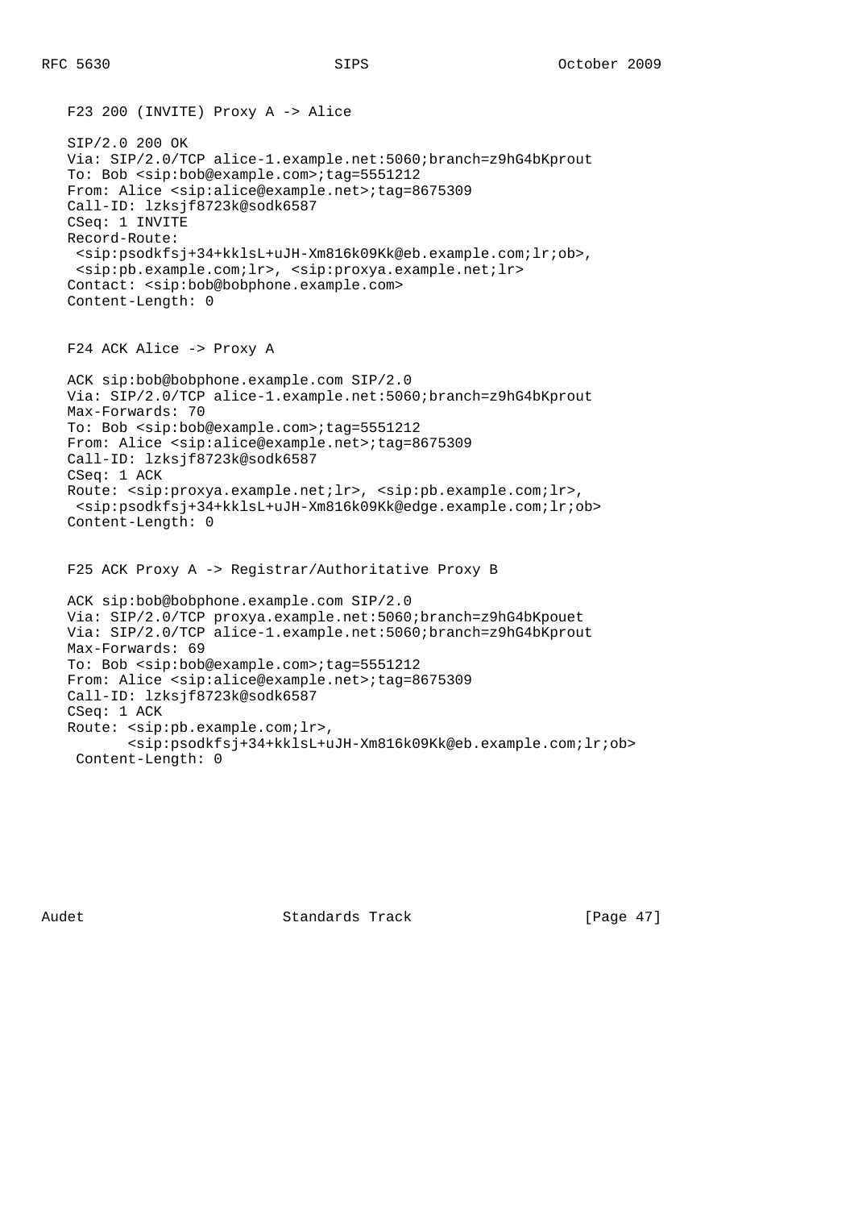F23 200 (INVITE) Proxy A -> Alice

```
SIP/2.0 200 OK
Via: SIP/2.0/TCP alice-1.example.net:5060;branch=z9hG4bKprout
To: Bob <sip:bob@example.com>;tag=5551212
From: Alice <sip:alice@example.net>;tag=8675309
Call-ID: lzksjf8723k@sodk6587
CSeq: 1 INVITE
Record-Route:
 <sip:psodkfsj+34+kklsL+uJH-Xm816k09Kk@eb.example.com;lr;ob>,
 <sip:pb.example.com;lr>, <sip:proxya.example.net;lr>
Contact: <sip:bob@bobphone.example.com>
Content-Length: 0
```

F24 ACK Alice -> Proxy A

```
ACK sip:bob@bobphone.example.com SIP/2.0
Via: SIP/2.0/TCP alice-1.example.net:5060;branch=z9hG4bKprout
Max-Forwards: 70
To: Bob <sip:bob@example.com>;tag=5551212
From: Alice <sip:alice@example.net>;tag=8675309
Call-ID: lzksjf8723k@sodk6587
CSeq: 1 ACK
Route: <sip:proxya.example.net;lr>, <sip:pb.example.com;lr>,
 <sip:psodkfsj+34+kklsL+uJH-Xm816k09Kk@edge.example.com;lr;ob>
Content-Length: 0
```

F25 ACK Proxy A -> Registrar/Authoritative Proxy B

```
ACK sip:bob@bobphone.example.com SIP/2.0
Via: SIP/2.0/TCP proxya.example.net:5060;branch=z9hG4bKpouet
Via: SIP/2.0/TCP alice-1.example.net:5060;branch=z9hG4bKprout
Max-Forwards: 69
To: Bob <sip:bob@example.com>;tag=5551212
From: Alice <sip:alice@example.net>;tag=8675309
Call-ID: lzksjf8723k@sodk6587
CSeq: 1 ACK
Route: <sip:pb.example.com;lr>,
       <sip:psodkfsj+34+kklsL+uJH-Xm816k09Kk@eb.example.com;lr;ob>
 Content-Length: 0
```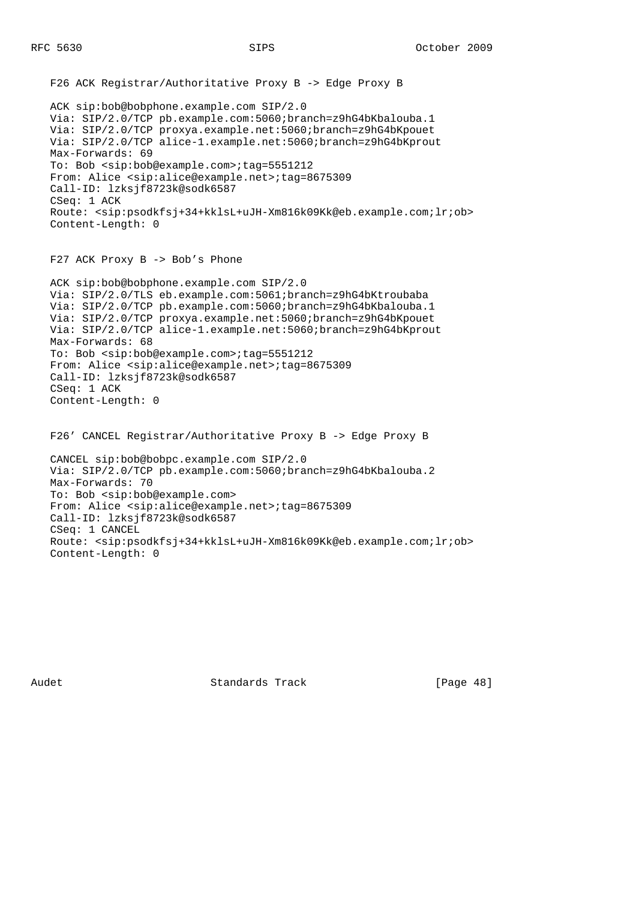F26 ACK Registrar/Authoritative Proxy B -> Edge Proxy B

```
ACK sip:bob@bobphone.example.com SIP/2.0
Via: SIP/2.0/TCP pb.example.com:5060;branch=z9hG4bKbalouba.1
Via: SIP/2.0/TCP proxya.example.net:5060;branch=z9hG4bKpouet
Via: SIP/2.0/TCP alice-1.example.net:5060;branch=z9hG4bKprout
Max-Forwards: 69
To: Bob <sip:bob@example.com>;tag=5551212
From: Alice <sip:alice@example.net>;tag=8675309
Call-ID: lzksjf8723k@sodk6587
CSeq: 1 ACK
Route: <sip:psodkfsj+34+kklsL+uJH-Xm816k09Kk@eb.example.com;lr;ob>
Content-Length: 0
```

F27 ACK Proxy B -> Bob's Phone

```
ACK sip:bob@bobphone.example.com SIP/2.0
Via: SIP/2.0/TLS eb.example.com:5061;branch=z9hG4bKtroubaba
Via: SIP/2.0/TCP pb.example.com:5060;branch=z9hG4bKbalouba.1
Via: SIP/2.0/TCP proxya.example.net:5060;branch=z9hG4bKpouet
Via: SIP/2.0/TCP alice-1.example.net:5060;branch=z9hG4bKprout
Max-Forwards: 68
To: Bob <sip:bob@example.com>;tag=5551212
From: Alice <sip:alice@example.net>;tag=8675309
Call-ID: lzksjf8723k@sodk6587
CSeq: 1 ACK
Content-Length: 0
```

F26' CANCEL Registrar/Authoritative Proxy B -> Edge Proxy B

```
CANCEL sip:bob@bobpc.example.com SIP/2.0
Via: SIP/2.0/TCP pb.example.com:5060;branch=z9hG4bKbalouba.2
Max-Forwards: 70
To: Bob <sip:bob@example.com>
From: Alice <sip:alice@example.net>;tag=8675309
Call-ID: lzksjf8723k@sodk6587
CSeq: 1 CANCEL
Route: <sip:psodkfsj+34+kklsL+uJH-Xm816k09Kk@eb.example.com;lr;ob>
Content-Length: 0
```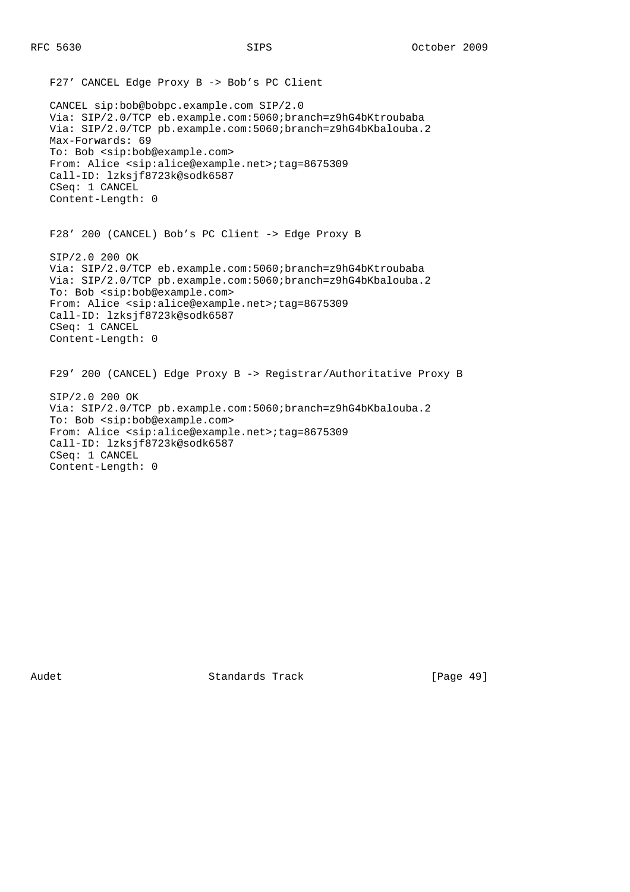F27' CANCEL Edge Proxy B -> Bob's PC Client

```
CANCEL sip:bob@bobpc.example.com SIP/2.0
Via: SIP/2.0/TCP eb.example.com:5060;branch=z9hG4bKtroubaba
Via: SIP/2.0/TCP pb.example.com:5060;branch=z9hG4bKbalouba.2
Max-Forwards: 69
To: Bob <sip:bob@example.com>
From: Alice <sip:alice@example.net>;tag=8675309
Call-ID: lzksjf8723k@sodk6587
CSeq: 1 CANCEL
Content-Length: 0
```

F28' 200 (CANCEL) Bob's PC Client -> Edge Proxy B

```
SIP/2.0 200 OK
Via: SIP/2.0/TCP eb.example.com:5060;branch=z9hG4bKtroubaba
Via: SIP/2.0/TCP pb.example.com:5060;branch=z9hG4bKbalouba.2
To: Bob <sip:bob@example.com>
From: Alice <sip:alice@example.net>;tag=8675309
Call-ID: lzksjf8723k@sodk6587
CSeq: 1 CANCEL
Content-Length: 0
```

F29' 200 (CANCEL) Edge Proxy B -> Registrar/Authoritative Proxy B

```
SIP/2.0 200 OK
Via: SIP/2.0/TCP pb.example.com:5060;branch=z9hG4bKbalouba.2
To: Bob <sip:bob@example.com>
From: Alice <sip:alice@example.net>;tag=8675309
Call-ID: lzksjf8723k@sodk6587
CSeq: 1 CANCEL
Content-Length: 0
```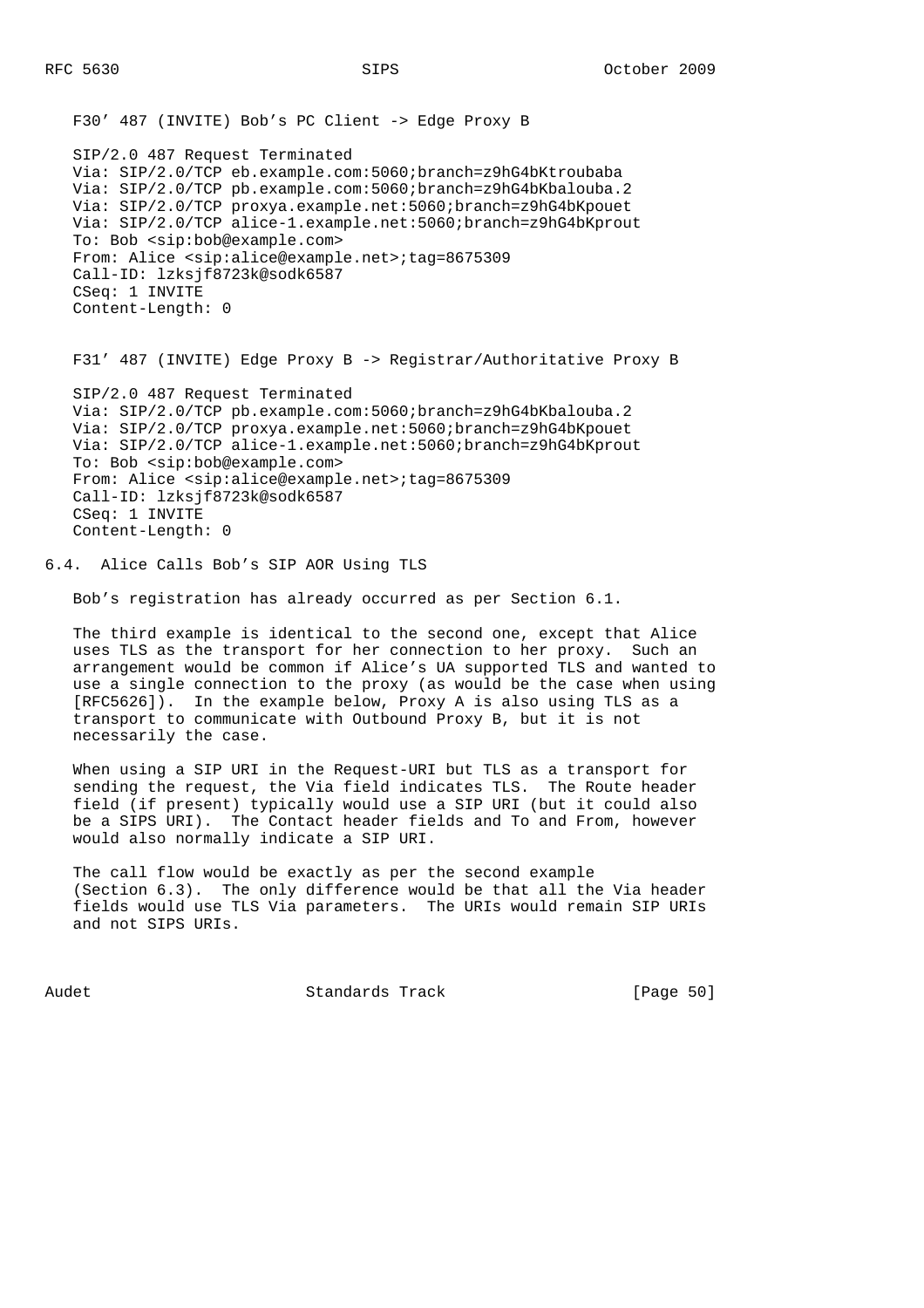F30' 487 (INVITE) Bob's PC Client -> Edge Proxy B

```
SIP/2.0 487 Request Terminated
Via: SIP/2.0/TCP eb.example.com:5060;branch=z9hG4bKtroubaba
Via: SIP/2.0/TCP pb.example.com:5060;branch=z9hG4bKbalouba.2
Via: SIP/2.0/TCP proxya.example.net:5060;branch=z9hG4bKpouet
Via: SIP/2.0/TCP alice-1.example.net:5060;branch=z9hG4bKprout
To: Bob <sip:bob@example.com>
From: Alice <sip:alice@example.net>;tag=8675309
Call-ID: lzksjf8723k@sodk6587
CSeq: 1 INVITE
Content-Length: 0
```

F31' 487 (INVITE) Edge Proxy B -> Registrar/Authoritative Proxy B

```
SIP/2.0 487 Request Terminated
Via: SIP/2.0/TCP pb.example.com:5060;branch=z9hG4bKbalouba.2
Via: SIP/2.0/TCP proxya.example.net:5060;branch=z9hG4bKpouet
Via: SIP/2.0/TCP alice-1.example.net:5060;branch=z9hG4bKprout
To: Bob <sip:bob@example.com>
From: Alice <sip:alice@example.net>;tag=8675309
Call-ID: lzksjf8723k@sodk6587
CSeq: 1 INVITE
Content-Length: 0
```

### 6.4. Alice Calls Bob's SIP AOR Using TLS

Bob's registration has already occurred as per Section 6.1.

The third example is identical to the second one, except that Alice uses TLS as the transport for her connection to her proxy. Such an arrangement would be common if Alice's UA supported TLS and wanted to use a single connection to the proxy (as would be the case when using [RFC5626]). In the example below, Proxy A is also using TLS as a transport to communicate with Outbound Proxy B, but it is not necessarily the case.

When using a SIP URI in the Request-URI but TLS as a transport for sending the request, the Via field indicates TLS. The Route header field (if present) typically would use a SIP URI (but it could also be a SIPS URI). The Contact header fields and To and From, however would also normally indicate a SIP URI.

The call flow would be exactly as per the second example (Section 6.3). The only difference would be that all the Via header fields would use TLS Via parameters. The URIs would remain SIP URIs and not SIPS URIs.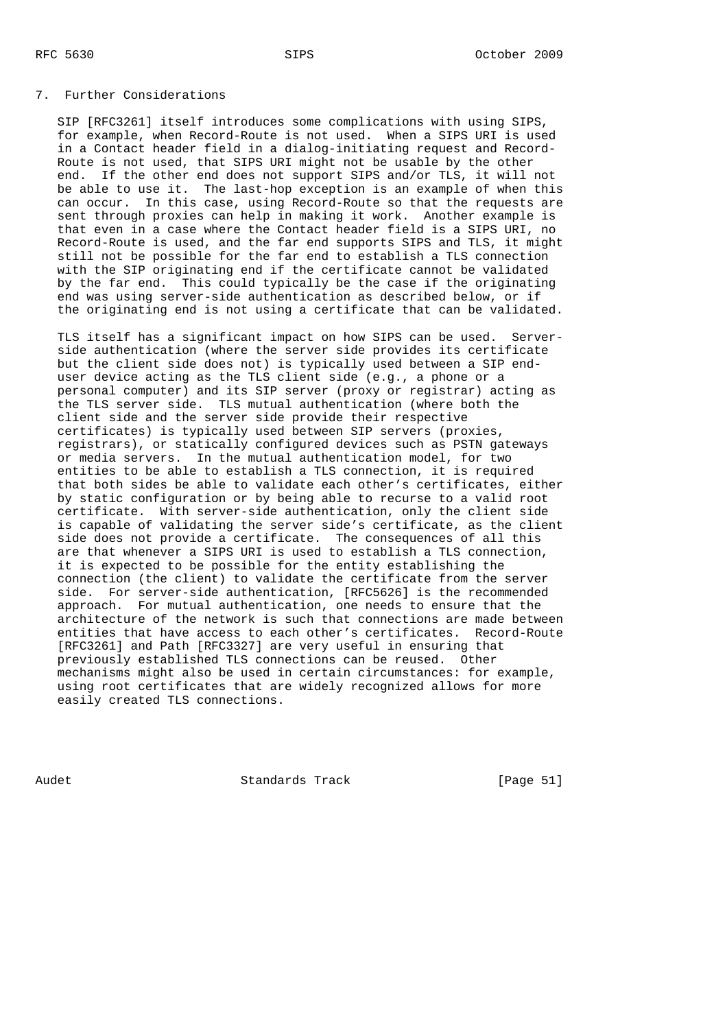## 7. Further Considerations

SIP [RFC3261] itself introduces some complications with using SIPS, for example, when Record-Route is not used. When a SIPS URI is used in a Contact header field in a dialog-initiating request and Record-Route is not used, that SIPS URI might not be usable by the other end. If the other end does not support SIPS and/or TLS, it will not be able to use it. The last-hop exception is an example of when this can occur. In this case, using Record-Route so that the requests are sent through proxies can help in making it work. Another example is that even in a case where the Contact header field is a SIPS URI, no Record-Route is used, and the far end supports SIPS and TLS, it might still not be possible for the far end to establish a TLS connection with the SIP originating end if the certificate cannot be validated by the far end. This could typically be the case if the originating end was using server-side authentication as described below, or if the originating end is not using a certificate that can be validated.

TLS itself has a significant impact on how SIPS can be used. Server-side authentication (where the server side provides its certificate but the client side does not) is typically used between a SIP end-user device acting as the TLS client side (e.g., a phone or a personal computer) and its SIP server (proxy or registrar) acting as the TLS server side. TLS mutual authentication (where both the client side and the server side provide their respective certificates) is typically used between SIP servers (proxies, registrars), or statically configured devices such as PSTN gateways or media servers. In the mutual authentication model, for two entities to be able to establish a TLS connection, it is required that both sides be able to validate each other's certificates, either by static configuration or by being able to recurse to a valid root certificate. With server-side authentication, only the client side is capable of validating the server side's certificate, as the client side does not provide a certificate. The consequences of all this are that whenever a SIPS URI is used to establish a TLS connection, it is expected to be possible for the entity establishing the connection (the client) to validate the certificate from the server side. For server-side authentication, [RFC5626] is the recommended approach. For mutual authentication, one needs to ensure that the architecture of the network is such that connections are made between entities that have access to each other's certificates. Record-Route [RFC3261] and Path [RFC3327] are very useful in ensuring that previously established TLS connections can be reused. Other mechanisms might also be used in certain circumstances: for example, using root certificates that are widely recognized allows for more easily created TLS connections.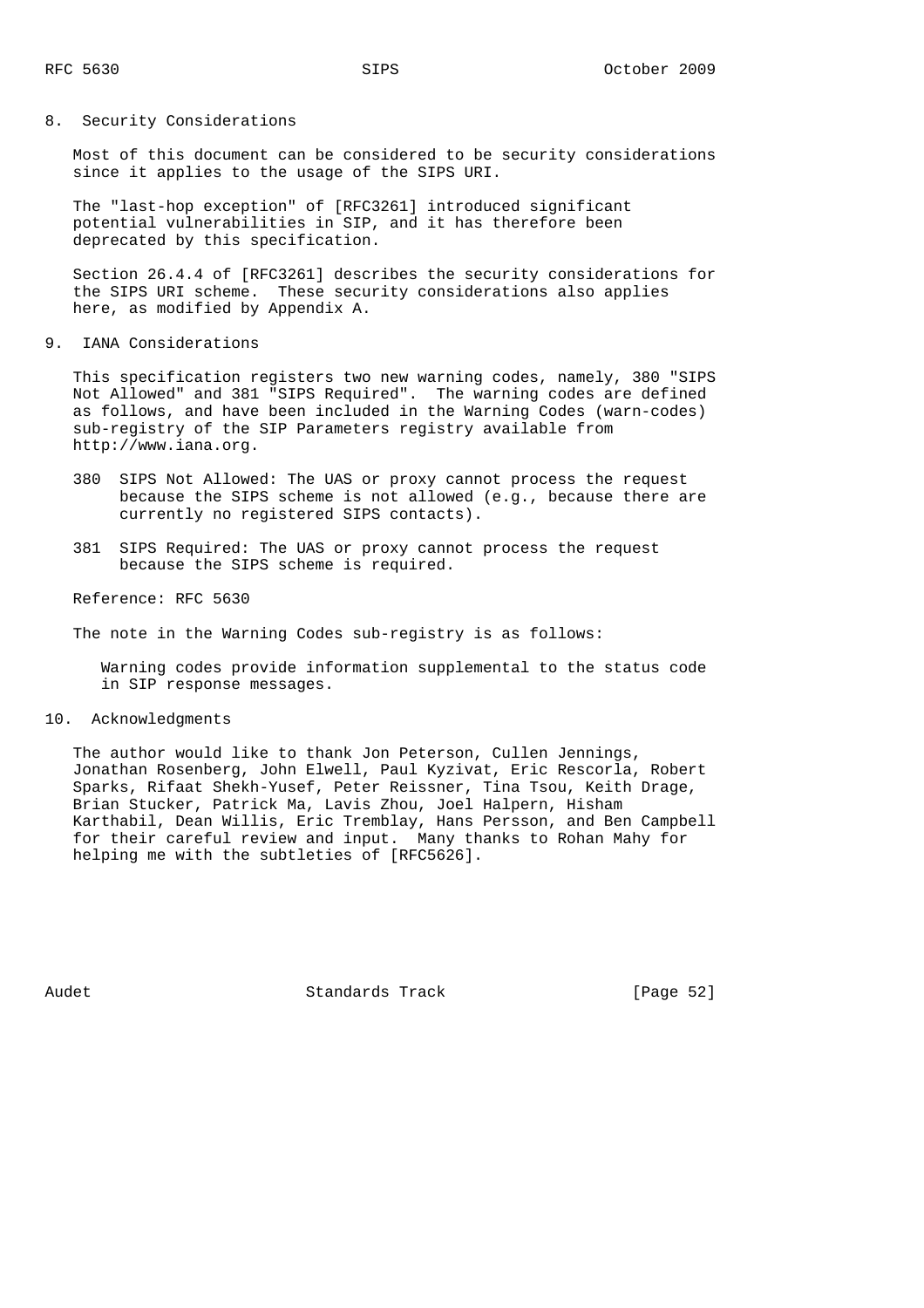## 8. Security Considerations

Most of this document can be considered to be security considerations since it applies to the usage of the SIPS URI.

The "last-hop exception" of [RFC3261] introduced significant potential vulnerabilities in SIP, and it has therefore been deprecated by this specification.

Section 26.4.4 of [RFC3261] describes the security considerations for the SIPS URI scheme. These security considerations also applies here, as modified by Appendix A.

## 9. IANA Considerations

This specification registers two new warning codes, namely, 380 "SIPS Not Allowed" and 381 "SIPS Required". The warning codes are defined as follows, and have been included in the Warning Codes (warn-codes) sub-registry of the SIP Parameters registry available from http://www.iana.org.

380 SIPS Not Allowed: The UAS or proxy cannot process the request because the SIPS scheme is not allowed (e.g., because there are currently no registered SIPS contacts).

381 SIPS Required: The UAS or proxy cannot process the request because the SIPS scheme is required.

Reference: RFC 5630

The note in the Warning Codes sub-registry is as follows:

> Warning codes provide information supplemental to the status code in SIP response messages.

## 10. Acknowledgments

The author would like to thank Jon Peterson, Cullen Jennings, Jonathan Rosenberg, John Elwell, Paul Kyzivat, Eric Rescorla, Robert Sparks, Rifaat Shekh-Yusef, Peter Reissner, Tina Tsou, Keith Drage, Brian Stucker, Patrick Ma, Lavis Zhou, Joel Halpern, Hisham Karthabil, Dean Willis, Eric Tremblay, Hans Persson, and Ben Campbell for their careful review and input. Many thanks to Rohan Mahy for helping me with the subtleties of [RFC5626].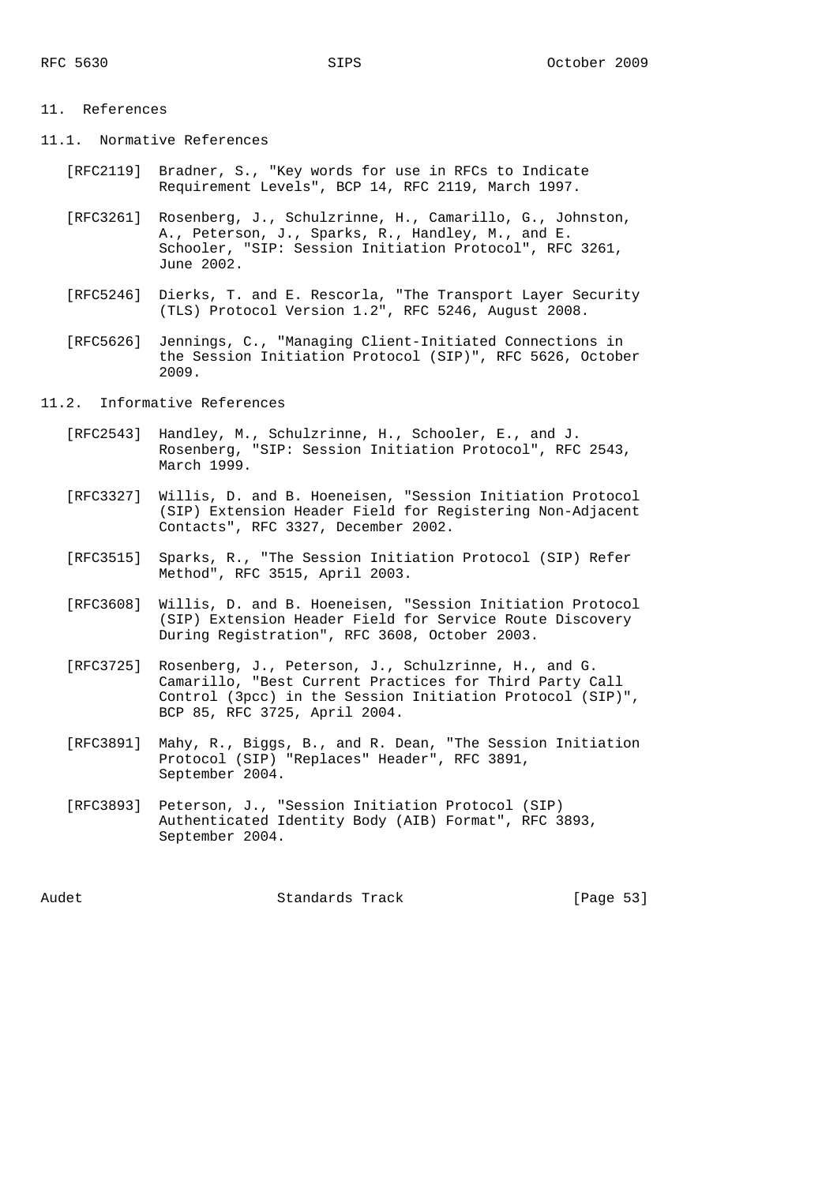## 11. References

### 11.1. Normative References

[RFC2119] Bradner, S., "Key words for use in RFCs to Indicate Requirement Levels", BCP 14, RFC 2119, March 1997.

[RFC3261] Rosenberg, J., Schulzrinne, H., Camarillo, G., Johnston, A., Peterson, J., Sparks, R., Handley, M., and E. Schooler, "SIP: Session Initiation Protocol", RFC 3261, June 2002.

[RFC5246] Dierks, T. and E. Rescorla, "The Transport Layer Security (TLS) Protocol Version 1.2", RFC 5246, August 2008.

[RFC5626] Jennings, C., "Managing Client-Initiated Connections in the Session Initiation Protocol (SIP)", RFC 5626, October 2009.

### 11.2. Informative References

[RFC2543] Handley, M., Schulzrinne, H., Schooler, E., and J. Rosenberg, "SIP: Session Initiation Protocol", RFC 2543, March 1999.

[RFC3327] Willis, D. and B. Hoeneisen, "Session Initiation Protocol (SIP) Extension Header Field for Registering Non-Adjacent Contacts", RFC 3327, December 2002.

[RFC3515] Sparks, R., "The Session Initiation Protocol (SIP) Refer Method", RFC 3515, April 2003.

[RFC3608] Willis, D. and B. Hoeneisen, "Session Initiation Protocol (SIP) Extension Header Field for Service Route Discovery During Registration", RFC 3608, October 2003.

[RFC3725] Rosenberg, J., Peterson, J., Schulzrinne, H., and G. Camarillo, "Best Current Practices for Third Party Call Control (3pcc) in the Session Initiation Protocol (SIP)", BCP 85, RFC 3725, April 2004.

[RFC3891] Mahy, R., Biggs, B., and R. Dean, "The Session Initiation Protocol (SIP) "Replaces" Header", RFC 3891, September 2004.

[RFC3893] Peterson, J., "Session Initiation Protocol (SIP) Authenticated Identity Body (AIB) Format", RFC 3893, September 2004.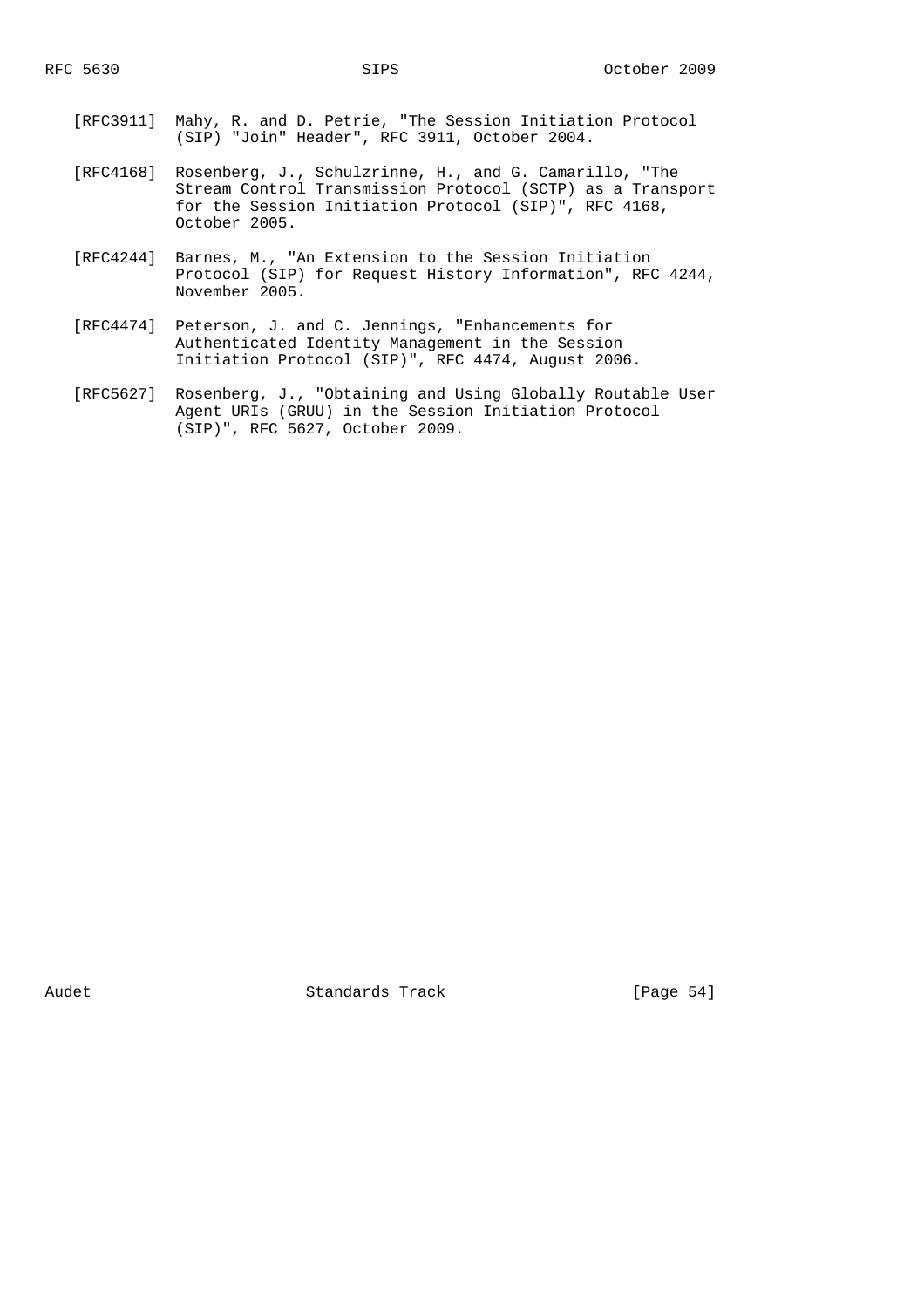[RFC3911] Mahy, R. and D. Petrie, "The Session Initiation Protocol (SIP) "Join" Header", RFC 3911, October 2004.

[RFC4168] Rosenberg, J., Schulzrinne, H., and G. Camarillo, "The Stream Control Transmission Protocol (SCTP) as a Transport for the Session Initiation Protocol (SIP)", RFC 4168, October 2005.

[RFC4244] Barnes, M., "An Extension to the Session Initiation Protocol (SIP) for Request History Information", RFC 4244, November 2005.

[RFC4474] Peterson, J. and C. Jennings, "Enhancements for Authenticated Identity Management in the Session Initiation Protocol (SIP)", RFC 4474, August 2006.

[RFC5627] Rosenberg, J., "Obtaining and Using Globally Routable User Agent URIs (GRUU) in the Session Initiation Protocol (SIP)", RFC 5627, October 2009.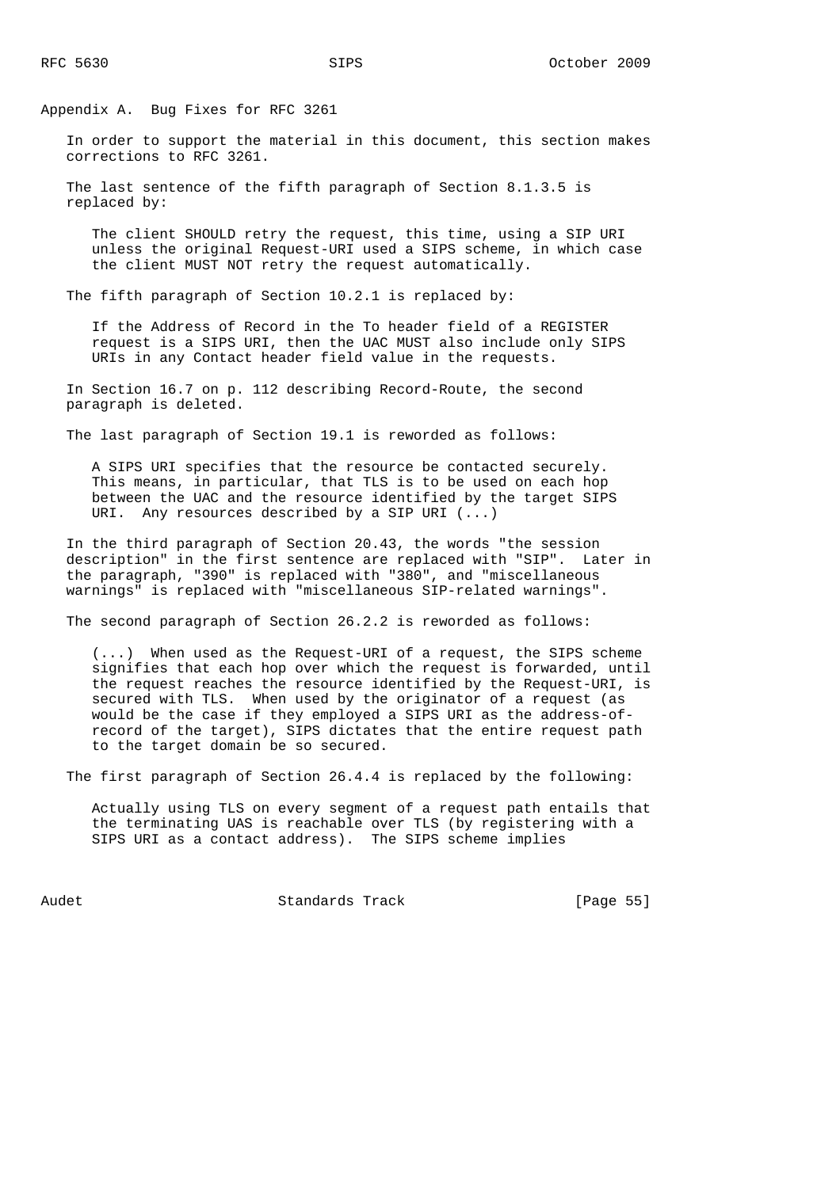## Appendix A. Bug Fixes for RFC 3261

In order to support the material in this document, this section makes corrections to RFC 3261.

The last sentence of the fifth paragraph of Section 8.1.3.5 is replaced by:

> The client SHOULD retry the request, this time, using a SIP URI unless the original Request-URI used a SIPS scheme, in which case the client MUST NOT retry the request automatically.

The fifth paragraph of Section 10.2.1 is replaced by:

> If the Address of Record in the To header field of a REGISTER request is a SIPS URI, then the UAC MUST also include only SIPS URIs in any Contact header field value in the requests.

In Section 16.7 on p. 112 describing Record-Route, the second paragraph is deleted.

The last paragraph of Section 19.1 is reworded as follows:

> A SIPS URI specifies that the resource be contacted securely. This means, in particular, that TLS is to be used on each hop between the UAC and the resource identified by the target SIPS URI. Any resources described by a SIP URI (...)

In the third paragraph of Section 20.43, the words "the session description" in the first sentence are replaced with "SIP". Later in the paragraph, "390" is replaced with "380", and "miscellaneous warnings" is replaced with "miscellaneous SIP-related warnings".

The second paragraph of Section 26.2.2 is reworded as follows:

> (...) When used as the Request-URI of a request, the SIPS scheme signifies that each hop over which the request is forwarded, until the request reaches the resource identified by the Request-URI, is secured with TLS. When used by the originator of a request (as would be the case if they employed a SIPS URI as the address-of-record of the target), SIPS dictates that the entire request path to the target domain be so secured.

The first paragraph of Section 26.4.4 is replaced by the following:

> Actually using TLS on every segment of a request path entails that the terminating UAS is reachable over TLS (by registering with a SIPS URI as a contact address). The SIPS scheme implies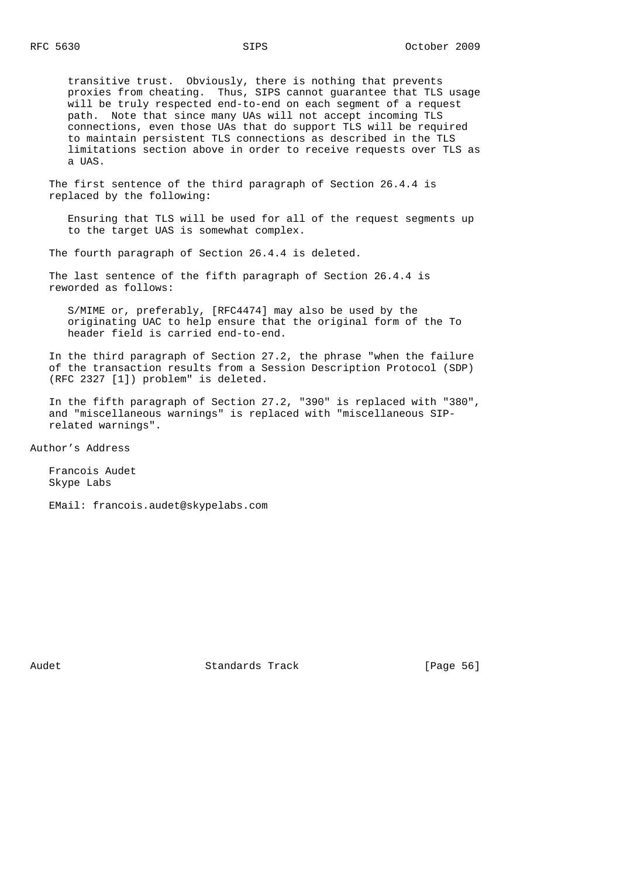transitive trust. Obviously, there is nothing that prevents proxies from cheating. Thus, SIPS cannot guarantee that TLS usage will be truly respected end-to-end on each segment of a request path. Note that since many UAs will not accept incoming TLS connections, even those UAs that do support TLS will be required to maintain persistent TLS connections as described in the TLS limitations section above in order to receive requests over TLS as a UAS.

The first sentence of the third paragraph of Section 26.4.4 is replaced by the following:

> Ensuring that TLS will be used for all of the request segments up to the target UAS is somewhat complex.

The fourth paragraph of Section 26.4.4 is deleted.

The last sentence of the fifth paragraph of Section 26.4.4 is reworded as follows:

> S/MIME or, preferably, [RFC4474] may also be used by the originating UAC to help ensure that the original form of the To header field is carried end-to-end.

In the third paragraph of Section 27.2, the phrase "when the failure of the transaction results from a Session Description Protocol (SDP) (RFC 2327 [1]) problem" is deleted.

In the fifth paragraph of Section 27.2, "390" is replaced with "380", and "miscellaneous warnings" is replaced with "miscellaneous SIP-related warnings".

## Author's Address

Francois Audet
Skype Labs

EMail: francois.audet@skypelabs.com